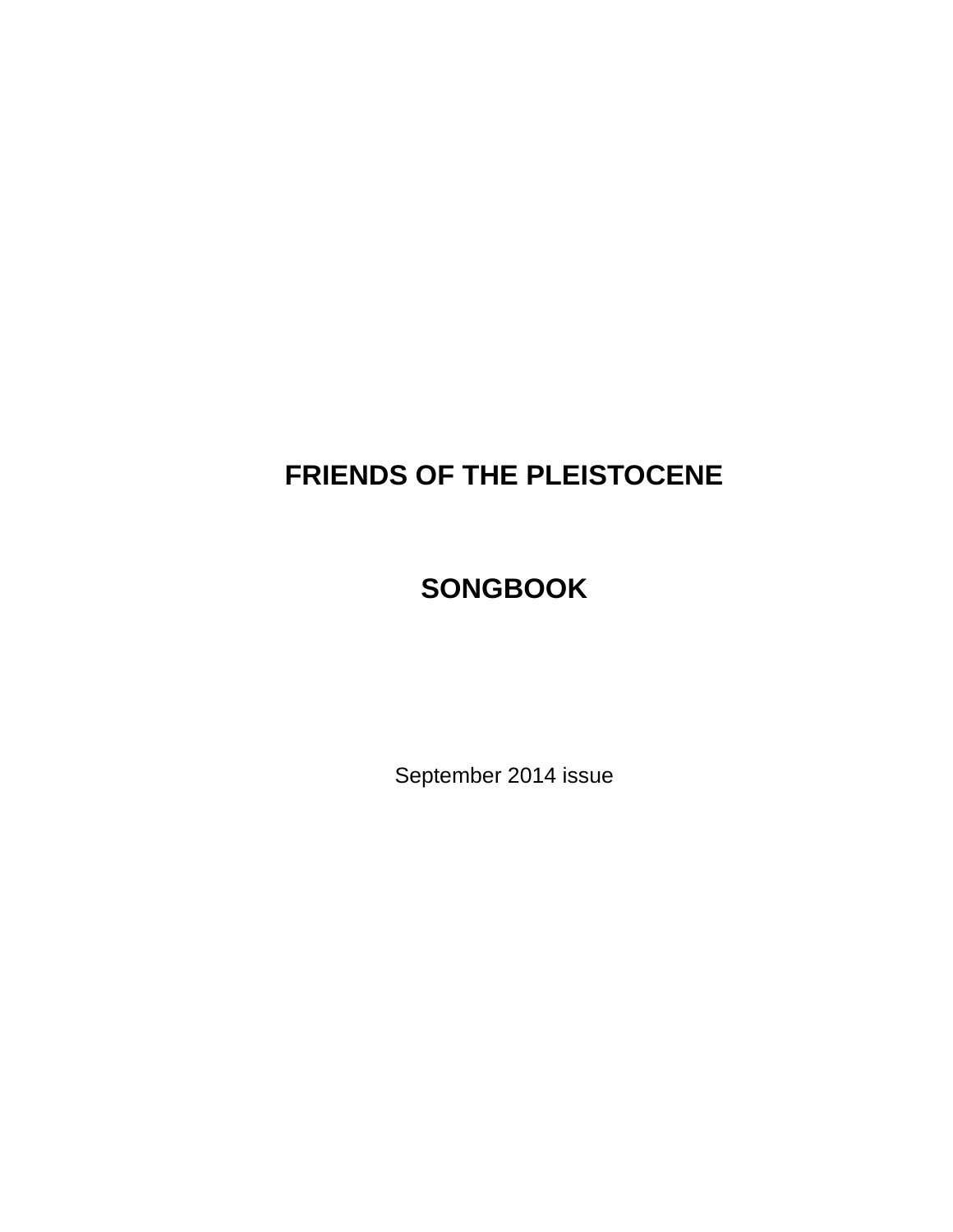# FRIENDS OF THE PLEISTOCENE

# SONGBOOK

September 2014 issue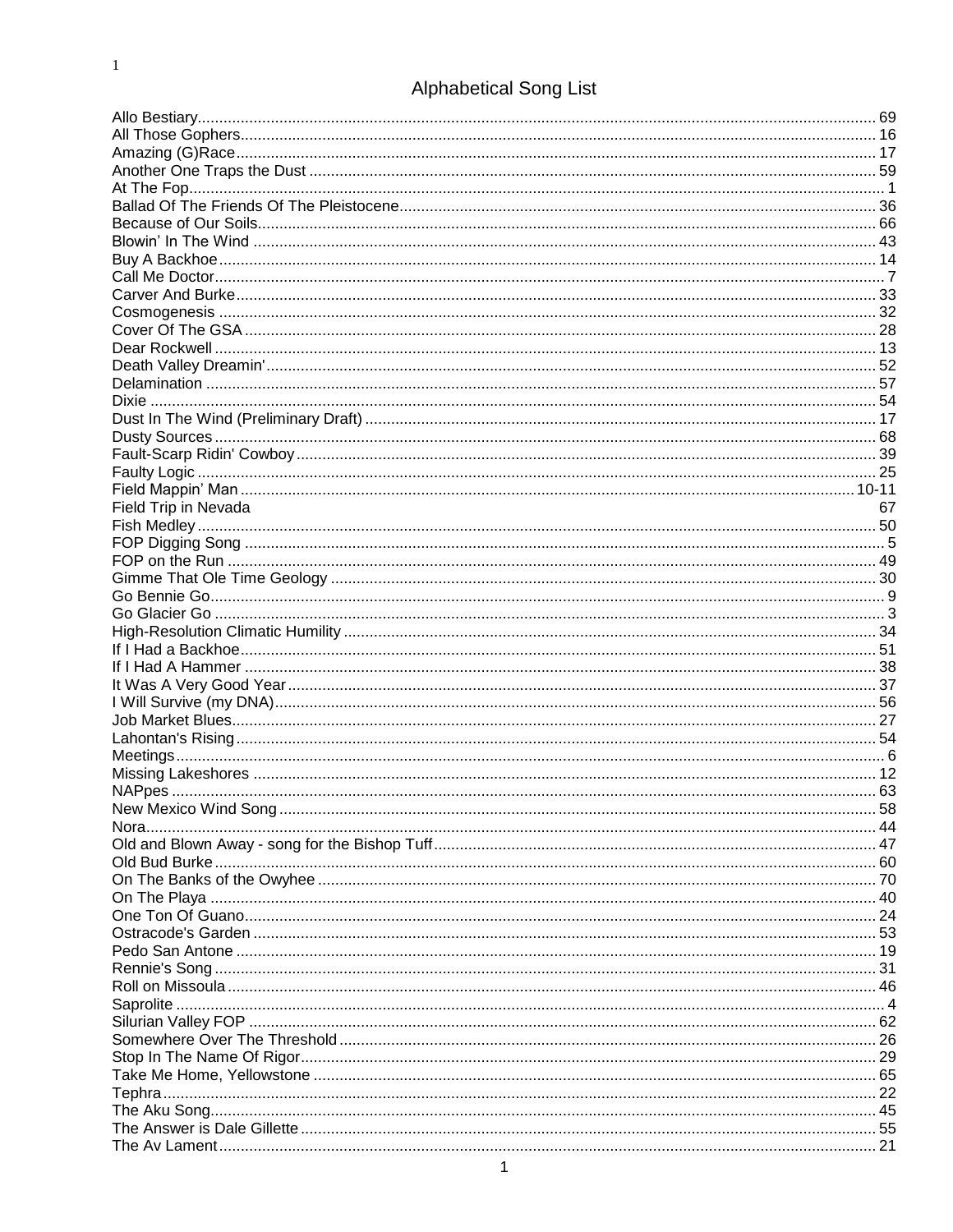# Alphabetical Song List

| Song | Page |
| --- | --- |
| Allo Bestiary | 69 |
| All Those Gophers | 16 |
| Amazing (G)Race | 17 |
| Another One Traps the Dust | 59 |
| At The Fop | 1 |
| Ballad Of The Friends Of The Pleistocene | 36 |
| Because of Our Soils | 66 |
| Blowin' In The Wind | 43 |
| Buy A Backhoe | 14 |
| Call Me Doctor | 7 |
| Carver And Burke | 33 |
| Cosmogenesis | 32 |
| Cover Of The GSA | 28 |
| Dear Rockwell | 13 |
| Death Valley Dreamin' | 52 |
| Delamination | 57 |
| Dixie | 54 |
| Dust In The Wind (Preliminary Draft) | 17 |
| Dusty Sources | 68 |
| Fault-Scarp Ridin' Cowboy | 39 |
| Faulty Logic | 25 |
| Field Mappin' Man | 10-11 |
| Field Trip in Nevada | 67 |
| Fish Medley | 50 |
| FOP Digging Song | 5 |
| FOP on the Run | 49 |
| Gimme That Ole Time Geology | 30 |
| Go Bennie Go | 9 |
| Go Glacier Go | 3 |
| High-Resolution Climatic Humility | 34 |
| If I Had a Backhoe | 51 |
| If I Had A Hammer | 38 |
| It Was A Very Good Year | 37 |
| I Will Survive (my DNA) | 56 |
| Job Market Blues | 27 |
| Lahontan's Rising | 54 |
| Meetings | 6 |
| Missing Lakeshores | 12 |
| NAPpes | 63 |
| New Mexico Wind Song | 58 |
| Nora | 44 |
| Old and Blown Away - song for the Bishop Tuff | 47 |
| Old Bud Burke | 60 |
| On The Banks of the Owyhee | 70 |
| On The Playa | 40 |
| One Ton Of Guano | 24 |
| Ostracode's Garden | 53 |
| Pedo San Antone | 19 |
| Rennie's Song | 31 |
| Roll on Missoula | 46 |
| Saprolite | 4 |
| Silurian Valley FOP | 62 |
| Somewhere Over The Threshold | 26 |
| Stop In The Name Of Rigor | 29 |
| Take Me Home, Yellowstone | 65 |
| Tephra | 22 |
| The Aku Song | 45 |
| The Answer is Dale Gillette | 55 |
| The Av Lament | 21 |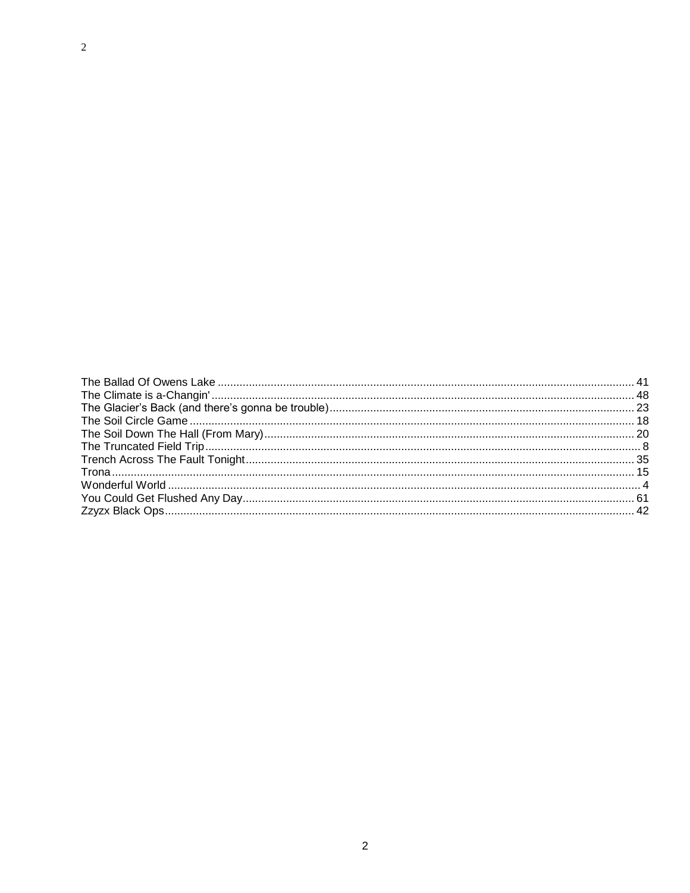The Ballad Of Owens Lake ..... 41
The Climate is a-Changin' ..... 48
The Glacier's Back (and there's gonna be trouble) ..... 23
The Soil Circle Game ..... 18
The Soil Down The Hall (From Mary) ..... 20
The Truncated Field Trip ..... 8
Trench Across The Fault Tonight ..... 35
Trona ..... 15
Wonderful World ..... 4
You Could Get Flushed Any Day ..... 61
Zzyzx Black Ops ..... 42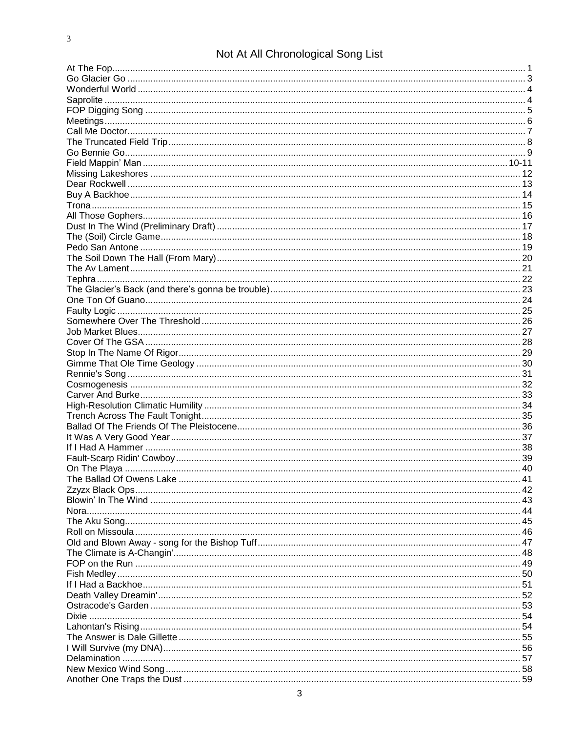# Not At All Chronological Song List

| | |
|---|---|
| At The Fop | 1 |
| Go Glacier Go | 3 |
| Wonderful World | 4 |
| Saprolite | 4 |
| FOP Digging Song | 5 |
| Meetings | 6 |
| Call Me Doctor | 7 |
| The Truncated Field Trip | 8 |
| Go Bennie Go | 9 |
| Field Mappin' Man | 10-11 |
| Missing Lakeshores | 12 |
| Dear Rockwell | 13 |
| Buy A Backhoe | 14 |
| Trona | 15 |
| All Those Gophers | 16 |
| Dust In The Wind (Preliminary Draft) | 17 |
| The (Soil) Circle Game | 18 |
| Pedo San Antone | 19 |
| The Soil Down The Hall (From Mary) | 20 |
| The Av Lament | 21 |
| Tephra | 22 |
| The Glacier's Back (and there's gonna be trouble) | 23 |
| One Ton Of Guano | 24 |
| Faulty Logic | 25 |
| Somewhere Over The Threshold | 26 |
| Job Market Blues | 27 |
| Cover Of The GSA | 28 |
| Stop In The Name Of Rigor | 29 |
| Gimme That Ole Time Geology | 30 |
| Rennie's Song | 31 |
| Cosmogenesis | 32 |
| Carver And Burke | 33 |
| High-Resolution Climatic Humility | 34 |
| Trench Across The Fault Tonight | 35 |
| Ballad Of The Friends Of The Pleistocene | 36 |
| It Was A Very Good Year | 37 |
| If I Had A Hammer | 38 |
| Fault-Scarp Ridin' Cowboy | 39 |
| On The Playa | 40 |
| The Ballad Of Owens Lake | 41 |
| Zzyzx Black Ops | 42 |
| Blowin' In The Wind | 43 |
| Nora | 44 |
| The Aku Song | 45 |
| Roll on Missoula | 46 |
| Old and Blown Away - song for the Bishop Tuff | 47 |
| The Climate is A-Changin' | 48 |
| FOP on the Run | 49 |
| Fish Medley | 50 |
| If I Had a Backhoe | 51 |
| Death Valley Dreamin' | 52 |
| Ostracode's Garden | 53 |
| Dixie | 54 |
| Lahontan's Rising | 54 |
| The Answer is Dale Gillette | 55 |
| I Will Survive (my DNA) | 56 |
| Delamination | 57 |
| New Mexico Wind Song | 58 |
| Another One Traps the Dust | 59 |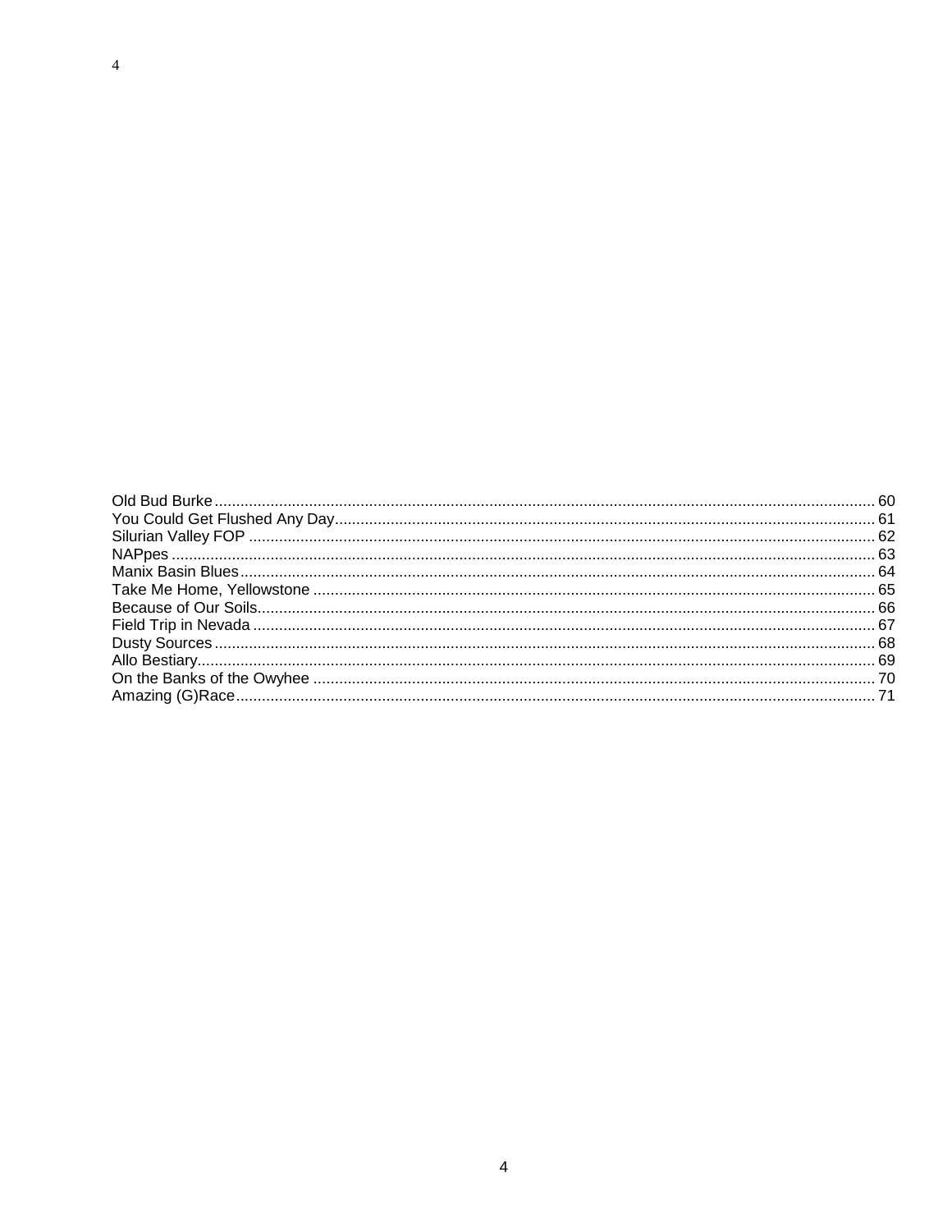Old Bud Burke ........ 60
You Could Get Flushed Any Day ........ 61
Silurian Valley FOP ........ 62
NAPpes ........ 63
Manix Basin Blues ........ 64
Take Me Home, Yellowstone ........ 65
Because of Our Soils ........ 66
Field Trip in Nevada ........ 67
Dusty Sources ........ 68
Allo Bestiary ........ 69
On the Banks of the Owyhee ........ 70
Amazing (G)Race ........ 71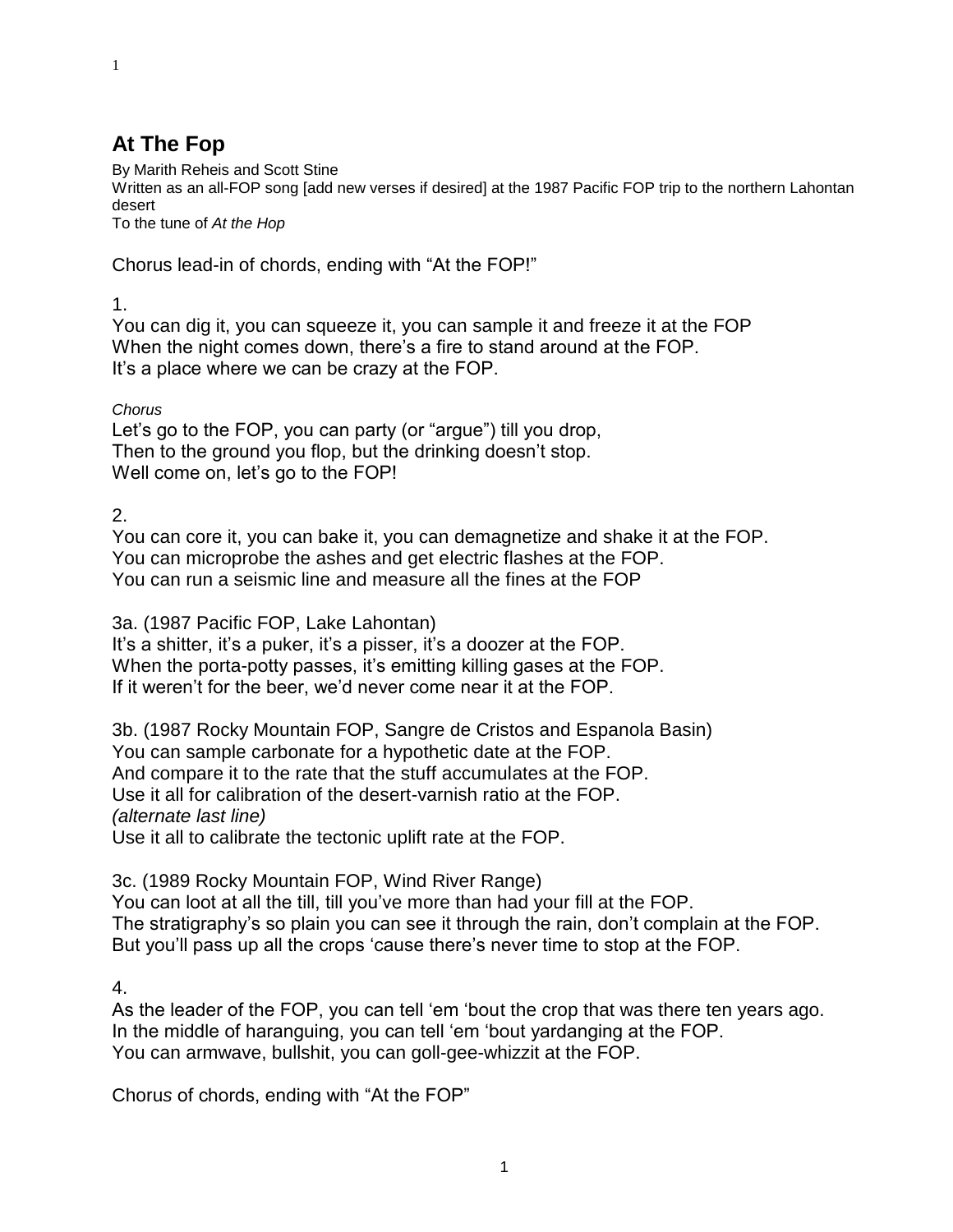## At The Fop

By Marith Reheis and Scott Stine
Written as an all-FOP song [add new verses if desired] at the 1987 Pacific FOP trip to the northern Lahontan desert
To the tune of *At the Hop*

Chorus lead-in of chords, ending with "At the FOP!"

1.
You can dig it, you can squeeze it, you can sample it and freeze it at the FOP
When the night comes down, there's a fire to stand around at the FOP.
It's a place where we can be crazy at the FOP.

*Chorus*
Let's go to the FOP, you can party (or "argue") till you drop,
Then to the ground you flop, but the drinking doesn't stop.
Well come on, let's go to the FOP!

2.
You can core it, you can bake it, you can demagnetize and shake it at the FOP.
You can microprobe the ashes and get electric flashes at the FOP.
You can run a seismic line and measure all the fines at the FOP

3a. (1987 Pacific FOP, Lake Lahontan)
It's a shitter, it's a puker, it's a pisser, it's a doozer at the FOP.
When the porta-potty passes, it's emitting killing gases at the FOP.
If it weren't for the beer, we'd never come near it at the FOP.

3b. (1987 Rocky Mountain FOP, Sangre de Cristos and Espanola Basin)
You can sample carbonate for a hypothetic date at the FOP.
And compare it to the rate that the stuff accumulates at the FOP.
Use it all for calibration of the desert-varnish ratio at the FOP.
*(alternate last line)*
Use it all to calibrate the tectonic uplift rate at the FOP.

3c. (1989 Rocky Mountain FOP, Wind River Range)
You can loot at all the till, till you've more than had your fill at the FOP.
The stratigraphy's so plain you can see it through the rain, don't complain at the FOP.
But you'll pass up all the crops 'cause there's never time to stop at the FOP.

4.
As the leader of the FOP, you can tell 'em 'bout the crop that was there ten years ago.
In the middle of haranguing, you can tell 'em 'bout yardanging at the FOP.
You can armwave, bullshit, you can goll-gee-whizzit at the FOP.

Chorus of chords, ending with "At the FOP"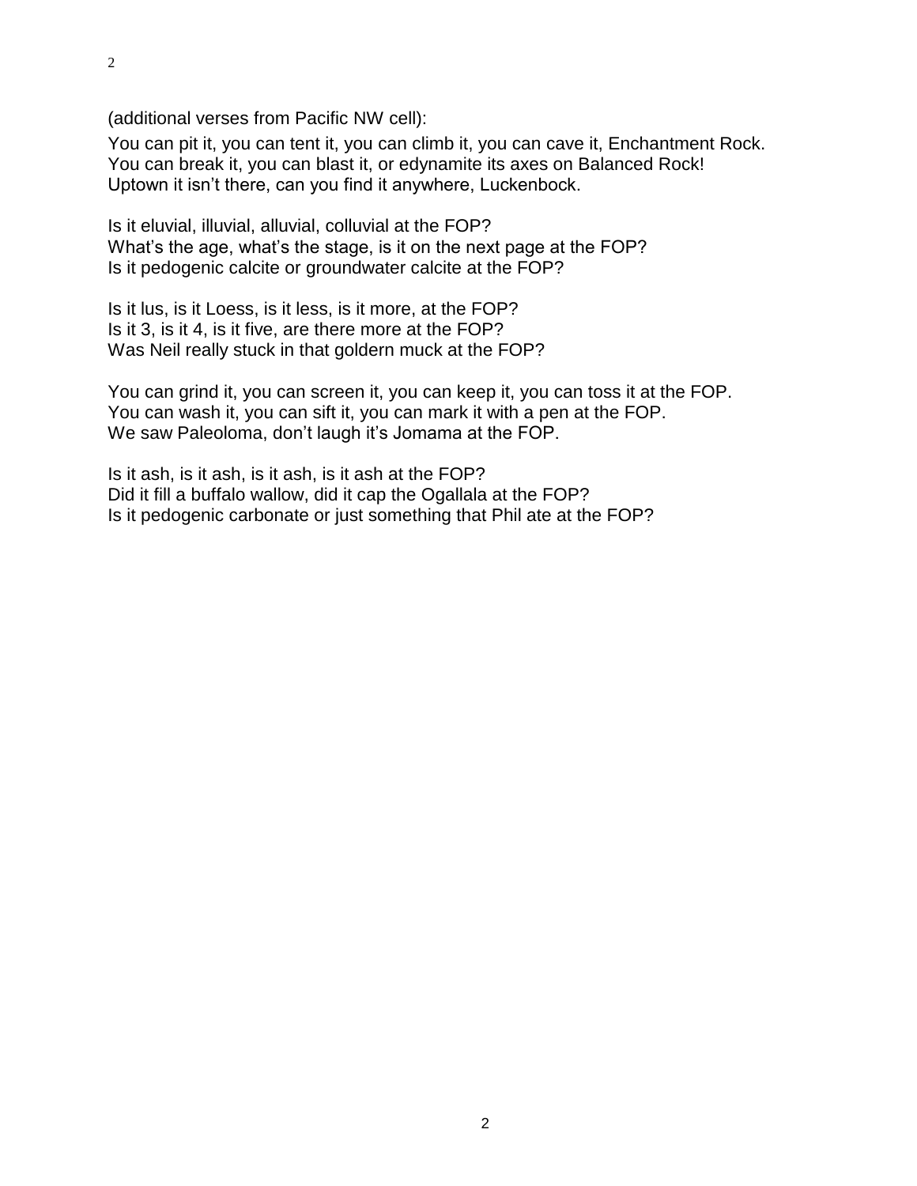(additional verses from Pacific NW cell):

You can pit it, you can tent it, you can climb it, you can cave it, Enchantment Rock.
You can break it, you can blast it, or edynamite its axes on Balanced Rock!
Uptown it isn't there, can you find it anywhere, Luckenbock.

Is it eluvial, illuvial, alluvial, colluvial at the FOP?
What's the age, what's the stage, is it on the next page at the FOP?
Is it pedogenic calcite or groundwater calcite at the FOP?

Is it lus, is it Loess, is it less, is it more, at the FOP?
Is it 3, is it 4, is it five, are there more at the FOP?
Was Neil really stuck in that goldern muck at the FOP?

You can grind it, you can screen it, you can keep it, you can toss it at the FOP.
You can wash it, you can sift it, you can mark it with a pen at the FOP.
We saw Paleoloma, don't laugh it's Jomama at the FOP.

Is it ash, is it ash, is it ash, is it ash at the FOP?
Did it fill a buffalo wallow, did it cap the Ogallala at the FOP?
Is it pedogenic carbonate or just something that Phil ate at the FOP?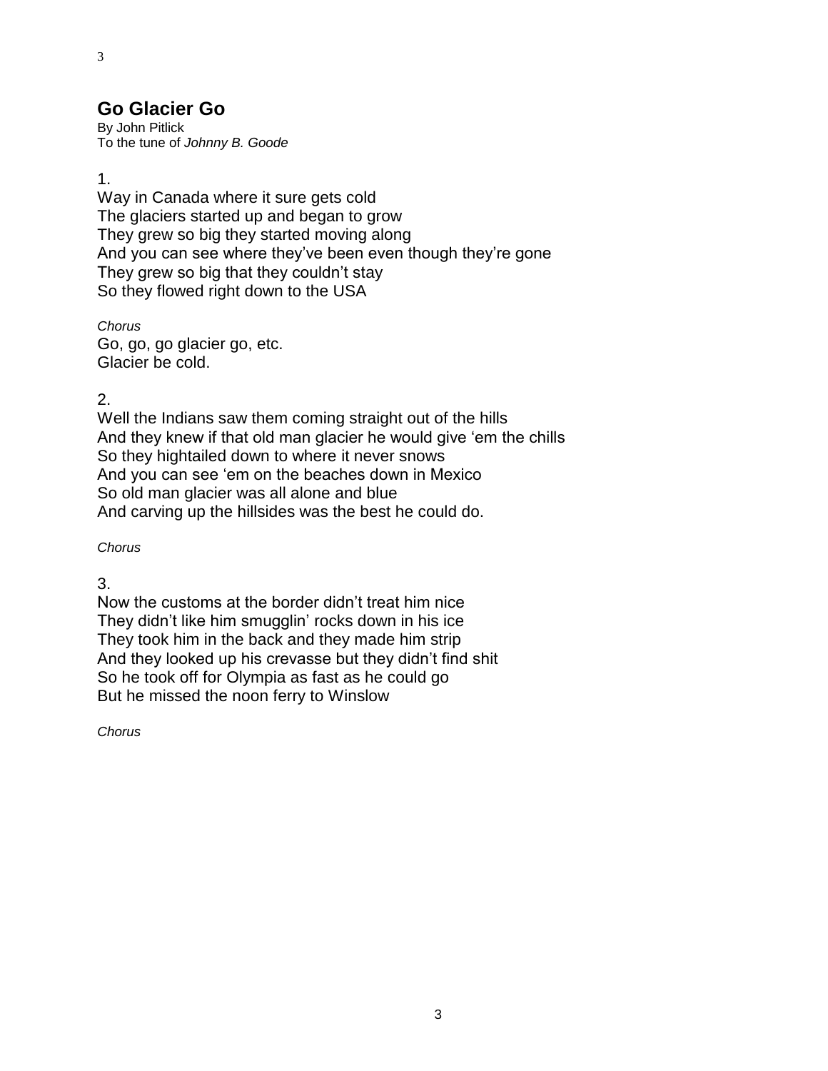## Go Glacier Go

By John Pitlick
To the tune of *Johnny B. Goode*

1.
Way in Canada where it sure gets cold
The glaciers started up and began to grow
They grew so big they started moving along
And you can see where they've been even though they're gone
They grew so big that they couldn't stay
So they flowed right down to the USA

*Chorus*
Go, go, go glacier go, etc.
Glacier be cold.

2.
Well the Indians saw them coming straight out of the hills
And they knew if that old man glacier he would give 'em the chills
So they hightailed down to where it never snows
And you can see 'em on the beaches down in Mexico
So old man glacier was all alone and blue
And carving up the hillsides was the best he could do.

*Chorus*

3.
Now the customs at the border didn't treat him nice
They didn't like him smugglin' rocks down in his ice
They took him in the back and they made him strip
And they looked up his crevasse but they didn't find shit
So he took off for Olympia as fast as he could go
But he missed the noon ferry to Winslow

*Chorus*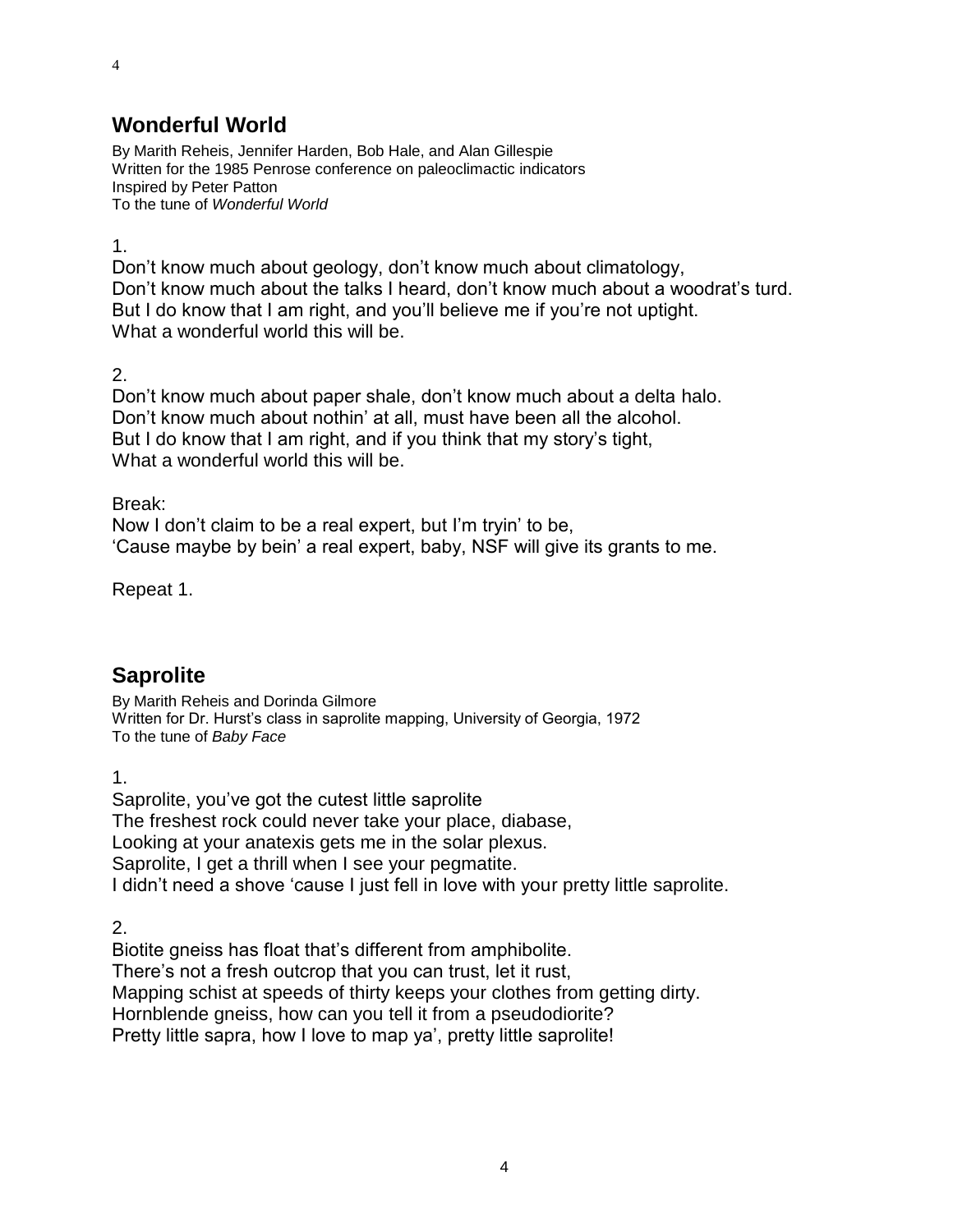## Wonderful World

By Marith Reheis, Jennifer Harden, Bob Hale, and Alan Gillespie
Written for the 1985 Penrose conference on paleoclimactic indicators
Inspired by Peter Patton
To the tune of *Wonderful World*

1.
Don't know much about geology, don't know much about climatology,
Don't know much about the talks I heard, don't know much about a woodrat's turd.
But I do know that I am right, and you'll believe me if you're not uptight.
What a wonderful world this will be.

2.
Don't know much about paper shale, don't know much about a delta halo.
Don't know much about nothin' at all, must have been all the alcohol.
But I do know that I am right, and if you think that my story's tight,
What a wonderful world this will be.

Break:
Now I don't claim to be a real expert, but I'm tryin' to be,
'Cause maybe by bein' a real expert, baby, NSF will give its grants to me.

Repeat 1.

## Saprolite

By Marith Reheis and Dorinda Gilmore
Written for Dr. Hurst's class in saprolite mapping, University of Georgia, 1972
To the tune of *Baby Face*

1.
Saprolite, you've got the cutest little saprolite
The freshest rock could never take your place, diabase,
Looking at your anatexis gets me in the solar plexus.
Saprolite, I get a thrill when I see your pegmatite.
I didn't need a shove 'cause I just fell in love with your pretty little saprolite.

2.
Biotite gneiss has float that's different from amphibolite.
There's not a fresh outcrop that you can trust, let it rust,
Mapping schist at speeds of thirty keeps your clothes from getting dirty.
Hornblende gneiss, how can you tell it from a pseudodiorite?
Pretty little sapra, how I love to map ya', pretty little saprolite!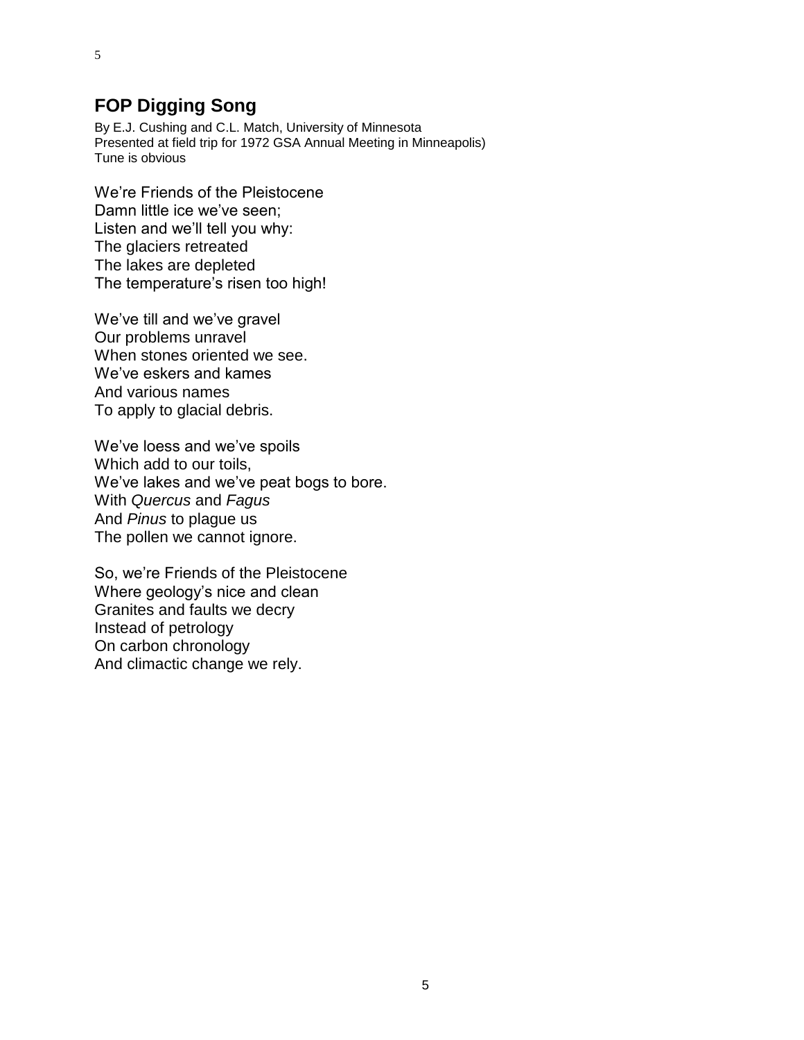## FOP Digging Song

By E.J. Cushing and C.L. Match, University of Minnesota
Presented at field trip for 1972 GSA Annual Meeting in Minneapolis)
Tune is obvious

We're Friends of the Pleistocene
Damn little ice we've seen;
Listen and we'll tell you why:
The glaciers retreated
The lakes are depleted
The temperature's risen too high!

We've till and we've gravel
Our problems unravel
When stones oriented we see.
We've eskers and kames
And various names
To apply to glacial debris.

We've loess and we've spoils
Which add to our toils,
We've lakes and we've peat bogs to bore.
With *Quercus* and *Fagus*
And *Pinus* to plague us
The pollen we cannot ignore.

So, we're Friends of the Pleistocene
Where geology's nice and clean
Granites and faults we decry
Instead of petrology
On carbon chronology
And climactic change we rely.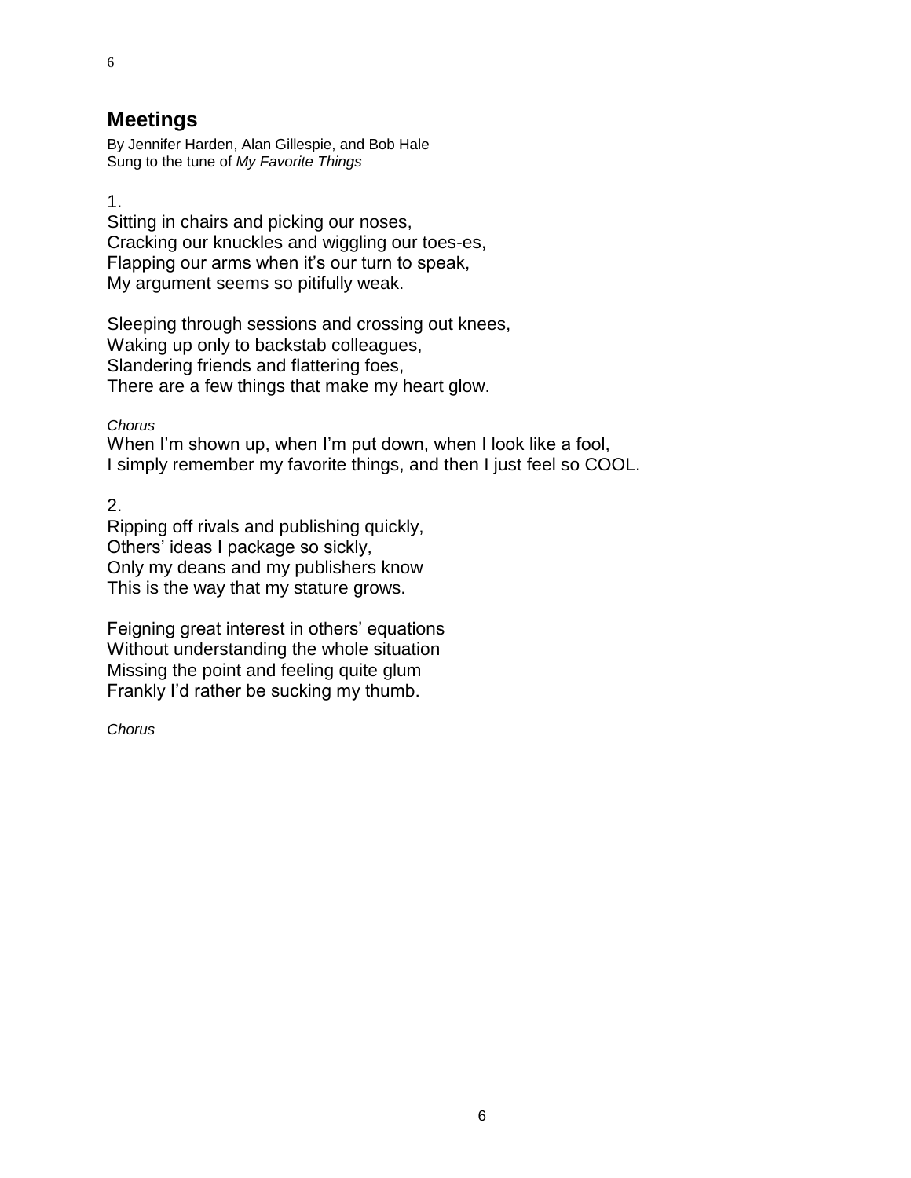## Meetings

By Jennifer Harden, Alan Gillespie, and Bob Hale
Sung to the tune of *My Favorite Things*

1.
Sitting in chairs and picking our noses,
Cracking our knuckles and wiggling our toes-es,
Flapping our arms when it's our turn to speak,
My argument seems so pitifully weak.

Sleeping through sessions and crossing out knees,
Waking up only to backstab colleagues,
Slandering friends and flattering foes,
There are a few things that make my heart glow.

*Chorus*
When I'm shown up, when I'm put down, when I look like a fool,
I simply remember my favorite things, and then I just feel so COOL.

2.
Ripping off rivals and publishing quickly,
Others' ideas I package so sickly,
Only my deans and my publishers know
This is the way that my stature grows.

Feigning great interest in others' equations
Without understanding the whole situation
Missing the point and feeling quite glum
Frankly I'd rather be sucking my thumb.

*Chorus*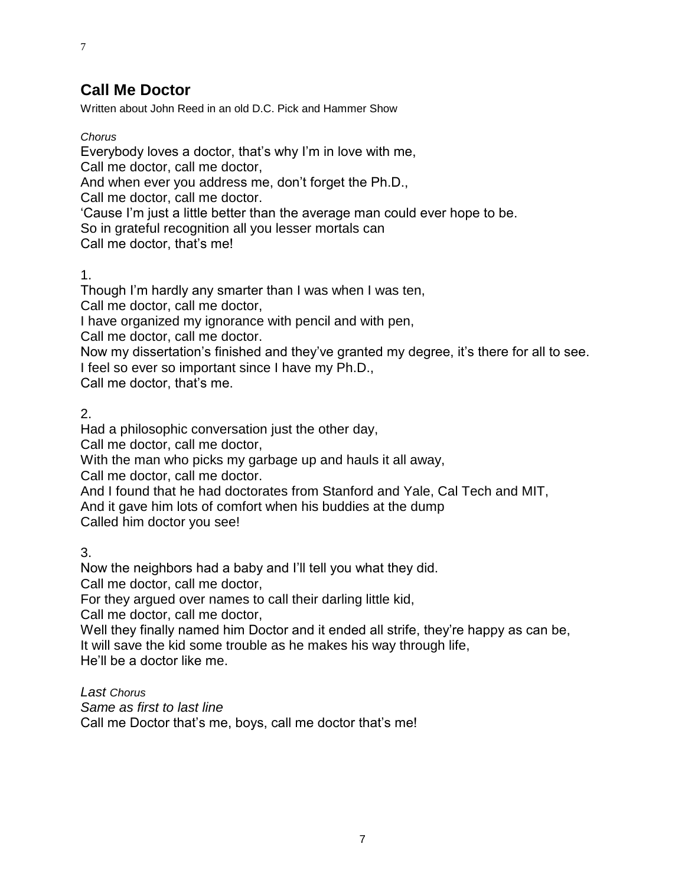## Call Me Doctor

Written about John Reed in an old D.C. Pick and Hammer Show

*Chorus*

Everybody loves a doctor, that's why I'm in love with me,
Call me doctor, call me doctor,
And when ever you address me, don't forget the Ph.D.,
Call me doctor, call me doctor.
'Cause I'm just a little better than the average man could ever hope to be.
So in grateful recognition all you lesser mortals can
Call me doctor, that's me!

1.

Though I'm hardly any smarter than I was when I was ten,
Call me doctor, call me doctor,
I have organized my ignorance with pencil and with pen,
Call me doctor, call me doctor.
Now my dissertation's finished and they've granted my degree, it's there for all to see.
I feel so ever so important since I have my Ph.D.,
Call me doctor, that's me.

2.

Had a philosophic conversation just the other day,
Call me doctor, call me doctor,
With the man who picks my garbage up and hauls it all away,
Call me doctor, call me doctor.
And I found that he had doctorates from Stanford and Yale, Cal Tech and MIT,
And it gave him lots of comfort when his buddies at the dump
Called him doctor you see!

3.

Now the neighbors had a baby and I'll tell you what they did.
Call me doctor, call me doctor,
For they argued over names to call their darling little kid,
Call me doctor, call me doctor,
Well they finally named him Doctor and it ended all strife, they're happy as can be,
It will save the kid some trouble as he makes his way through life,
He'll be a doctor like me.

*Last Chorus*

*Same as first to last line*

Call me Doctor that's me, boys, call me doctor that's me!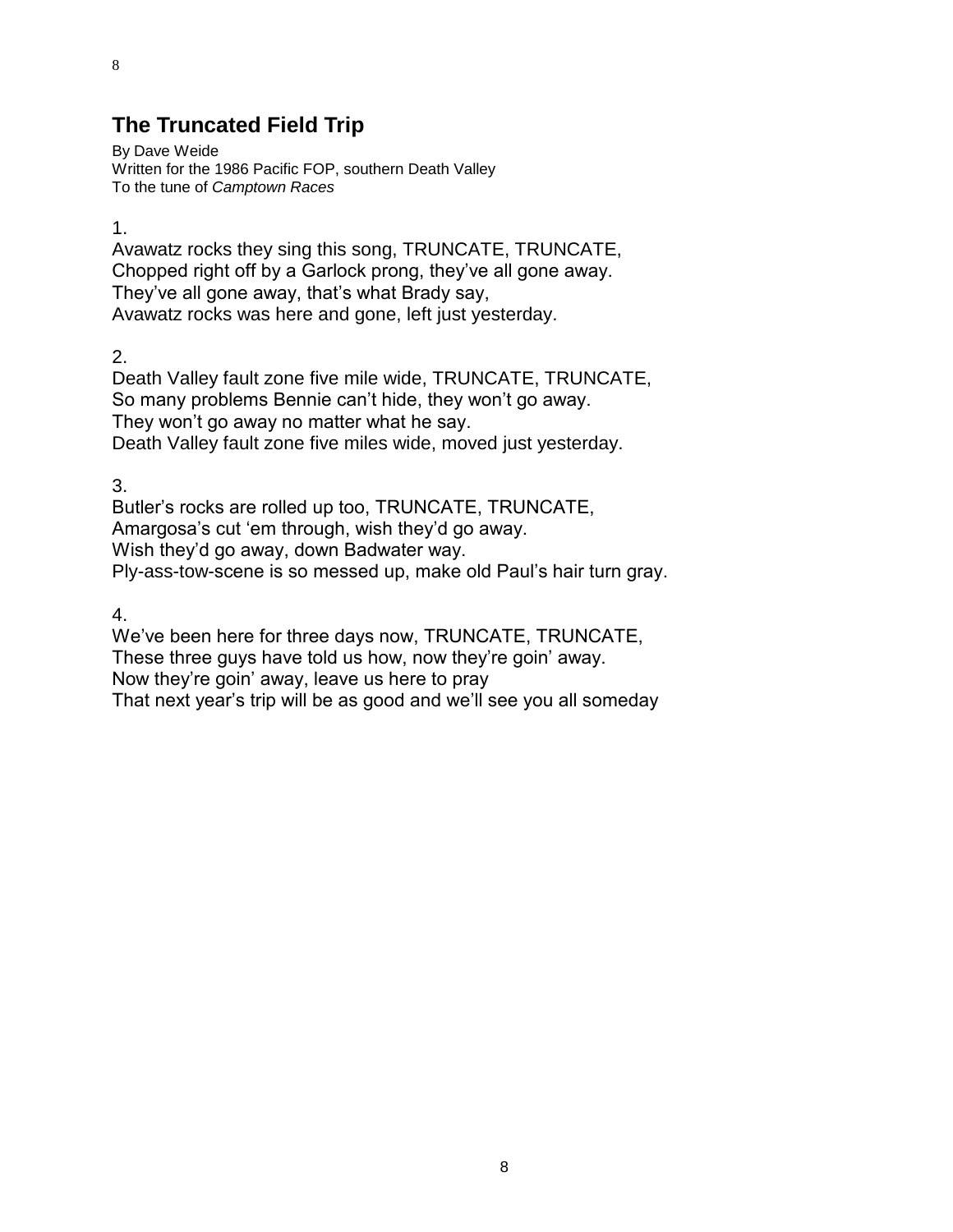## The Truncated Field Trip

By Dave Weide
Written for the 1986 Pacific FOP, southern Death Valley
To the tune of *Camptown Races*

1.
Avawatz rocks they sing this song, TRUNCATE, TRUNCATE,
Chopped right off by a Garlock prong, they've all gone away.
They've all gone away, that's what Brady say,
Avawatz rocks was here and gone, left just yesterday.

2.
Death Valley fault zone five mile wide, TRUNCATE, TRUNCATE,
So many problems Bennie can't hide, they won't go away.
They won't go away no matter what he say.
Death Valley fault zone five miles wide, moved just yesterday.

3.
Butler's rocks are rolled up too, TRUNCATE, TRUNCATE,
Amargosa's cut 'em through, wish they'd go away.
Wish they'd go away, down Badwater way.
Ply-ass-tow-scene is so messed up, make old Paul's hair turn gray.

4.
We've been here for three days now, TRUNCATE, TRUNCATE,
These three guys have told us how, now they're goin' away.
Now they're goin' away, leave us here to pray
That next year's trip will be as good and we'll see you all someday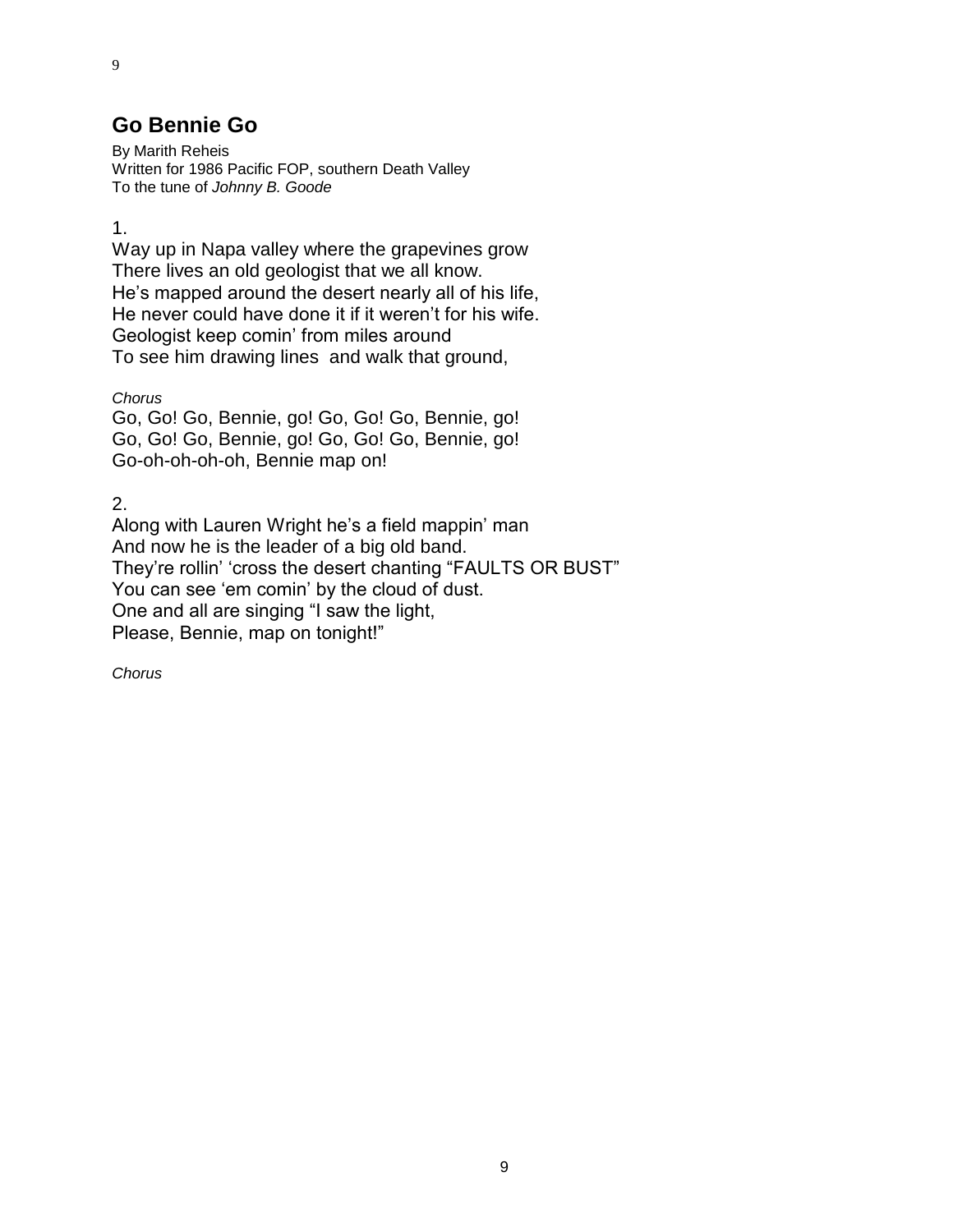## Go Bennie Go

By Marith Reheis
Written for 1986 Pacific FOP, southern Death Valley
To the tune of *Johnny B. Goode*

1.
Way up in Napa valley where the grapevines grow
There lives an old geologist that we all know.
He's mapped around the desert nearly all of his life,
He never could have done it if it weren't for his wife.
Geologist keep comin' from miles around
To see him drawing lines  and walk that ground,

*Chorus*
Go, Go! Go, Bennie, go! Go, Go! Go, Bennie, go!
Go, Go! Go, Bennie, go! Go, Go! Go, Bennie, go!
Go-oh-oh-oh-oh, Bennie map on!

2.
Along with Lauren Wright he's a field mappin' man
And now he is the leader of a big old band.
They're rollin' 'cross the desert chanting "FAULTS OR BUST"
You can see 'em comin' by the cloud of dust.
One and all are singing "I saw the light,
Please, Bennie, map on tonight!"

*Chorus*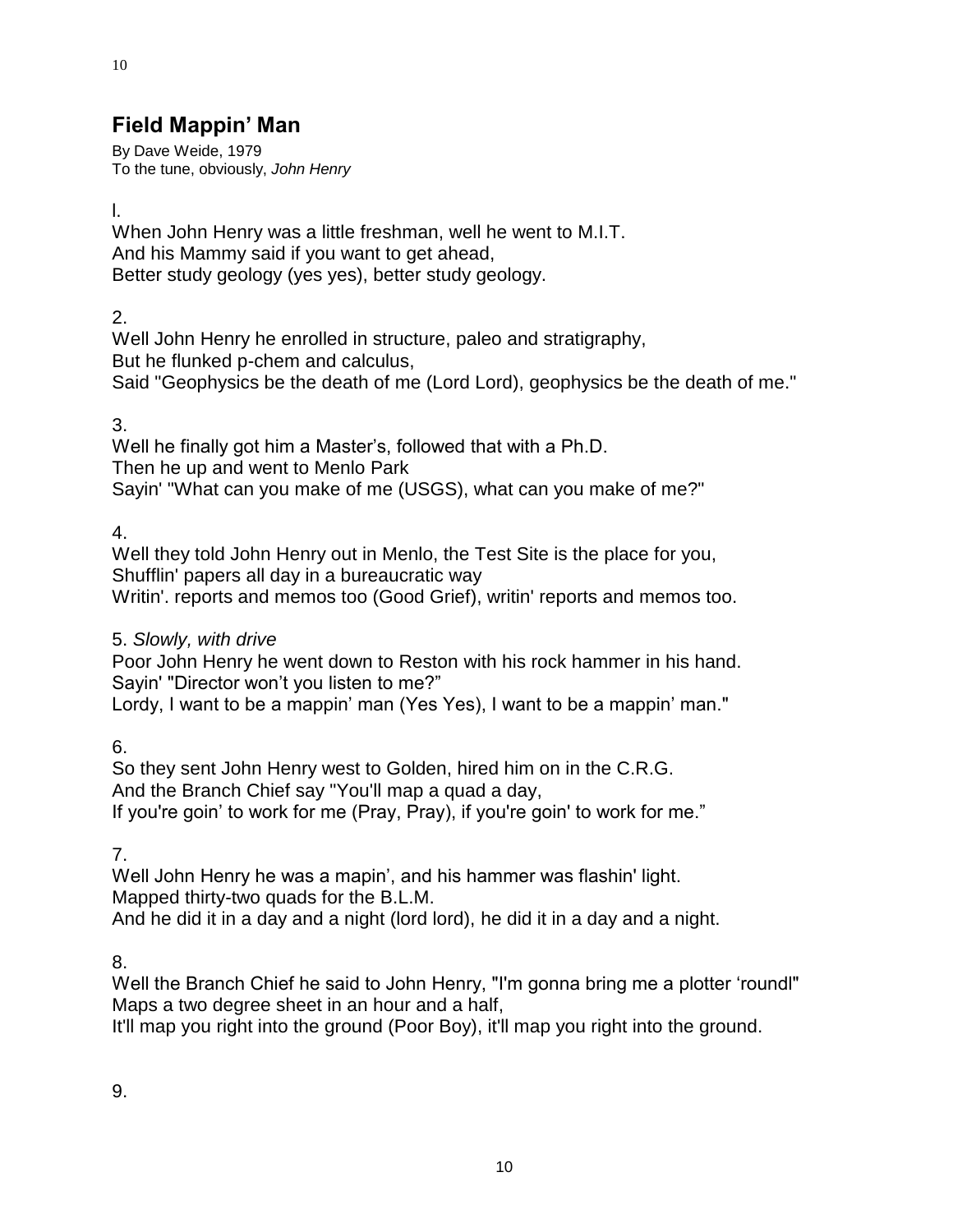## Field Mappin' Man

By Dave Weide, 1979
To the tune, obviously, *John Henry*

l.
When John Henry was a little freshman, well he went to M.I.T.
And his Mammy said if you want to get ahead,
Better study geology (yes yes), better study geology.

2.
Well John Henry he enrolled in structure, paleo and stratigraphy,
But he flunked p-chem and calculus,
Said "Geophysics be the death of me (Lord Lord), geophysics be the death of me."

3.
Well he finally got him a Master's, followed that with a Ph.D.
Then he up and went to Menlo Park
Sayin' "What can you make of me (USGS), what can you make of me?"

4.
Well they told John Henry out in Menlo, the Test Site is the place for you,
Shufflin' papers all day in a bureaucratic way
Writin'. reports and memos too (Good Grief), writin' reports and memos too.

5. *Slowly, with drive*
Poor John Henry he went down to Reston with his rock hammer in his hand.
Sayin' "Director won't you listen to me?"
Lordy, I want to be a mappin' man (Yes Yes), I want to be a mappin' man."

6.
So they sent John Henry west to Golden, hired him on in the C.R.G.
And the Branch Chief say "You'll map a quad a day,
If you're goin' to work for me (Pray, Pray), if you're goin' to work for me."

7.
Well John Henry he was a mapin', and his hammer was flashin' light.
Mapped thirty-two quads for the B.L.M.
And he did it in a day and a night (lord lord), he did it in a day and a night.

8.
Well the Branch Chief he said to John Henry, "I'm gonna bring me a plotter 'roundl"
Maps a two degree sheet in an hour and a half,
It'll map you right into the ground (Poor Boy), it'll map you right into the ground.

9.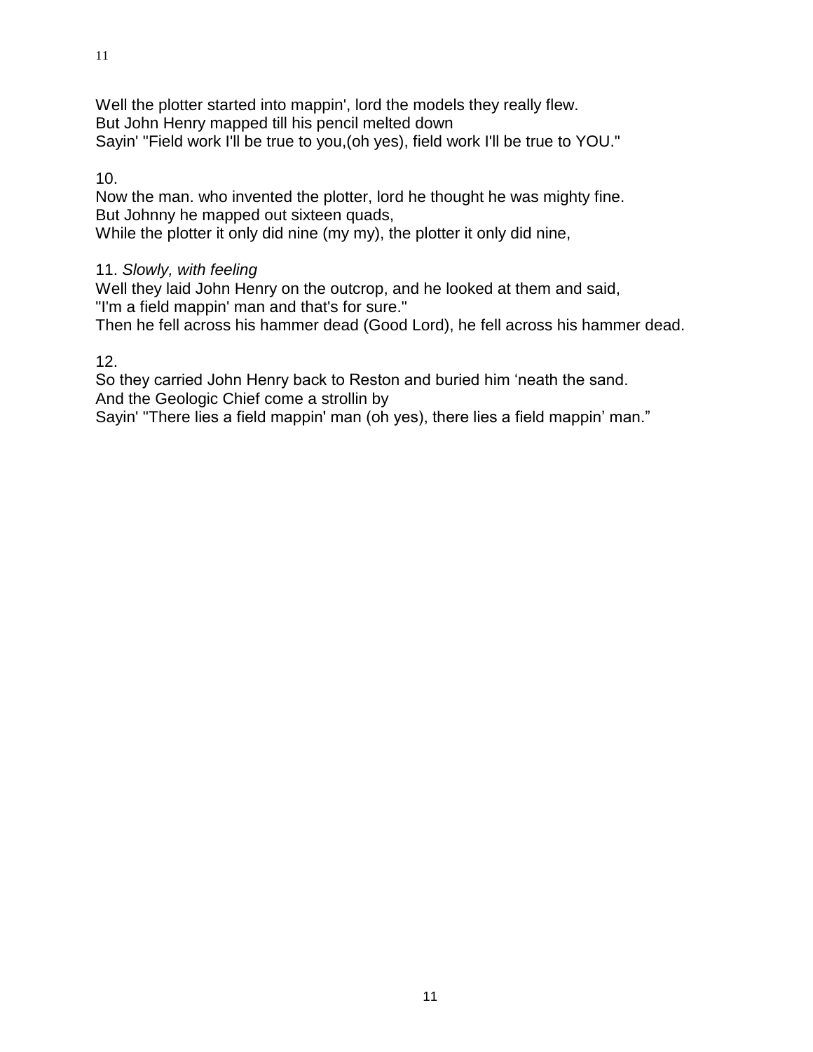Well the plotter started into mappin', lord the models they really flew.
But John Henry mapped till his pencil melted down
Sayin' "Field work I'll be true to you,(oh yes), field work I'll be true to YOU."

10.
Now the man. who invented the plotter, lord he thought he was mighty fine.
But Johnny he mapped out sixteen quads,
While the plotter it only did nine (my my), the plotter it only did nine,

11. *Slowly, with feeling*
Well they laid John Henry on the outcrop, and he looked at them and said,
"I'm a field mappin' man and that's for sure."
Then he fell across his hammer dead (Good Lord), he fell across his hammer dead.

12.
So they carried John Henry back to Reston and buried him 'neath the sand.
And the Geologic Chief come a strollin by
Sayin' "There lies a field mappin' man (oh yes), there lies a field mappin' man."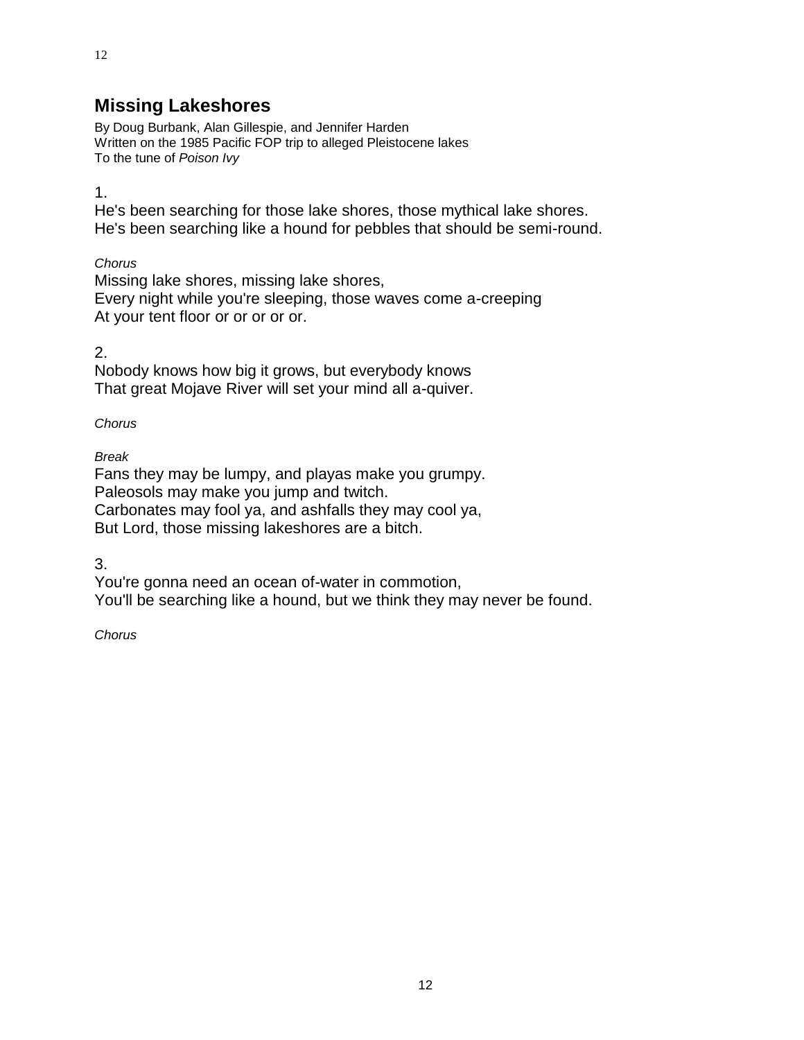## Missing Lakeshores

By Doug Burbank, Alan Gillespie, and Jennifer Harden
Written on the 1985 Pacific FOP trip to alleged Pleistocene lakes
To the tune of *Poison Ivy*

1.
He's been searching for those lake shores, those mythical lake shores.
He's been searching like a hound for pebbles that should be semi-round.

*Chorus*
Missing lake shores, missing lake shores,
Every night while you're sleeping, those waves come a-creeping
At your tent floor or or or or or.

2.
Nobody knows how big it grows, but everybody knows
That great Mojave River will set your mind all a-quiver.

*Chorus*

*Break*
Fans they may be lumpy, and playas make you grumpy.
Paleosols may make you jump and twitch.
Carbonates may fool ya, and ashfalls they may cool ya,
But Lord, those missing lakeshores are a bitch.

3.
You're gonna need an ocean of-water in commotion,
You'll be searching like a hound, but we think they may never be found.

*Chorus*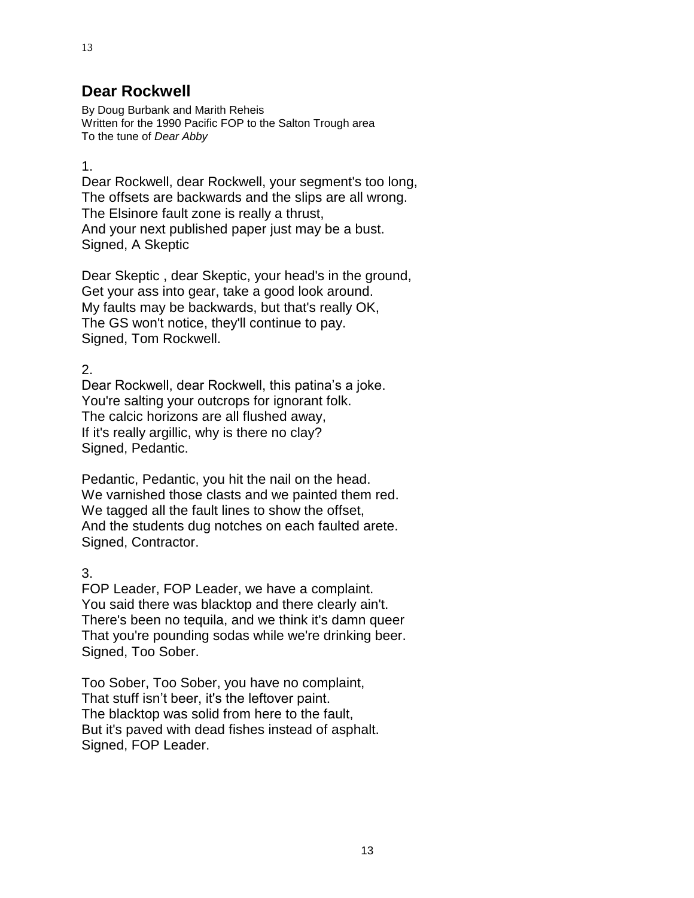## Dear Rockwell

By Doug Burbank and Marith Reheis
Written for the 1990 Pacific FOP to the Salton Trough area
To the tune of *Dear Abby*

1.
Dear Rockwell, dear Rockwell, your segment's too long,
The offsets are backwards and the slips are all wrong.
The Elsinore fault zone is really a thrust,
And your next published paper just may be a bust.
Signed, A Skeptic

Dear Skeptic , dear Skeptic, your head's in the ground,
Get your ass into gear, take a good look around.
My faults may be backwards, but that's really OK,
The GS won't notice, they'll continue to pay.
Signed, Tom Rockwell.

2.
Dear Rockwell, dear Rockwell, this patina's a joke.
You're salting your outcrops for ignorant folk.
The calcic horizons are all flushed away,
If it's really argillic, why is there no clay?
Signed, Pedantic.

Pedantic, Pedantic, you hit the nail on the head.
We varnished those clasts and we painted them red.
We tagged all the fault lines to show the offset,
And the students dug notches on each faulted arete.
Signed, Contractor.

3.
FOP Leader, FOP Leader, we have a complaint.
You said there was blacktop and there clearly ain't.
There's been no tequila, and we think it's damn queer
That you're pounding sodas while we're drinking beer.
Signed, Too Sober.

Too Sober, Too Sober, you have no complaint,
That stuff isn't beer, it's the leftover paint.
The blacktop was solid from here to the fault,
But it's paved with dead fishes instead of asphalt.
Signed, FOP Leader.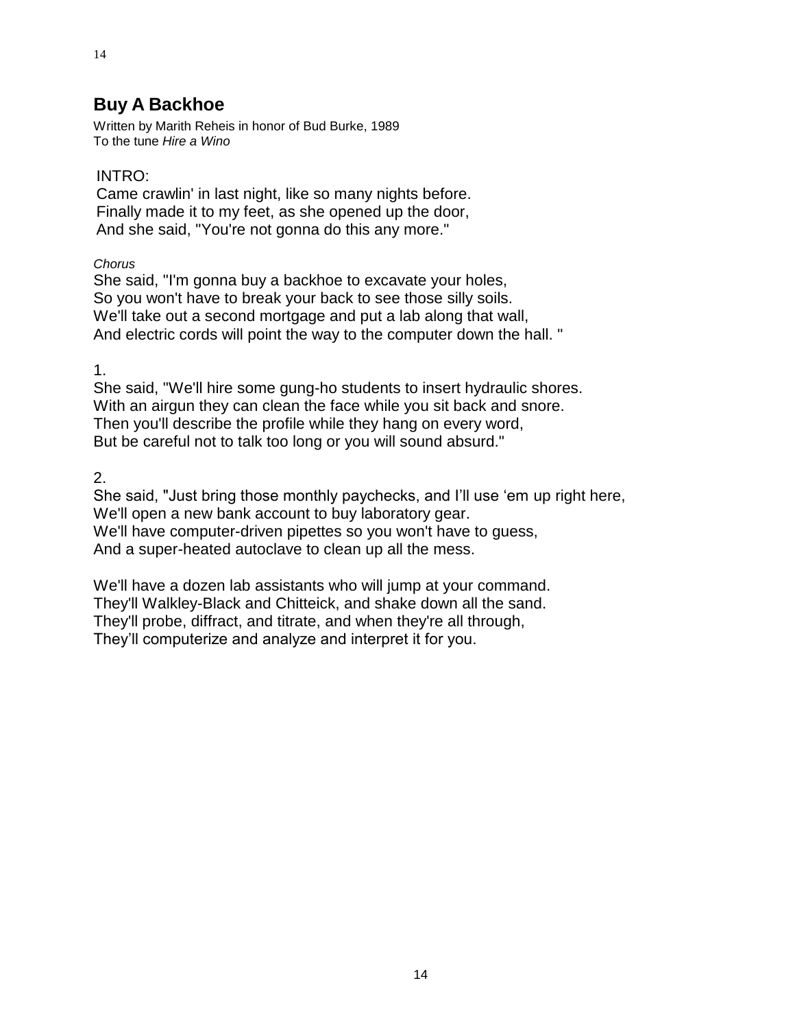## Buy A Backhoe

Written by Marith Reheis in honor of Bud Burke, 1989
To the tune *Hire a Wino*

INTRO:
Came crawlin' in last night, like so many nights before.
Finally made it to my feet, as she opened up the door,
And she said, "You're not gonna do this any more."

*Chorus*
She said, "I'm gonna buy a backhoe to excavate your holes,
So you won't have to break your back to see those silly soils.
We'll take out a second mortgage and put a lab along that wall,
And electric cords will point the way to the computer down the hall. "

1.
She said, "We'll hire some gung-ho students to insert hydraulic shores.
With an airgun they can clean the face while you sit back and snore.
Then you'll describe the profile while they hang on every word,
But be careful not to talk too long or you will sound absurd."

2.
She said, "Just bring those monthly paychecks, and I'll use 'em up right here,
We'll open a new bank account to buy laboratory gear.
We'll have computer-driven pipettes so you won't have to guess,
And a super-heated autoclave to clean up all the mess.

We'll have a dozen lab assistants who will jump at your command.
They'll Walkley-Black and Chitteick, and shake down all the sand.
They'll probe, diffract, and titrate, and when they're all through,
They'll computerize and analyze and interpret it for you.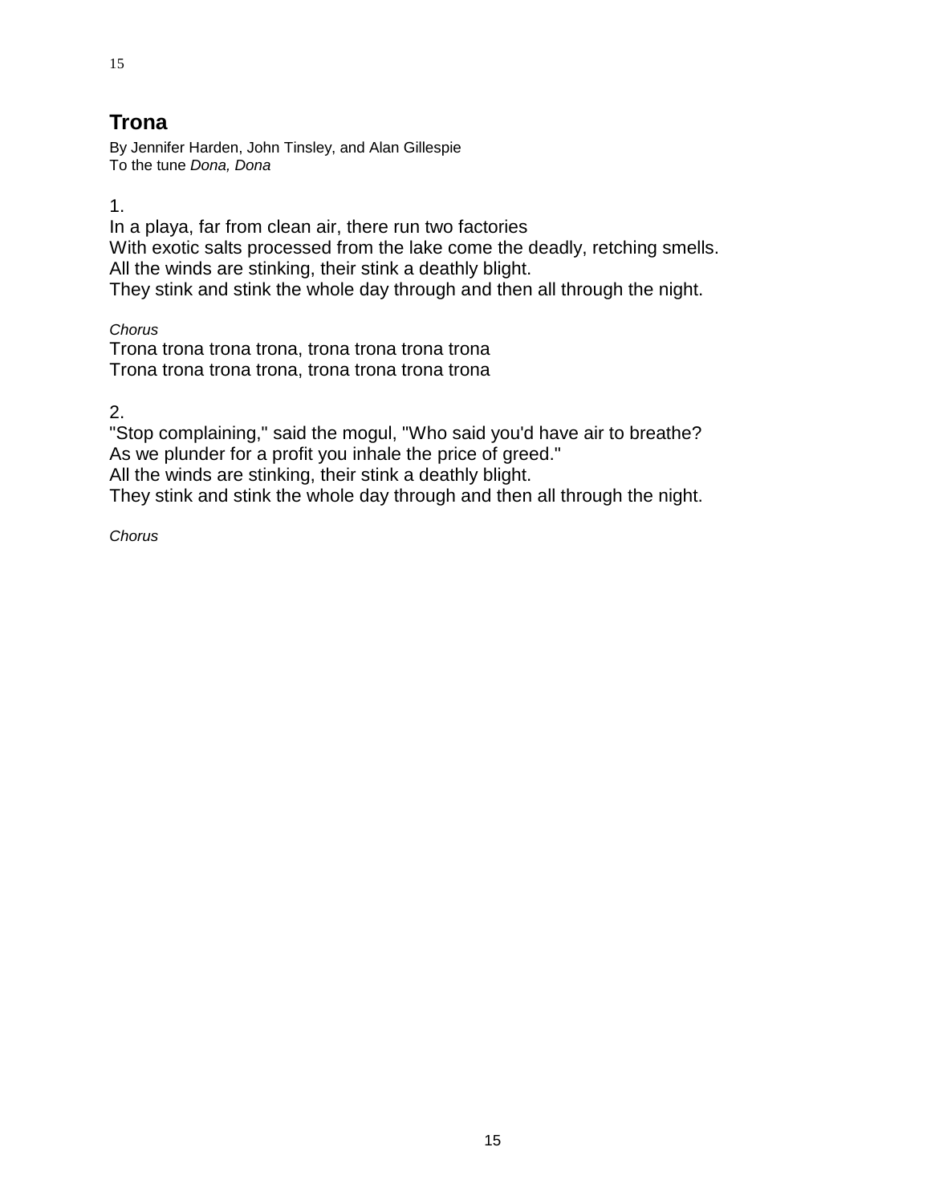## Trona

By Jennifer Harden, John Tinsley, and Alan Gillespie
To the tune *Dona, Dona*

1.
In a playa, far from clean air, there run two factories
With exotic salts processed from the lake come the deadly, retching smells.
All the winds are stinking, their stink a deathly blight.
They stink and stink the whole day through and then all through the night.

*Chorus*
Trona trona trona trona, trona trona trona trona
Trona trona trona trona, trona trona trona trona

2.
"Stop complaining," said the mogul, "Who said you'd have air to breathe?
As we plunder for a profit you inhale the price of greed."
All the winds are stinking, their stink a deathly blight.
They stink and stink the whole day through and then all through the night.

*Chorus*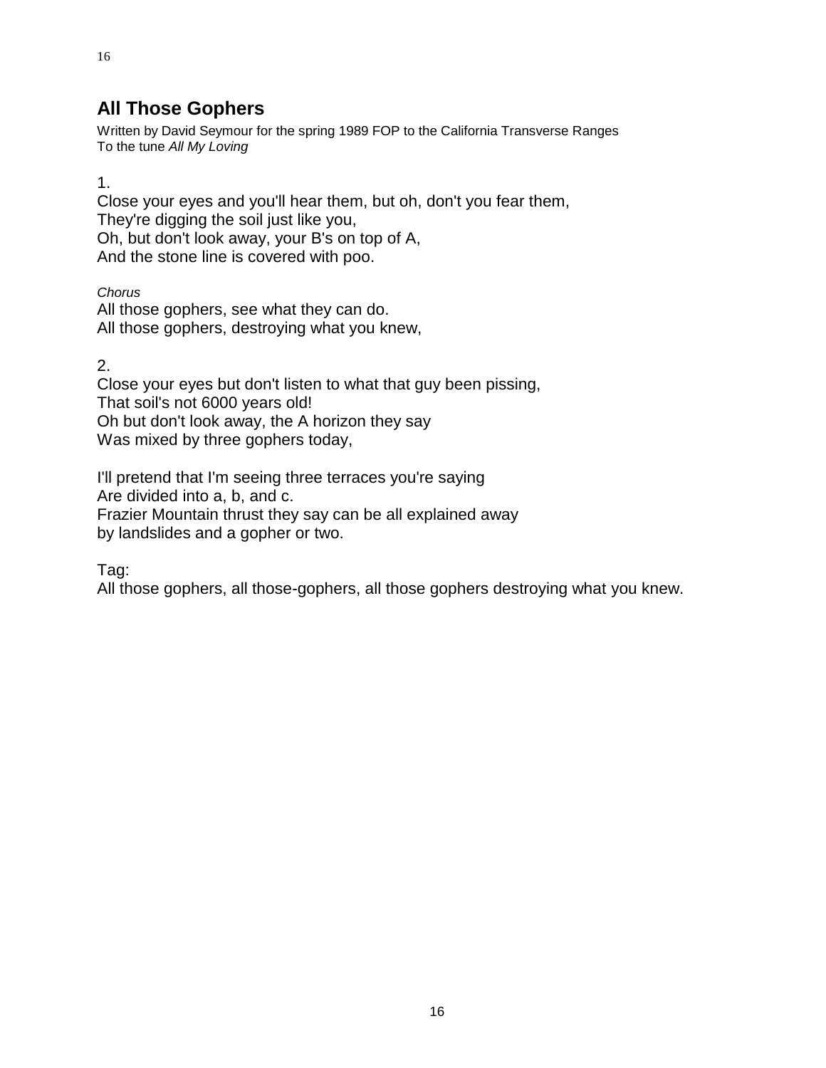## All Those Gophers

Written by David Seymour for the spring 1989 FOP to the California Transverse Ranges
To the tune *All My Loving*

1.
Close your eyes and you'll hear them, but oh, don't you fear them,
They're digging the soil just like you,
Oh, but don't look away, your B's on top of A,
And the stone line is covered with poo.

*Chorus*
All those gophers, see what they can do.
All those gophers, destroying what you knew,

2.
Close your eyes but don't listen to what that guy been pissing,
That soil's not 6000 years old!
Oh but don't look away, the A horizon they say
Was mixed by three gophers today,

I'll pretend that I'm seeing three terraces you're saying
Are divided into a, b, and c.
Frazier Mountain thrust they say can be all explained away
by landslides and a gopher or two.

Tag:
All those gophers, all those-gophers, all those gophers destroying what you knew.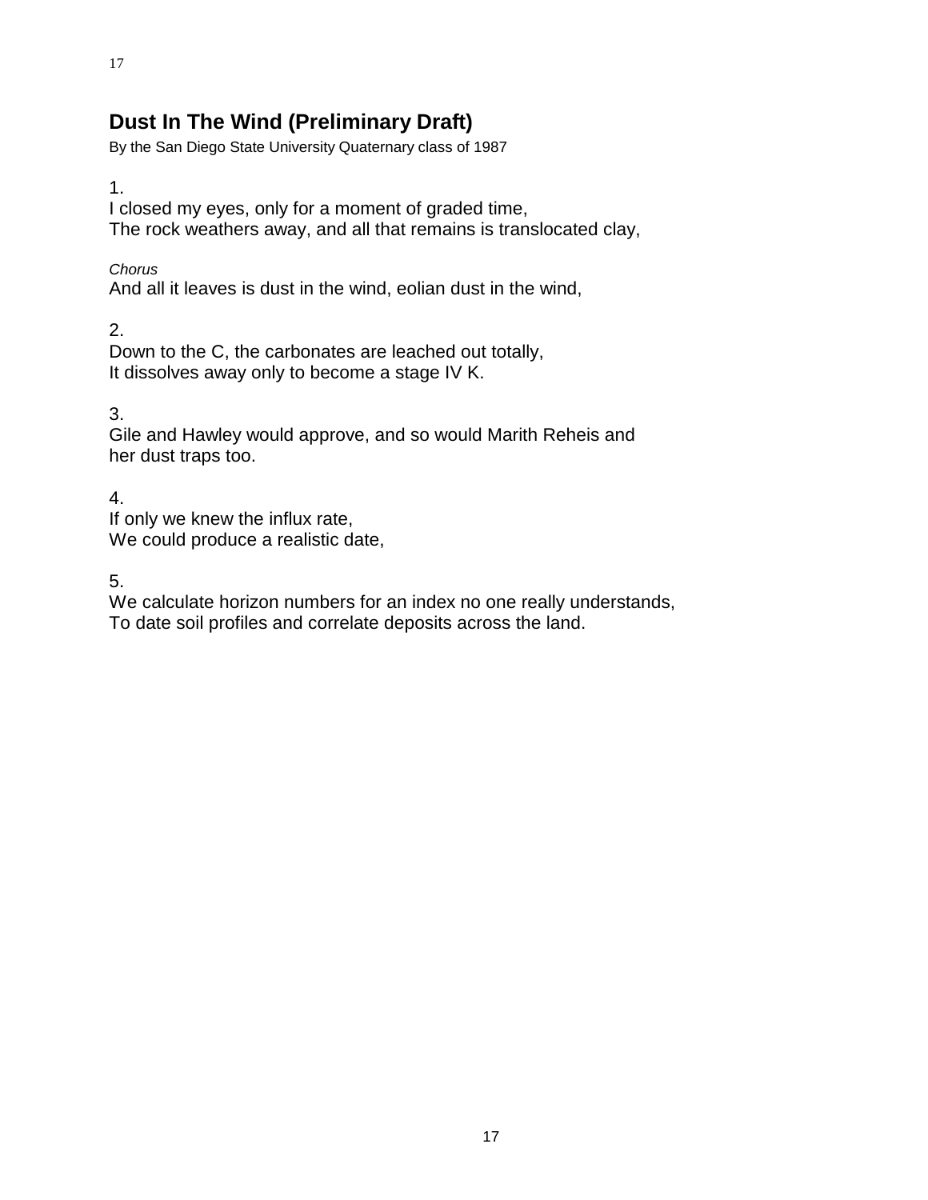## Dust In The Wind (Preliminary Draft)

By the San Diego State University Quaternary class of 1987

1.
I closed my eyes, only for a moment of graded time,
The rock weathers away, and all that remains is translocated clay,

*Chorus*
And all it leaves is dust in the wind, eolian dust in the wind,

2.
Down to the C, the carbonates are leached out totally,
It dissolves away only to become a stage IV K.

3.
Gile and Hawley would approve, and so would Marith Reheis and
her dust traps too.

4.
If only we knew the influx rate,
We could produce a realistic date,

5.
We calculate horizon numbers for an index no one really understands,
To date soil profiles and correlate deposits across the land.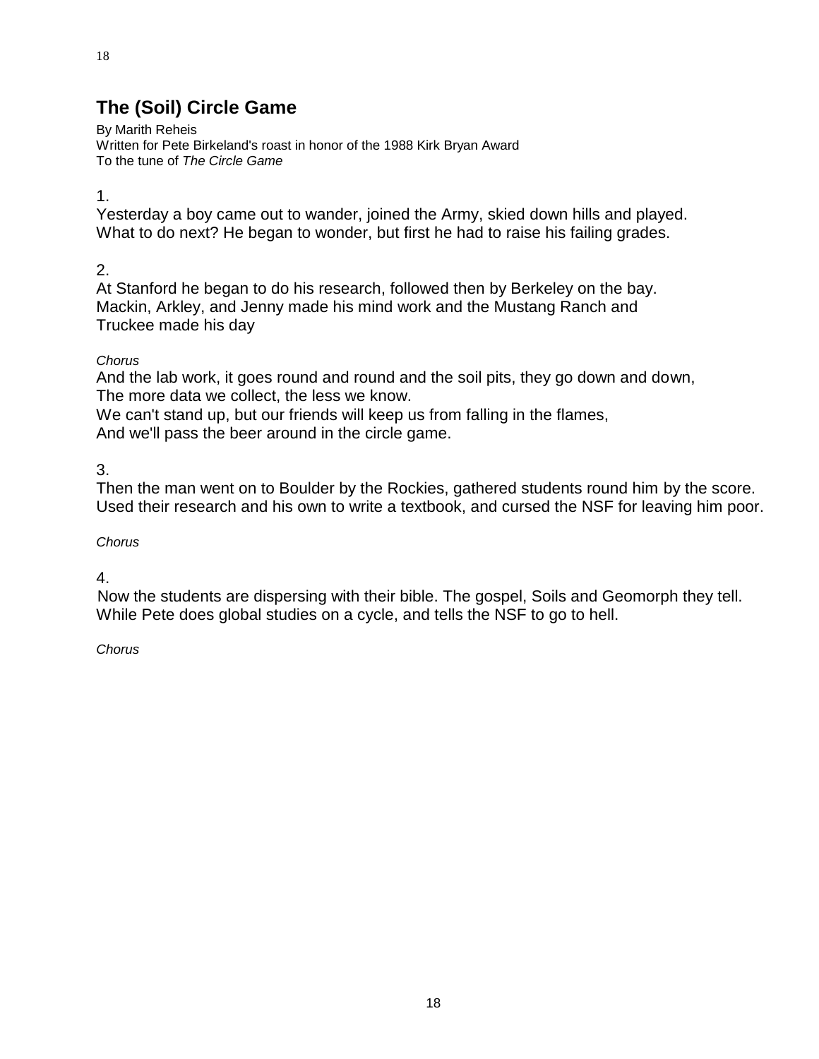## The (Soil) Circle Game

By Marith Reheis
Written for Pete Birkeland's roast in honor of the 1988 Kirk Bryan Award
To the tune of *The Circle Game*

1.
Yesterday a boy came out to wander, joined the Army, skied down hills and played.
What to do next? He began to wonder, but first he had to raise his failing grades.

2.
At Stanford he began to do his research, followed then by Berkeley on the bay.
Mackin, Arkley, and Jenny made his mind work and the Mustang Ranch and
Truckee made his day

*Chorus*
And the lab work, it goes round and round and the soil pits, they go down and down,
The more data we collect, the less we know.
We can't stand up, but our friends will keep us from falling in the flames,
And we'll pass the beer around in the circle game.

3.
Then the man went on to Boulder by the Rockies, gathered students round him by the score.
Used their research and his own to write a textbook, and cursed the NSF for leaving him poor.

*Chorus*

4.
Now the students are dispersing with their bible. The gospel, Soils and Geomorph they tell.
While Pete does global studies on a cycle, and tells the NSF to go to hell.

*Chorus*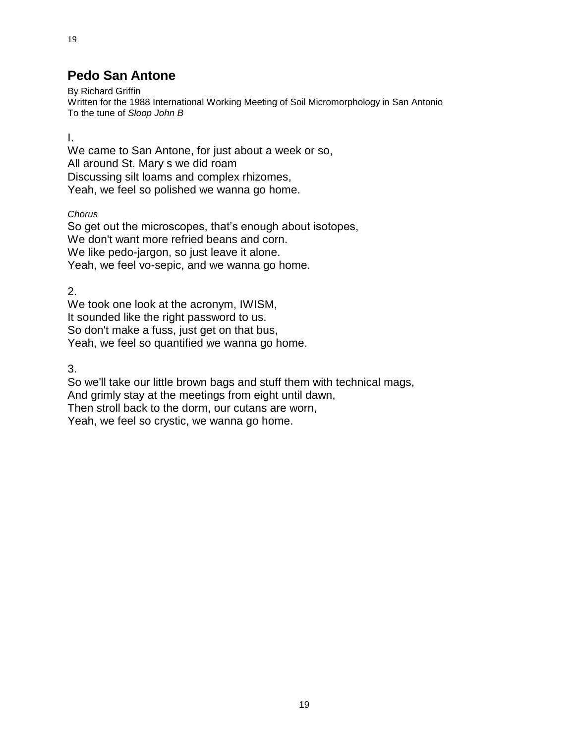## Pedo San Antone

By Richard Griffin
Written for the 1988 International Working Meeting of Soil Micromorphology in San Antonio
To the tune of *Sloop John B*

I.

We came to San Antone, for just about a week or so,
All around St. Mary s we did roam
Discussing silt loams and complex rhizomes,
Yeah, we feel so polished we wanna go home.

*Chorus*

So get out the microscopes, that's enough about isotopes,
We don't want more refried beans and corn.
We like pedo-jargon, so just leave it alone.
Yeah, we feel vo-sepic, and we wanna go home.

2.

We took one look at the acronym, IWISM,
It sounded like the right password to us.
So don't make a fuss, just get on that bus,
Yeah, we feel so quantified we wanna go home.

3.

So we'll take our little brown bags and stuff them with technical mags,
And grimly stay at the meetings from eight until dawn,
Then stroll back to the dorm, our cutans are worn,
Yeah, we feel so crystic, we wanna go home.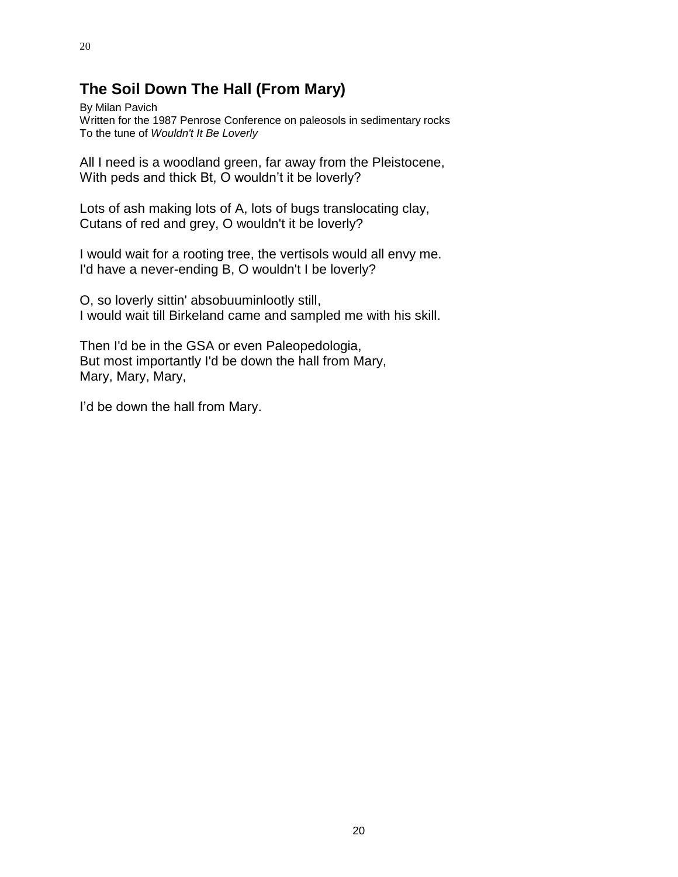## The Soil Down The Hall (From Mary)

By Milan Pavich
Written for the 1987 Penrose Conference on paleosols in sedimentary rocks
To the tune of *Wouldn't It Be Loverly*

All I need is a woodland green, far away from the Pleistocene,
With peds and thick Bt, O wouldn't it be loverly?

Lots of ash making lots of A, lots of bugs translocating clay,
Cutans of red and grey, O wouldn't it be loverly?

I would wait for a rooting tree, the vertisols would all envy me.
I'd have a never-ending B, O wouldn't I be loverly?

O, so loverly sittin' absobuuminlootly still,
I would wait till Birkeland came and sampled me with his skill.

Then I'd be in the GSA or even Paleopedologia,
But most importantly I'd be down the hall from Mary,
Mary, Mary, Mary,

I'd be down the hall from Mary.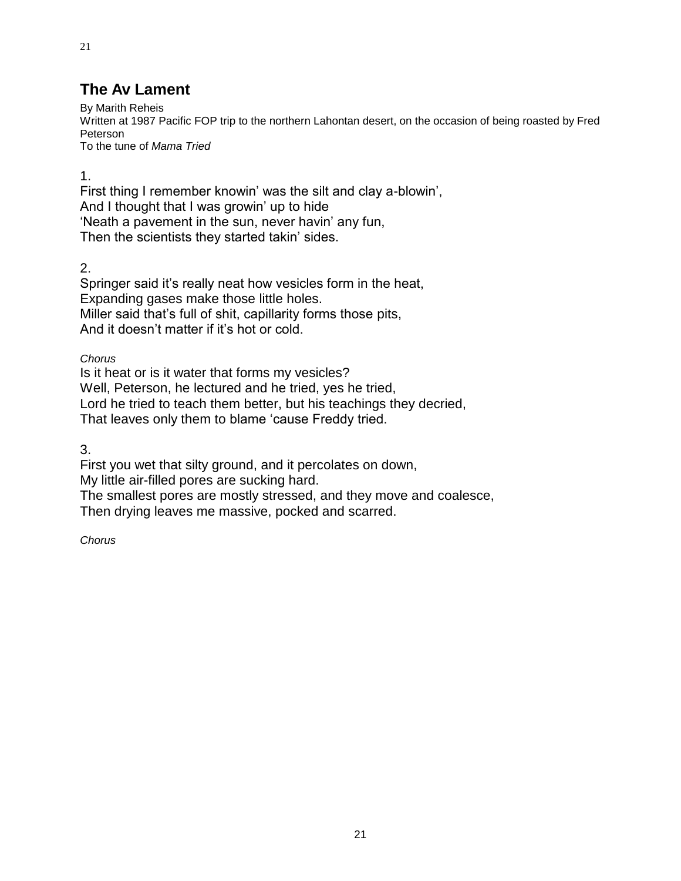## The Av Lament

By Marith Reheis
Written at 1987 Pacific FOP trip to the northern Lahontan desert, on the occasion of being roasted by Fred Peterson
To the tune of *Mama Tried*

1.
First thing I remember knowin' was the silt and clay a-blowin',
And I thought that I was growin' up to hide
'Neath a pavement in the sun, never havin' any fun,
Then the scientists they started takin' sides.

2.
Springer said it's really neat how vesicles form in the heat,
Expanding gases make those little holes.
Miller said that's full of shit, capillarity forms those pits,
And it doesn't matter if it's hot or cold.

*Chorus*
Is it heat or is it water that forms my vesicles?
Well, Peterson, he lectured and he tried, yes he tried,
Lord he tried to teach them better, but his teachings they decried,
That leaves only them to blame 'cause Freddy tried.

3.
First you wet that silty ground, and it percolates on down,
My little air-filled pores are sucking hard.
The smallest pores are mostly stressed, and they move and coalesce,
Then drying leaves me massive, pocked and scarred.

*Chorus*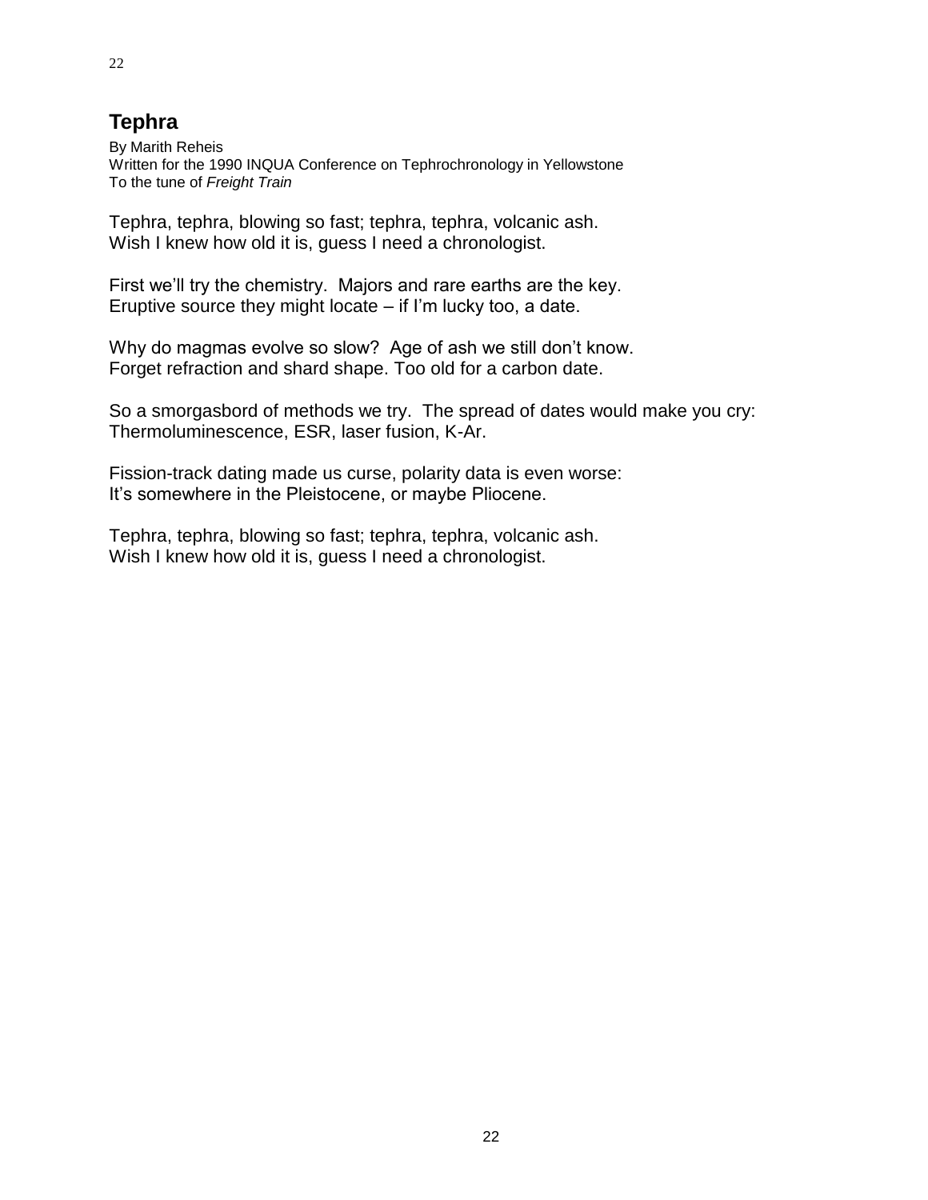## Tephra

By Marith Reheis
Written for the 1990 INQUA Conference on Tephrochronology in Yellowstone
To the tune of *Freight Train*

Tephra, tephra, blowing so fast; tephra, tephra, volcanic ash.
Wish I knew how old it is, guess I need a chronologist.

First we'll try the chemistry. Majors and rare earths are the key.
Eruptive source they might locate – if I'm lucky too, a date.

Why do magmas evolve so slow? Age of ash we still don't know.
Forget refraction and shard shape. Too old for a carbon date.

So a smorgasbord of methods we try. The spread of dates would make you cry:
Thermoluminescence, ESR, laser fusion, K-Ar.

Fission-track dating made us curse, polarity data is even worse:
It's somewhere in the Pleistocene, or maybe Pliocene.

Tephra, tephra, blowing so fast; tephra, tephra, volcanic ash.
Wish I knew how old it is, guess I need a chronologist.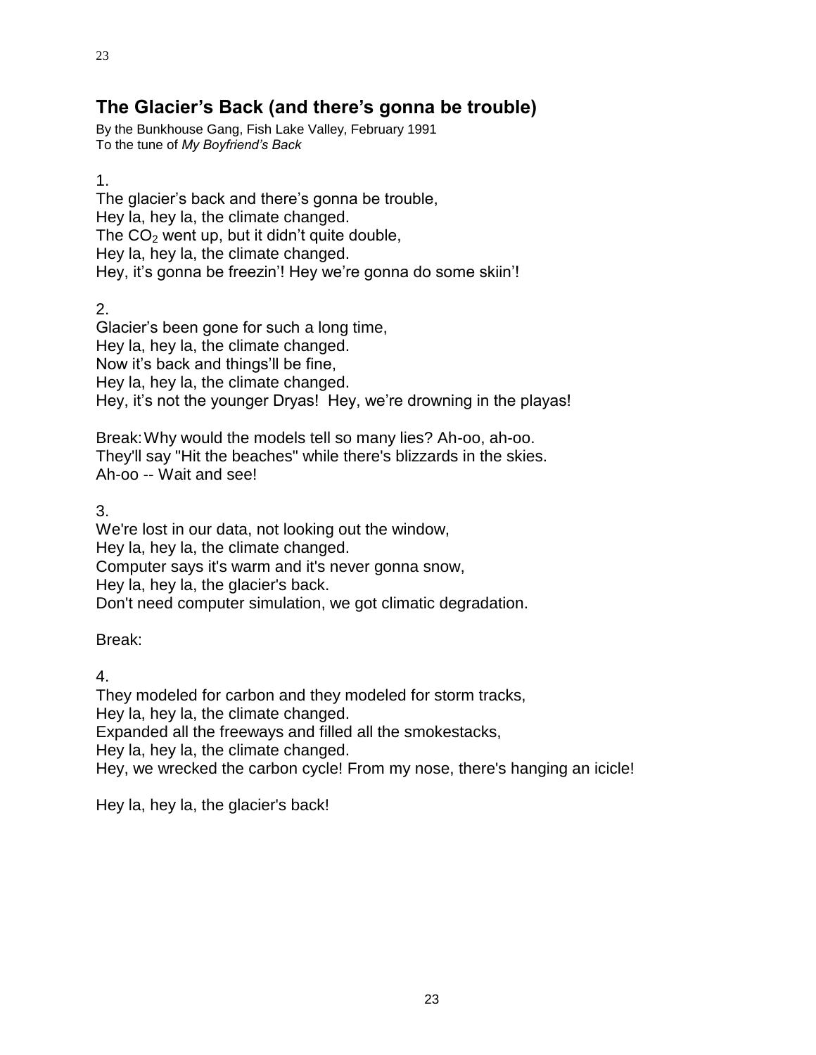## The Glacier's Back (and there's gonna be trouble)

By the Bunkhouse Gang, Fish Lake Valley, February 1991
To the tune of *My Boyfriend's Back*

1.
The glacier's back and there's gonna be trouble,
Hey la, hey la, the climate changed.
The $CO_2$ went up, but it didn't quite double,
Hey la, hey la, the climate changed.
Hey, it's gonna be freezin'! Hey we're gonna do some skiin'!

2.
Glacier's been gone for such a long time,
Hey la, hey la, the climate changed.
Now it's back and things'll be fine,
Hey la, hey la, the climate changed.
Hey, it's not the younger Dryas! Hey, we're drowning in the playas!

Break: Why would the models tell so many lies? Ah-oo, ah-oo.
They'll say "Hit the beaches" while there's blizzards in the skies.
Ah-oo -- Wait and see!

3.
We're lost in our data, not looking out the window,
Hey la, hey la, the climate changed.
Computer says it's warm and it's never gonna snow,
Hey la, hey la, the glacier's back.
Don't need computer simulation, we got climatic degradation.

Break:

4.
They modeled for carbon and they modeled for storm tracks,
Hey la, hey la, the climate changed.
Expanded all the freeways and filled all the smokestacks,
Hey la, hey la, the climate changed.
Hey, we wrecked the carbon cycle! From my nose, there's hanging an icicle!

Hey la, hey la, the glacier's back!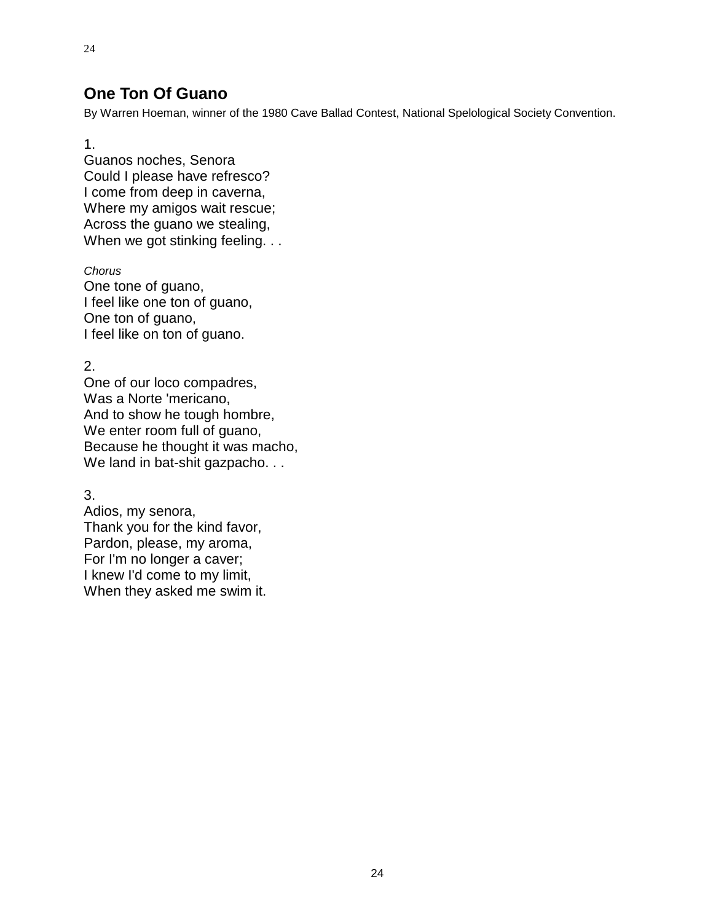## One Ton Of Guano

By Warren Hoeman, winner of the 1980 Cave Ballad Contest, National Spelological Society Convention.

1.
Guanos noches, Senora
Could I please have refresco?
I come from deep in caverna,
Where my amigos wait rescue;
Across the guano we stealing,
When we got stinking feeling. . .

*Chorus*
One tone of guano,
I feel like one ton of guano,
One ton of guano,
I feel like on ton of guano.

2.
One of our loco compadres,
Was a Norte 'mericano,
And to show he tough hombre,
We enter room full of guano,
Because he thought it was macho,
We land in bat-shit gazpacho. . .

3.
Adios, my senora,
Thank you for the kind favor,
Pardon, please, my aroma,
For I'm no longer a caver;
I knew I'd come to my limit,
When they asked me swim it.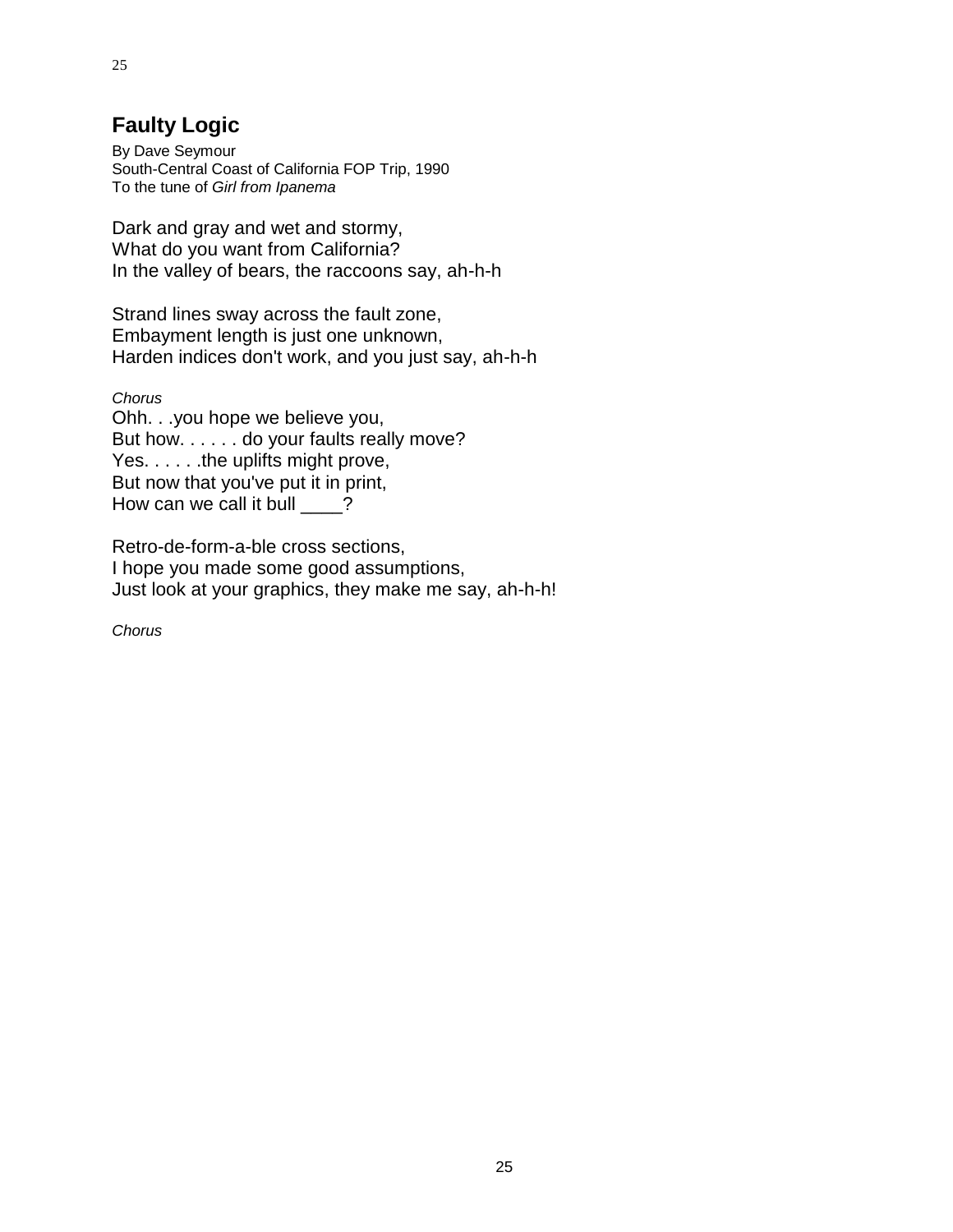## Faulty Logic

By Dave Seymour  
South-Central Coast of California FOP Trip, 1990  
To the tune of *Girl from Ipanema*

Dark and gray and wet and stormy,  
What do you want from California?  
In the valley of bears, the raccoons say, ah-h-h

Strand lines sway across the fault zone,  
Embayment length is just one unknown,  
Harden indices don't work, and you just say, ah-h-h

*Chorus*  
Ohh. . .you hope we believe you,  
But how. . . . . . do your faults really move?  
Yes. . . . . .the uplifts might prove,  
But now that you've put it in print,  
How can we call it bull ____?

Retro-de-form-a-ble cross sections,  
I hope you made some good assumptions,  
Just look at your graphics, they make me say, ah-h-h!

*Chorus*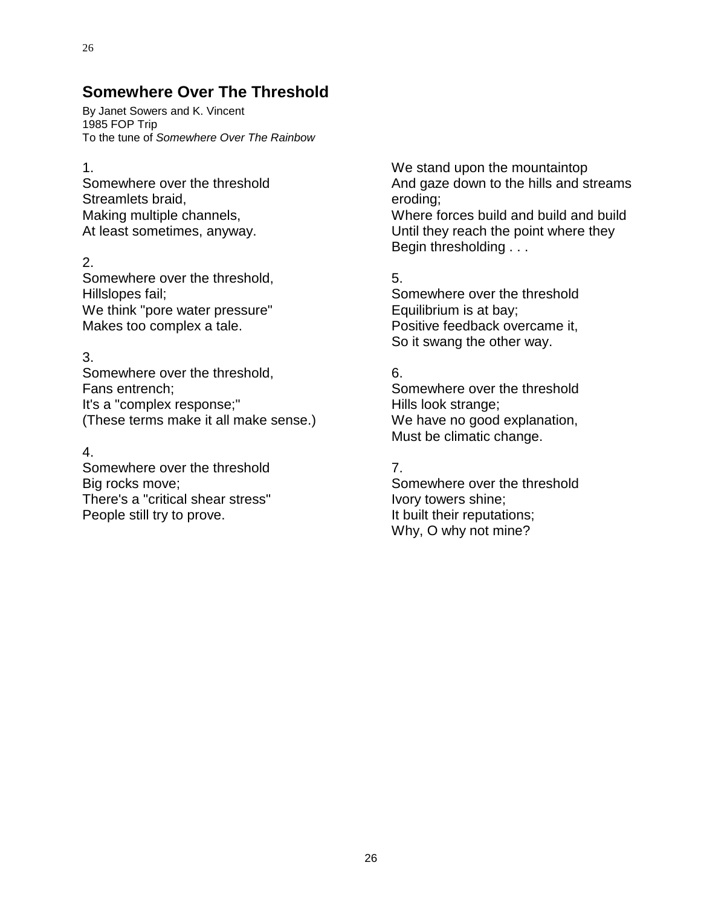## Somewhere Over The Threshold

By Janet Sowers and K. Vincent
1985 FOP Trip
To the tune of *Somewhere Over The Rainbow*

1.
Somewhere over the threshold
Streamlets braid,
Making multiple channels,
At least sometimes, anyway.

2.
Somewhere over the threshold,
Hillslopes fail;
We think "pore water pressure"
Makes too complex a tale.

3.
Somewhere over the threshold,
Fans entrench;
It's a "complex response;"
(These terms make it all make sense.)

4.
Somewhere over the threshold
Big rocks move;
There's a "critical shear stress"
People still try to prove.

We stand upon the mountaintop
And gaze down to the hills and streams eroding;
Where forces build and build and build
Until they reach the point where they
Begin thresholding . . .

5.
Somewhere over the threshold
Equilibrium is at bay;
Positive feedback overcame it,
So it swang the other way.

6.
Somewhere over the threshold
Hills look strange;
We have no good explanation,
Must be climatic change.

7.
Somewhere over the threshold
Ivory towers shine;
It built their reputations;
Why, O why not mine?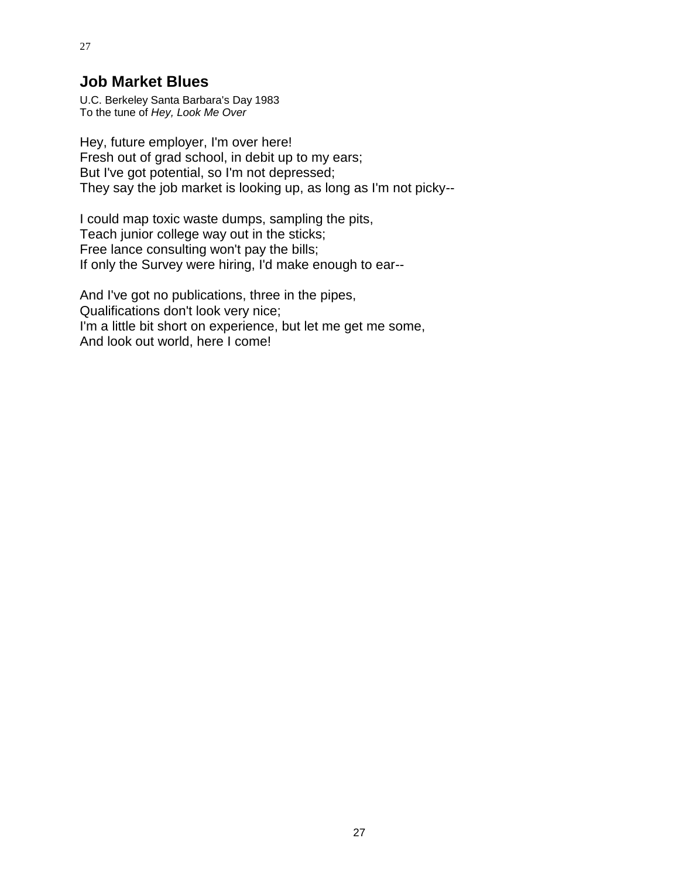## Job Market Blues

U.C. Berkeley Santa Barbara's Day 1983
To the tune of *Hey, Look Me Over*

Hey, future employer, I'm over here!
Fresh out of grad school, in debit up to my ears;
But I've got potential, so I'm not depressed;
They say the job market is looking up, as long as I'm not picky--

I could map toxic waste dumps, sampling the pits,
Teach junior college way out in the sticks;
Free lance consulting won't pay the bills;
If only the Survey were hiring, I'd make enough to ear--

And I've got no publications, three in the pipes,
Qualifications don't look very nice;
I'm a little bit short on experience, but let me get me some,
And look out world, here I come!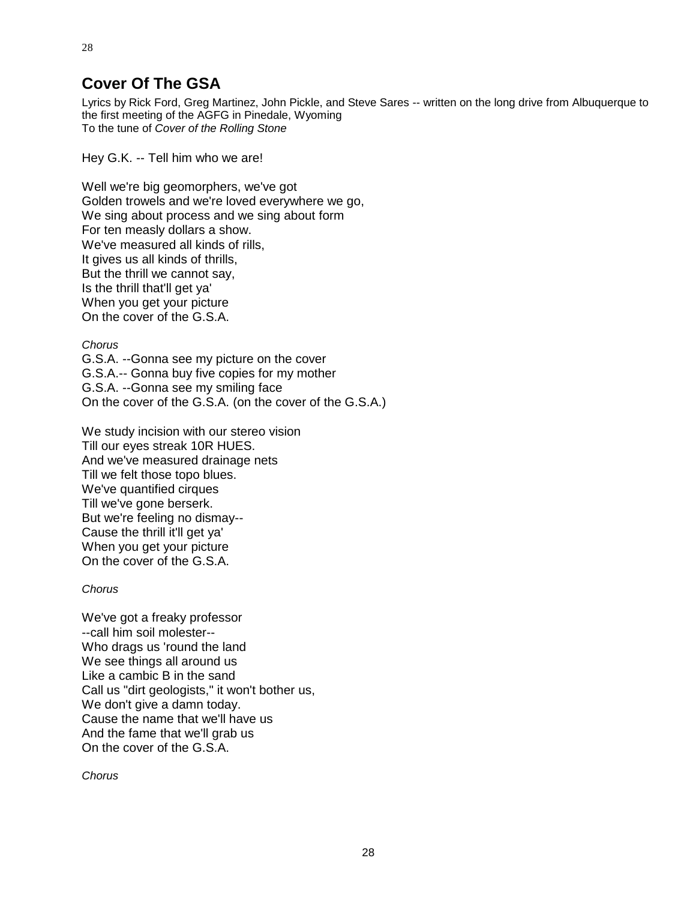## Cover Of The GSA

Lyrics by Rick Ford, Greg Martinez, John Pickle, and Steve Sares -- written on the long drive from Albuquerque to the first meeting of the AGFG in Pinedale, Wyoming
To the tune of *Cover of the Rolling Stone*

Hey G.K. -- Tell him who we are!

Well we're big geomorphers, we've got
Golden trowels and we're loved everywhere we go,
We sing about process and we sing about form
For ten measly dollars a show.
We've measured all kinds of rills,
It gives us all kinds of thrills,
But the thrill we cannot say,
Is the thrill that'll get ya'
When you get your picture
On the cover of the G.S.A.

*Chorus*
G.S.A. --Gonna see my picture on the cover
G.S.A.-- Gonna buy five copies for my mother
G.S.A. --Gonna see my smiling face
On the cover of the G.S.A. (on the cover of the G.S.A.)

We study incision with our stereo vision
Till our eyes streak 10R HUES.
And we've measured drainage nets
Till we felt those topo blues.
We've quantified cirques
Till we've gone berserk.
But we're feeling no dismay--
Cause the thrill it'll get ya'
When you get your picture
On the cover of the G.S.A.

*Chorus*

We've got a freaky professor
--call him soil molester--
Who drags us 'round the land
We see things all around us
Like a cambic B in the sand
Call us "dirt geologists," it won't bother us,
We don't give a damn today.
Cause the name that we'll have us
And the fame that we'll grab us
On the cover of the G.S.A.

*Chorus*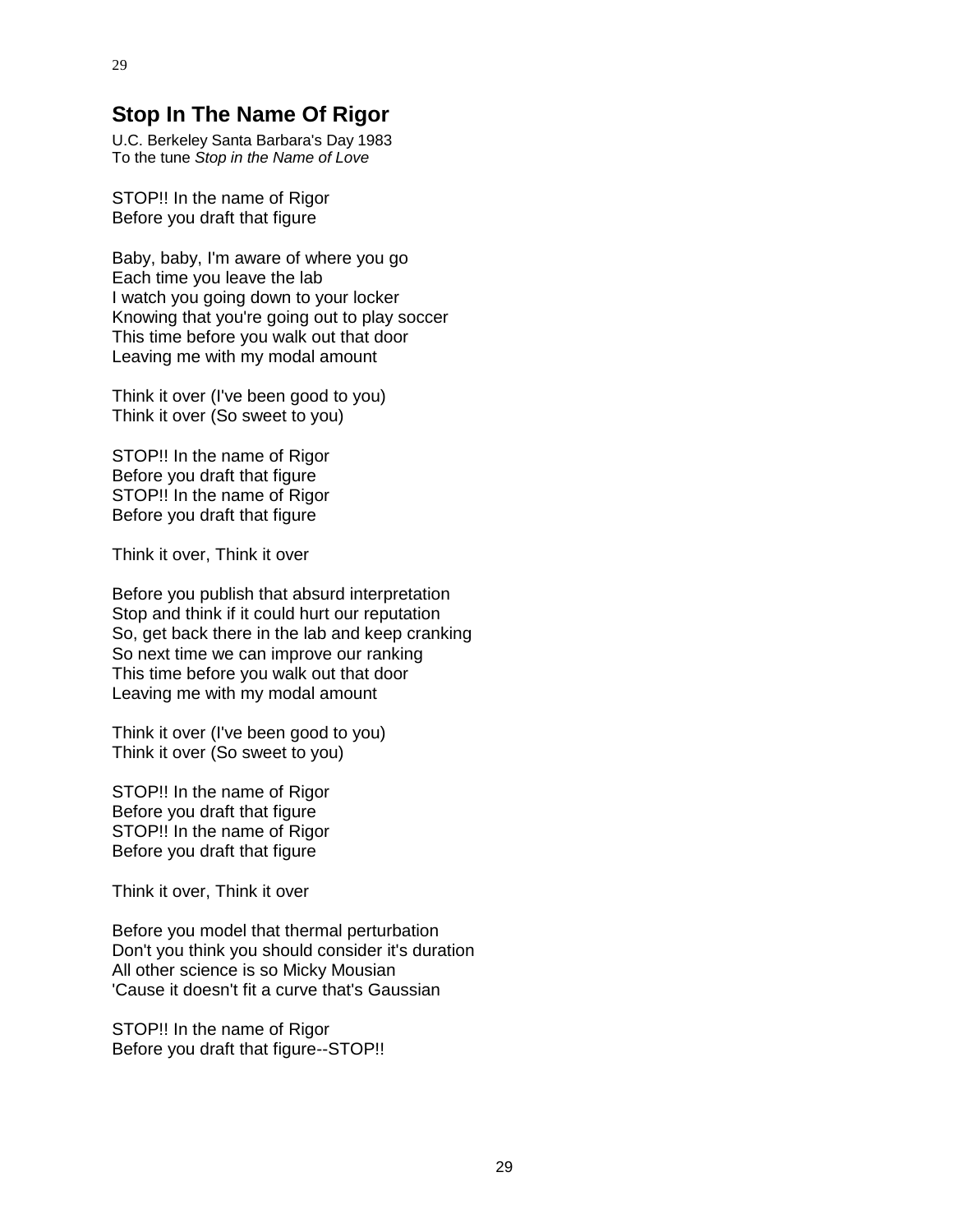## Stop In The Name Of Rigor

U.C. Berkeley Santa Barbara's Day 1983
To the tune *Stop in the Name of Love*

STOP!! In the name of Rigor
Before you draft that figure

Baby, baby, I'm aware of where you go
Each time you leave the lab
I watch you going down to your locker
Knowing that you're going out to play soccer
This time before you walk out that door
Leaving me with my modal amount

Think it over (I've been good to you)
Think it over (So sweet to you)

STOP!! In the name of Rigor
Before you draft that figure
STOP!! In the name of Rigor
Before you draft that figure

Think it over, Think it over

Before you publish that absurd interpretation
Stop and think if it could hurt our reputation
So, get back there in the lab and keep cranking
So next time we can improve our ranking
This time before you walk out that door
Leaving me with my modal amount

Think it over (I've been good to you)
Think it over (So sweet to you)

STOP!! In the name of Rigor
Before you draft that figure
STOP!! In the name of Rigor
Before you draft that figure

Think it over, Think it over

Before you model that thermal perturbation
Don't you think you should consider it's duration
All other science is so Micky Mousian
'Cause it doesn't fit a curve that's Gaussian

STOP!! In the name of Rigor
Before you draft that figure--STOP!!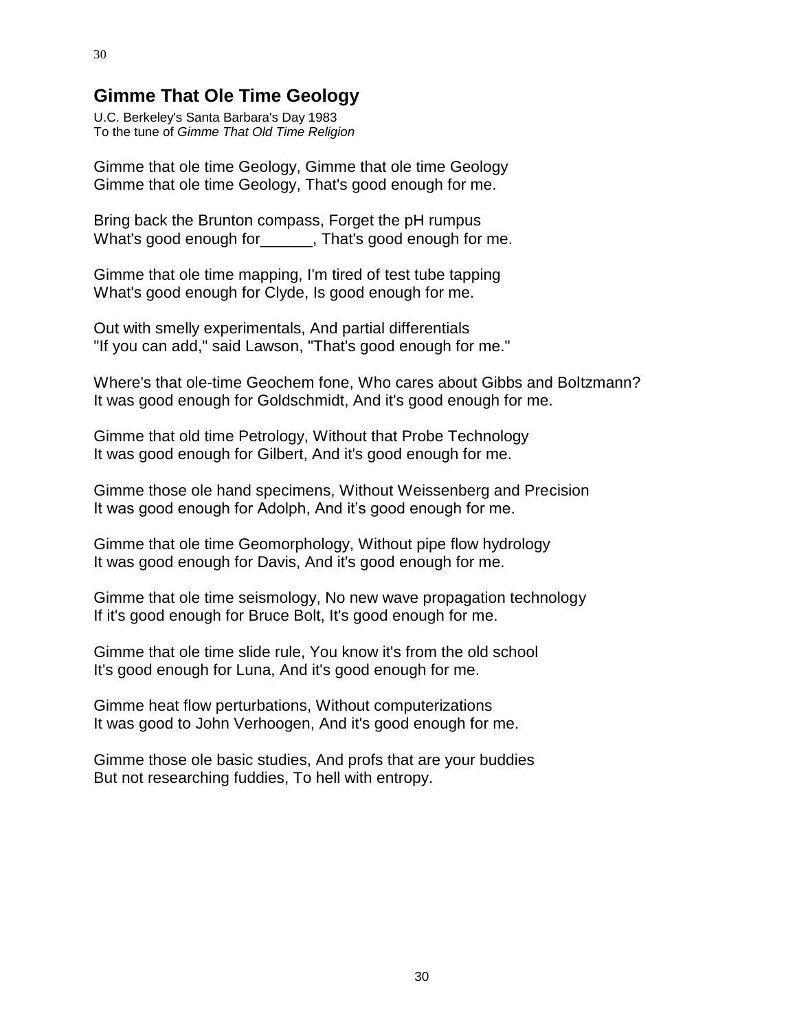## Gimme That Ole Time Geology

U.C. Berkeley's Santa Barbara's Day 1983
To the tune of *Gimme That Old Time Religion*

Gimme that ole time Geology, Gimme that ole time Geology
Gimme that ole time Geology, That's good enough for me.

Bring back the Brunton compass, Forget the pH rumpus
What's good enough for______, That's good enough for me.

Gimme that ole time mapping, I'm tired of test tube tapping
What's good enough for Clyde, Is good enough for me.

Out with smelly experimentals, And partial differentials
"If you can add," said Lawson, "That's good enough for me."

Where's that ole-time Geochem fone, Who cares about Gibbs and Boltzmann?
It was good enough for Goldschmidt, And it's good enough for me.

Gimme that old time Petrology, Without that Probe Technology
It was good enough for Gilbert, And it's good enough for me.

Gimme those ole hand specimens, Without Weissenberg and Precision
It was good enough for Adolph, And it's good enough for me.

Gimme that ole time Geomorphology, Without pipe flow hydrology
It was good enough for Davis, And it's good enough for me.

Gimme that ole time seismology, No new wave propagation technology
If it's good enough for Bruce Bolt, It's good enough for me.

Gimme that ole time slide rule, You know it's from the old school
It's good enough for Luna, And it's good enough for me.

Gimme heat flow perturbations, Without computerizations
It was good to John Verhoogen, And it's good enough for me.

Gimme those ole basic studies, And profs that are your buddies
But not researching fuddies, To hell with entropy.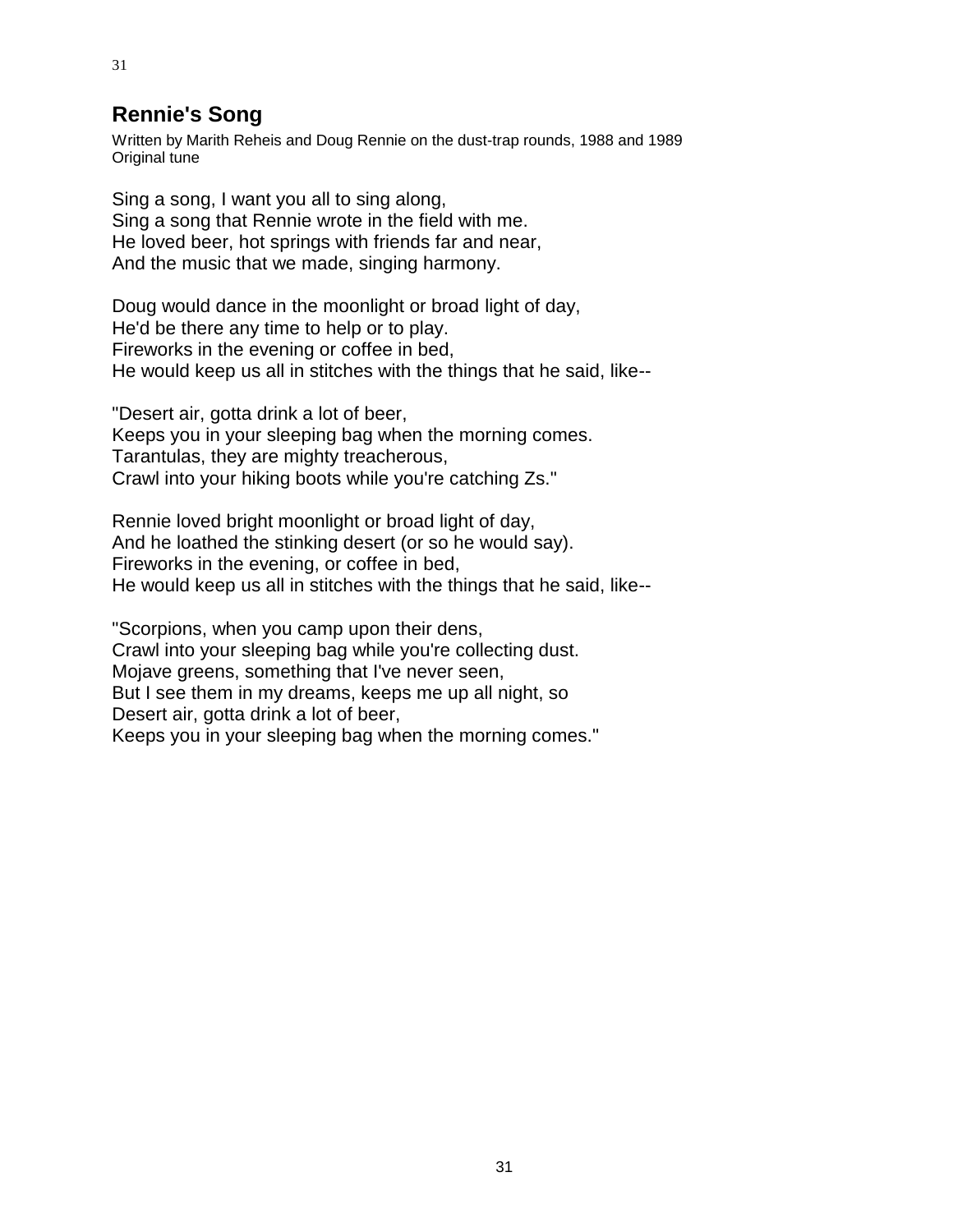## Rennie's Song

Written by Marith Reheis and Doug Rennie on the dust-trap rounds, 1988 and 1989
Original tune

Sing a song, I want you all to sing along,
Sing a song that Rennie wrote in the field with me.
He loved beer, hot springs with friends far and near,
And the music that we made, singing harmony.

Doug would dance in the moonlight or broad light of day,
He'd be there any time to help or to play.
Fireworks in the evening or coffee in bed,
He would keep us all in stitches with the things that he said, like--

"Desert air, gotta drink a lot of beer,
Keeps you in your sleeping bag when the morning comes.
Tarantulas, they are mighty treacherous,
Crawl into your hiking boots while you're catching Zs."

Rennie loved bright moonlight or broad light of day,
And he loathed the stinking desert (or so he would say).
Fireworks in the evening, or coffee in bed,
He would keep us all in stitches with the things that he said, like--

"Scorpions, when you camp upon their dens,
Crawl into your sleeping bag while you're collecting dust.
Mojave greens, something that I've never seen,
But I see them in my dreams, keeps me up all night, so
Desert air, gotta drink a lot of beer,
Keeps you in your sleeping bag when the morning comes."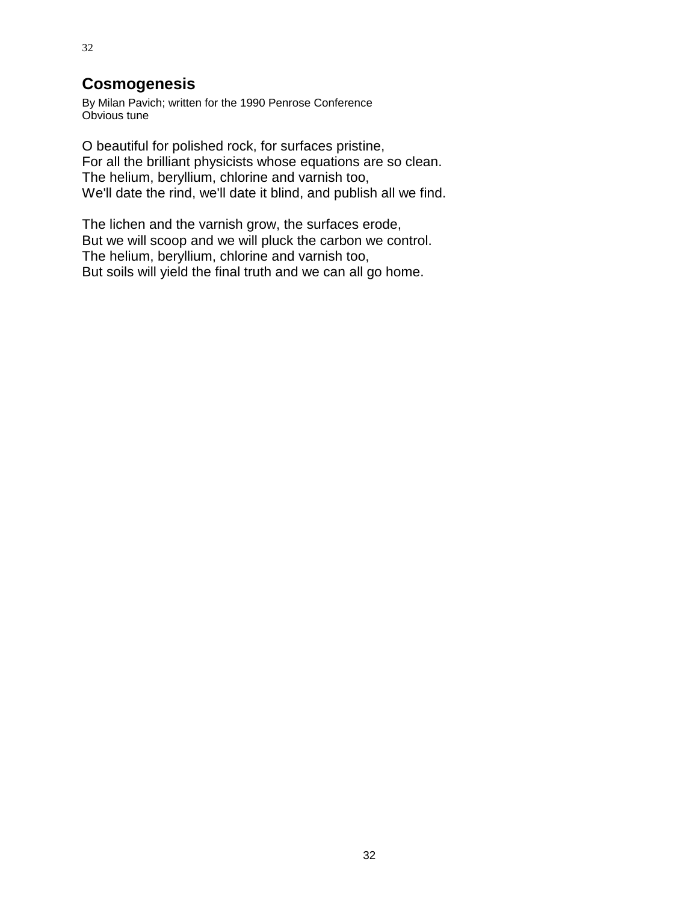## Cosmogenesis

By Milan Pavich; written for the 1990 Penrose Conference
Obvious tune

O beautiful for polished rock, for surfaces pristine,
For all the brilliant physicists whose equations are so clean.
The helium, beryllium, chlorine and varnish too,
We'll date the rind, we'll date it blind, and publish all we find.

The lichen and the varnish grow, the surfaces erode,
But we will scoop and we will pluck the carbon we control.
The helium, beryllium, chlorine and varnish too,
But soils will yield the final truth and we can all go home.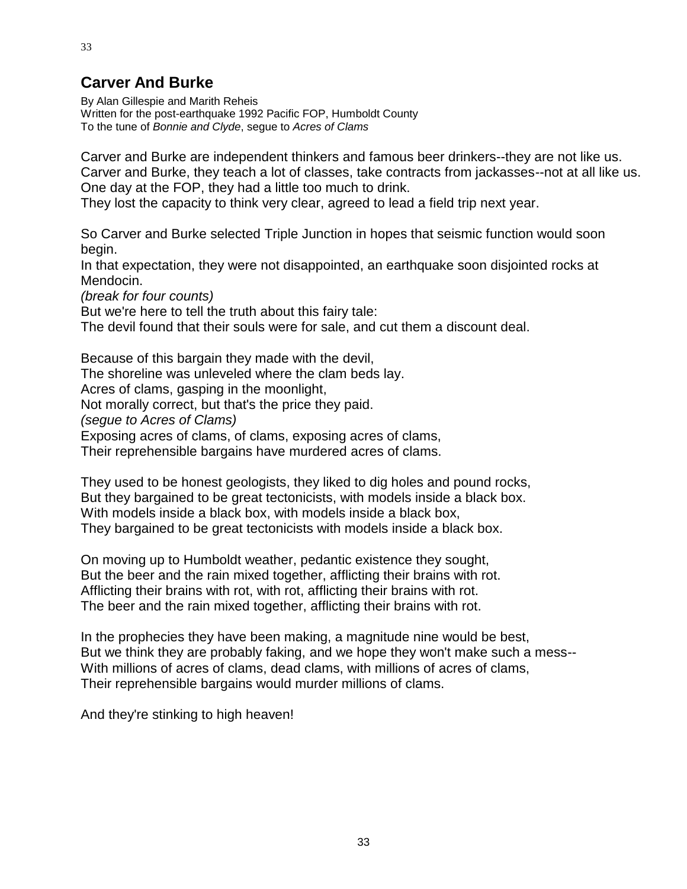## Carver And Burke

By Alan Gillespie and Marith Reheis
Written for the post-earthquake 1992 Pacific FOP, Humboldt County
To the tune of *Bonnie and Clyde*, segue to *Acres of Clams*

Carver and Burke are independent thinkers and famous beer drinkers--they are not like us.
Carver and Burke, they teach a lot of classes, take contracts from jackasses--not at all like us.
One day at the FOP, they had a little too much to drink.
They lost the capacity to think very clear, agreed to lead a field trip next year.

So Carver and Burke selected Triple Junction in hopes that seismic function would soon begin.
In that expectation, they were not disappointed, an earthquake soon disjointed rocks at Mendocin.
*(break for four counts)*
But we're here to tell the truth about this fairy tale:
The devil found that their souls were for sale, and cut them a discount deal.

Because of this bargain they made with the devil,
The shoreline was unleveled where the clam beds lay.
Acres of clams, gasping in the moonlight,
Not morally correct, but that's the price they paid.
*(segue to Acres of Clams)*
Exposing acres of clams, of clams, exposing acres of clams,
Their reprehensible bargains have murdered acres of clams.

They used to be honest geologists, they liked to dig holes and pound rocks,
But they bargained to be great tectonicists, with models inside a black box.
With models inside a black box, with models inside a black box,
They bargained to be great tectonicists with models inside a black box.

On moving up to Humboldt weather, pedantic existence they sought,
But the beer and the rain mixed together, afflicting their brains with rot.
Afflicting their brains with rot, with rot, afflicting their brains with rot.
The beer and the rain mixed together, afflicting their brains with rot.

In the prophecies they have been making, a magnitude nine would be best,
But we think they are probably faking, and we hope they won't make such a mess--
With millions of acres of clams, dead clams, with millions of acres of clams,
Their reprehensible bargains would murder millions of clams.

And they're stinking to high heaven!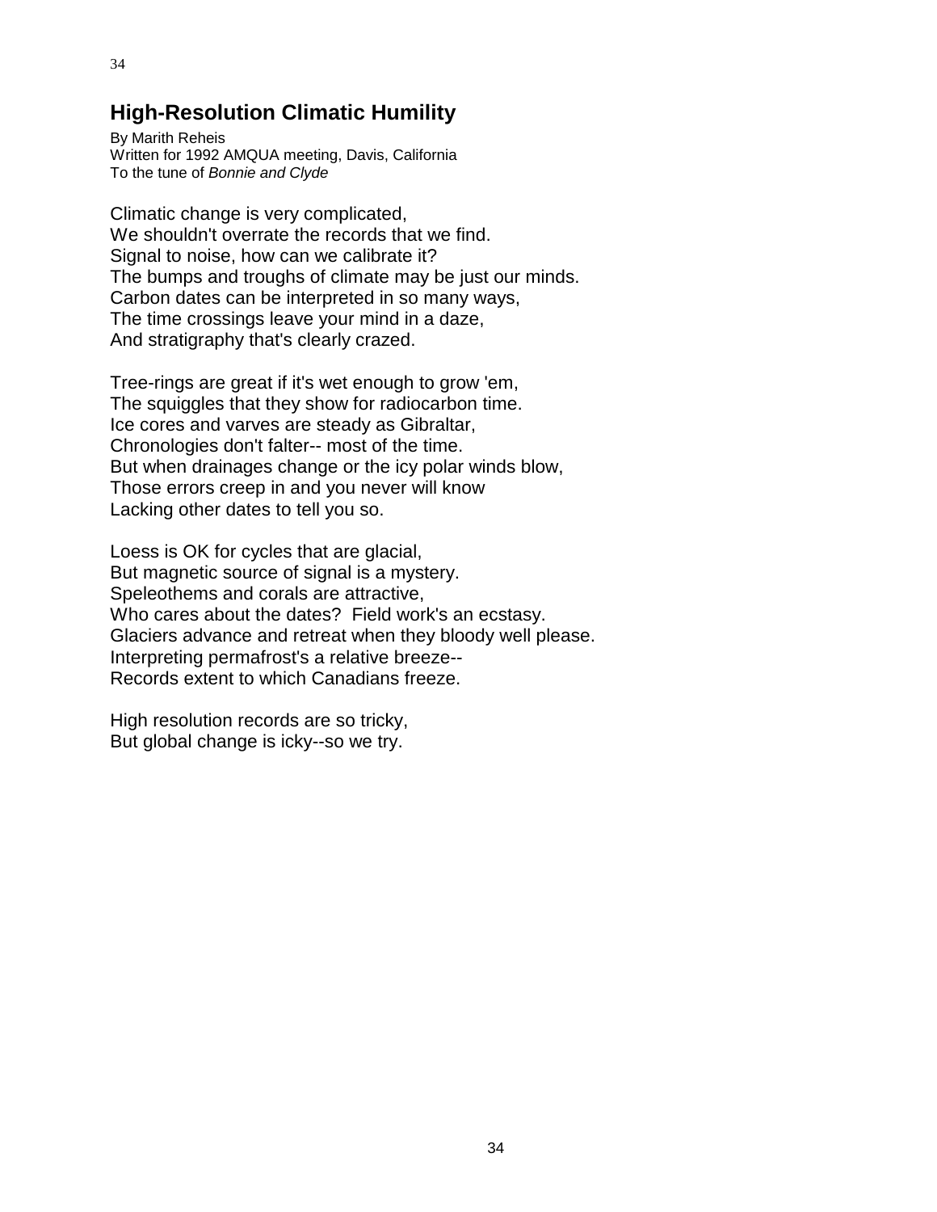## High-Resolution Climatic Humility

By Marith Reheis
Written for 1992 AMQUA meeting, Davis, California
To the tune of *Bonnie and Clyde*

Climatic change is very complicated,
We shouldn't overrate the records that we find.
Signal to noise, how can we calibrate it?
The bumps and troughs of climate may be just our minds.
Carbon dates can be interpreted in so many ways,
The time crossings leave your mind in a daze,
And stratigraphy that's clearly crazed.

Tree-rings are great if it's wet enough to grow 'em,
The squiggles that they show for radiocarbon time.
Ice cores and varves are steady as Gibraltar,
Chronologies don't falter-- most of the time.
But when drainages change or the icy polar winds blow,
Those errors creep in and you never will know
Lacking other dates to tell you so.

Loess is OK for cycles that are glacial,
But magnetic source of signal is a mystery.
Speleothems and corals are attractive,
Who cares about the dates? Field work's an ecstasy.
Glaciers advance and retreat when they bloody well please.
Interpreting permafrost's a relative breeze--
Records extent to which Canadians freeze.

High resolution records are so tricky,
But global change is icky--so we try.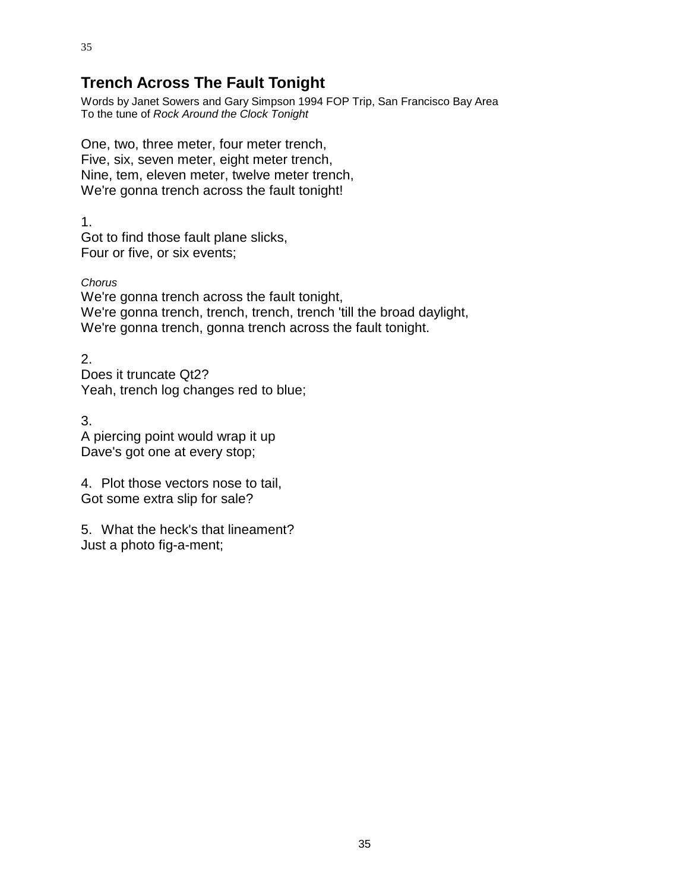## Trench Across The Fault Tonight

Words by Janet Sowers and Gary Simpson 1994 FOP Trip, San Francisco Bay Area
To the tune of *Rock Around the Clock Tonight*

One, two, three meter, four meter trench,
Five, six, seven meter, eight meter trench,
Nine, tem, eleven meter, twelve meter trench,
We're gonna trench across the fault tonight!

1.
Got to find those fault plane slicks,
Four or five, or six events;

*Chorus*
We're gonna trench across the fault tonight,
We're gonna trench, trench, trench, trench 'till the broad daylight,
We're gonna trench, gonna trench across the fault tonight.

2.
Does it truncate Qt2?
Yeah, trench log changes red to blue;

3.
A piercing point would wrap it up
Dave's got one at every stop;

4. Plot those vectors nose to tail,
Got some extra slip for sale?

5. What the heck's that lineament?
Just a photo fig-a-ment;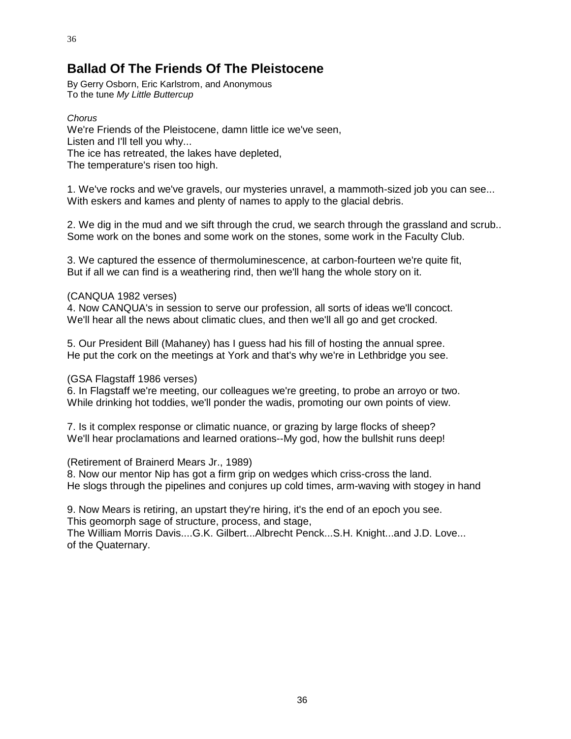## Ballad Of The Friends Of The Pleistocene

By Gerry Osborn, Eric Karlstrom, and Anonymous
To the tune *My Little Buttercup*

*Chorus*
We're Friends of the Pleistocene, damn little ice we've seen,
Listen and I'll tell you why...
The ice has retreated, the lakes have depleted,
The temperature's risen too high.

1. We've rocks and we've gravels, our mysteries unravel, a mammoth-sized job you can see...
With eskers and kames and plenty of names to apply to the glacial debris.

2. We dig in the mud and we sift through the crud, we search through the grassland and scrub..
Some work on the bones and some work on the stones, some work in the Faculty Club.

3. We captured the essence of thermoluminescence, at carbon-fourteen we're quite fit,
But if all we can find is a weathering rind, then we'll hang the whole story on it.

(CANQUA 1982 verses)
4. Now CANQUA's in session to serve our profession, all sorts of ideas we'll concoct.
We'll hear all the news about climatic clues, and then we'll all go and get crocked.

5. Our President Bill (Mahaney) has I guess had his fill of hosting the annual spree.
He put the cork on the meetings at York and that's why we're in Lethbridge you see.

(GSA Flagstaff 1986 verses)
6. In Flagstaff we're meeting, our colleagues we're greeting, to probe an arroyo or two.
While drinking hot toddies, we'll ponder the wadis, promoting our own points of view.

7. Is it complex response or climatic nuance, or grazing by large flocks of sheep?
We'll hear proclamations and learned orations--My god, how the bullshit runs deep!

(Retirement of Brainerd Mears Jr., 1989)
8. Now our mentor Nip has got a firm grip on wedges which criss-cross the land.
He slogs through the pipelines and conjures up cold times, arm-waving with stogey in hand

9. Now Mears is retiring, an upstart they're hiring, it's the end of an epoch you see.
This geomorph sage of structure, process, and stage,
The William Morris Davis....G.K. Gilbert...Albrecht Penck...S.H. Knight...and J.D. Love...
of the Quaternary.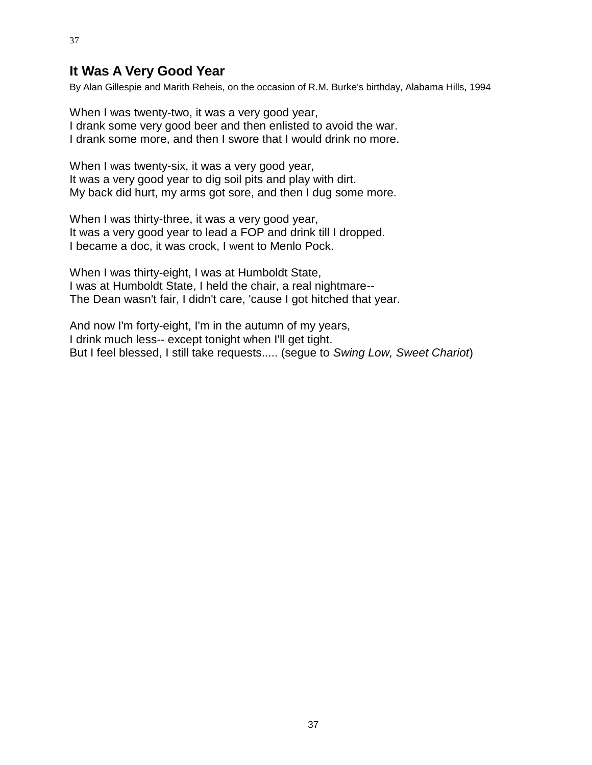## It Was A Very Good Year

By Alan Gillespie and Marith Reheis, on the occasion of R.M. Burke's birthday, Alabama Hills, 1994

When I was twenty-two, it was a very good year,
I drank some very good beer and then enlisted to avoid the war.
I drank some more, and then I swore that I would drink no more.

When I was twenty-six, it was a very good year,
It was a very good year to dig soil pits and play with dirt.
My back did hurt, my arms got sore, and then I dug some more.

When I was thirty-three, it was a very good year,
It was a very good year to lead a FOP and drink till I dropped.
I became a doc, it was crock, I went to Menlo Pock.

When I was thirty-eight, I was at Humboldt State,
I was at Humboldt State, I held the chair, a real nightmare--
The Dean wasn't fair, I didn't care, 'cause I got hitched that year.

And now I'm forty-eight, I'm in the autumn of my years,
I drink much less-- except tonight when I'll get tight.
But I feel blessed, I still take requests..... (segue to *Swing Low, Sweet Chariot*)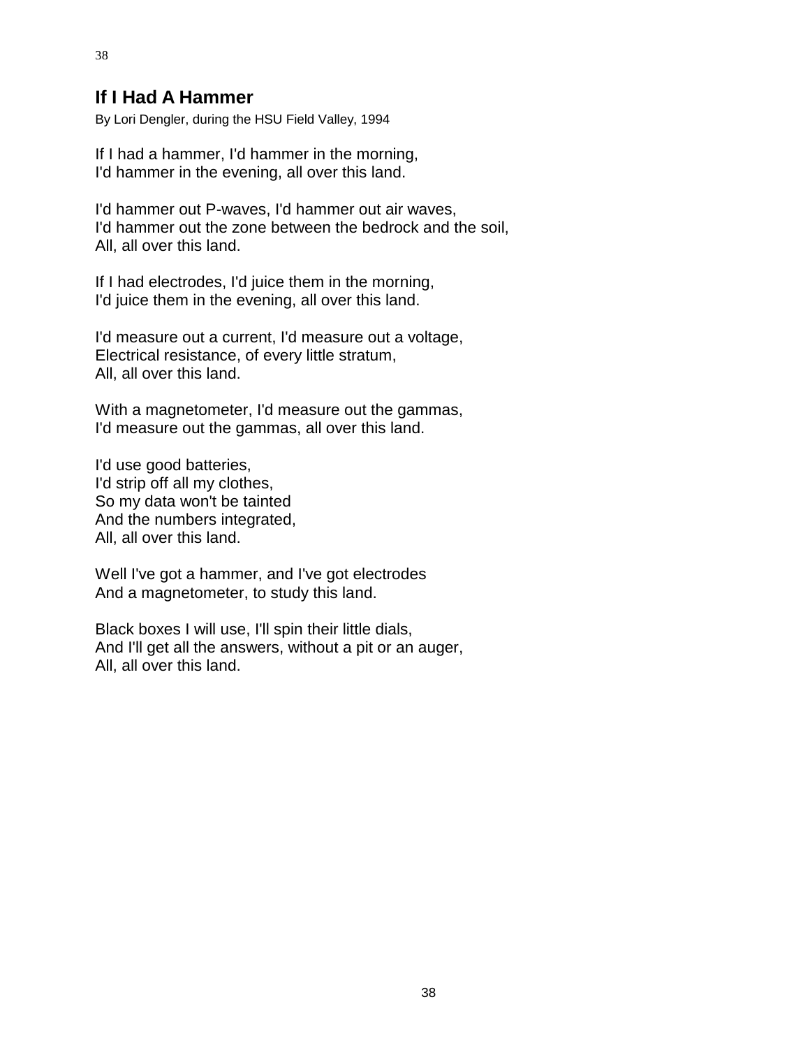# If I Had A Hammer

By Lori Dengler, during the HSU Field Valley, 1994

If I had a hammer, I'd hammer in the morning,  
I'd hammer in the evening, all over this land.

I'd hammer out P-waves, I'd hammer out air waves,  
I'd hammer out the zone between the bedrock and the soil,  
All, all over this land.

If I had electrodes, I'd juice them in the morning,  
I'd juice them in the evening, all over this land.

I'd measure out a current, I'd measure out a voltage,  
Electrical resistance, of every little stratum,  
All, all over this land.

With a magnetometer, I'd measure out the gammas,  
I'd measure out the gammas, all over this land.

I'd use good batteries,  
I'd strip off all my clothes,  
So my data won't be tainted  
And the numbers integrated,  
All, all over this land.

Well I've got a hammer, and I've got electrodes  
And a magnetometer, to study this land.

Black boxes I will use, I'll spin their little dials,  
And I'll get all the answers, without a pit or an auger,  
All, all over this land.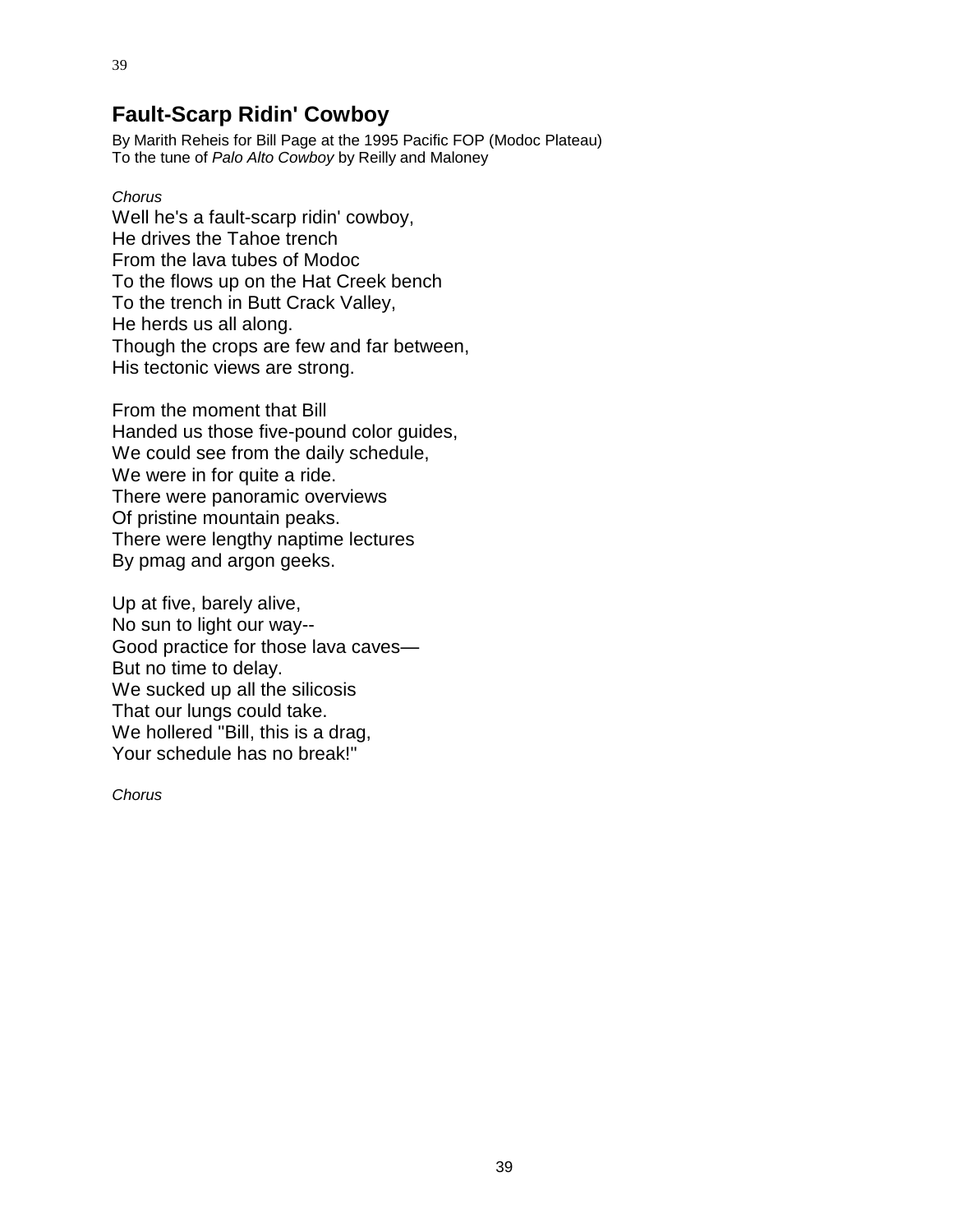## Fault-Scarp Ridin' Cowboy

By Marith Reheis for Bill Page at the 1995 Pacific FOP (Modoc Plateau)
To the tune of *Palo Alto Cowboy* by Reilly and Maloney

*Chorus*

Well he's a fault-scarp ridin' cowboy,
He drives the Tahoe trench
From the lava tubes of Modoc
To the flows up on the Hat Creek bench
To the trench in Butt Crack Valley,
He herds us all along.
Though the crops are few and far between,
His tectonic views are strong.

From the moment that Bill
Handed us those five-pound color guides,
We could see from the daily schedule,
We were in for quite a ride.
There were panoramic overviews
Of pristine mountain peaks.
There were lengthy naptime lectures
By pmag and argon geeks.

Up at five, barely alive,
No sun to light our way--
Good practice for those lava caves—
But no time to delay.
We sucked up all the silicosis
That our lungs could take.
We hollered "Bill, this is a drag,
Your schedule has no break!"

*Chorus*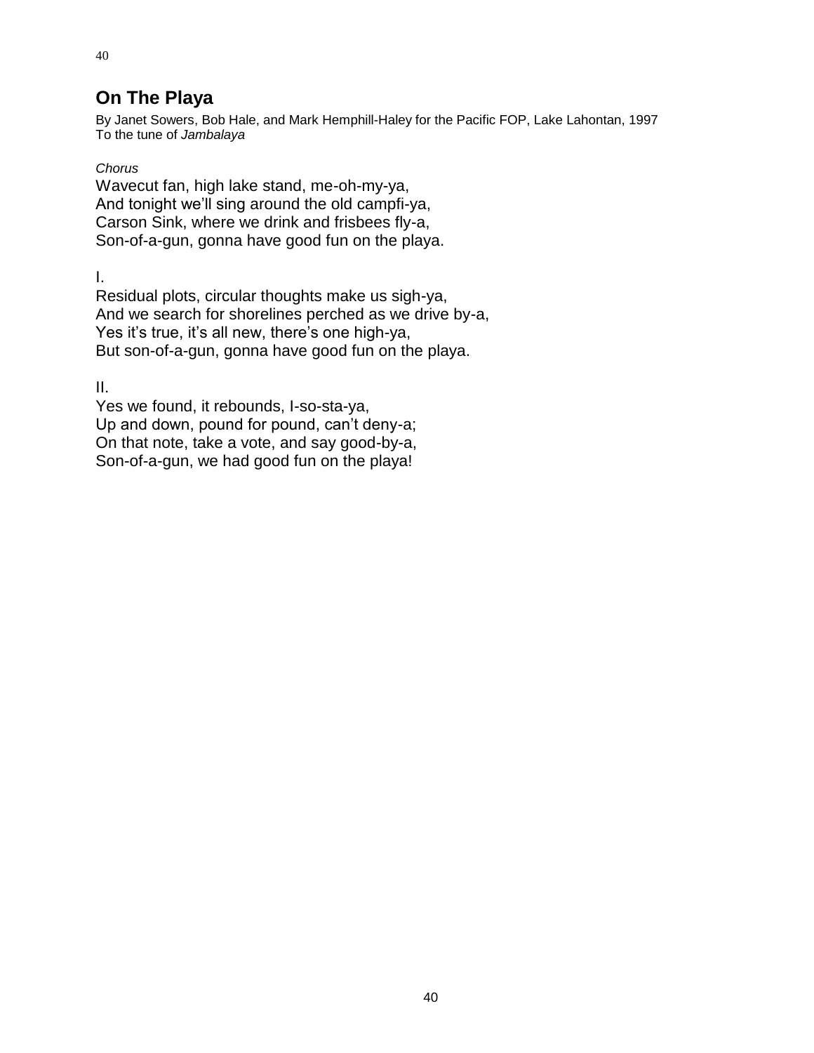## On The Playa

By Janet Sowers, Bob Hale, and Mark Hemphill-Haley for the Pacific FOP, Lake Lahontan, 1997
To the tune of *Jambalaya*

*Chorus*

Wavecut fan, high lake stand, me-oh-my-ya,
And tonight we'll sing around the old campfi-ya,
Carson Sink, where we drink and frisbees fly-a,
Son-of-a-gun, gonna have good fun on the playa.

I.

Residual plots, circular thoughts make us sigh-ya,
And we search for shorelines perched as we drive by-a,
Yes it's true, it's all new, there's one high-ya,
But son-of-a-gun, gonna have good fun on the playa.

II.

Yes we found, it rebounds, I-so-sta-ya,
Up and down, pound for pound, can't deny-a;
On that note, take a vote, and say good-by-a,
Son-of-a-gun, we had good fun on the playa!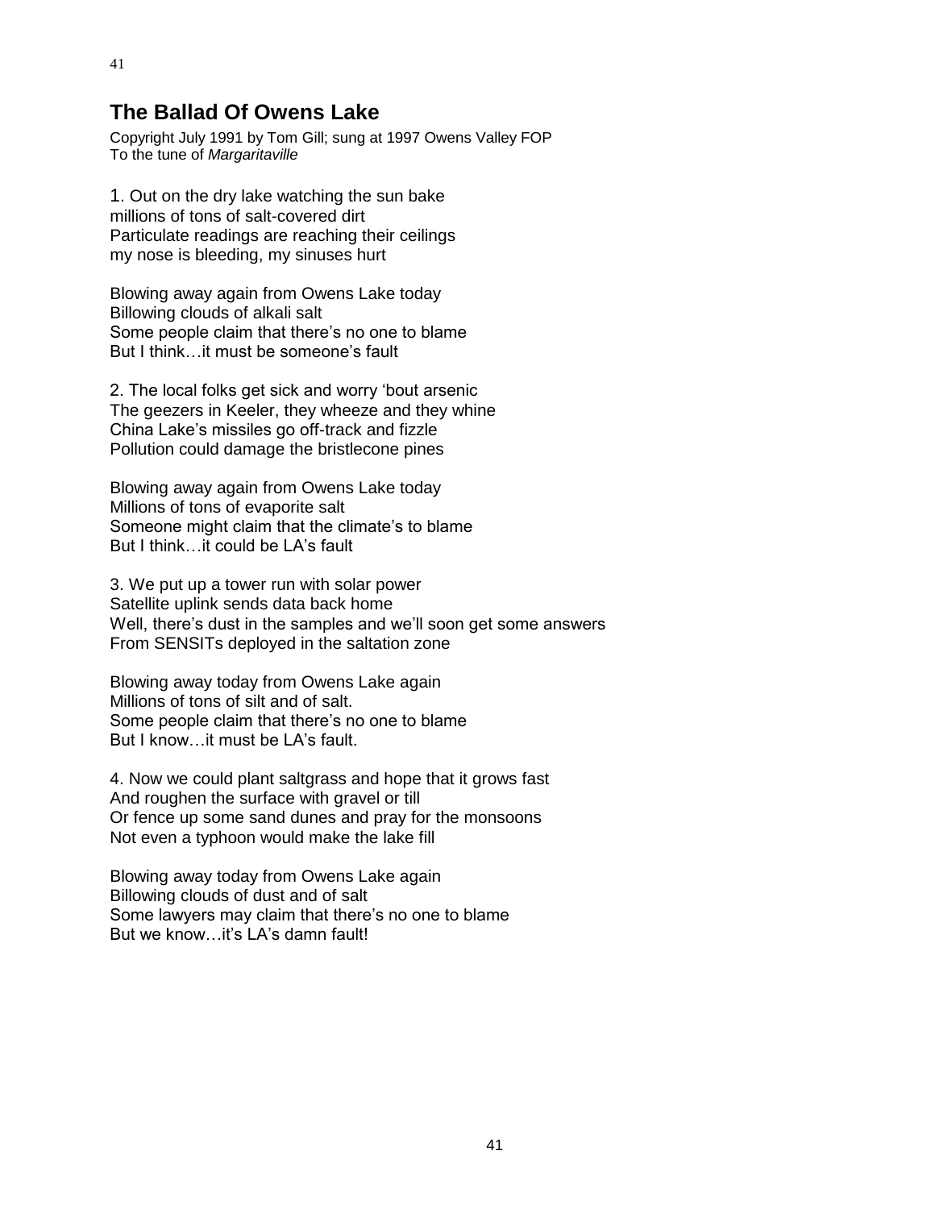## The Ballad Of Owens Lake

Copyright July 1991 by Tom Gill; sung at 1997 Owens Valley FOP
To the tune of *Margaritaville*

1. Out on the dry lake watching the sun bake
millions of tons of salt-covered dirt
Particulate readings are reaching their ceilings
my nose is bleeding, my sinuses hurt

Blowing away again from Owens Lake today
Billowing clouds of alkali salt
Some people claim that there's no one to blame
But I think…it must be someone's fault

2. The local folks get sick and worry 'bout arsenic
The geezers in Keeler, they wheeze and they whine
China Lake's missiles go off-track and fizzle
Pollution could damage the bristlecone pines

Blowing away again from Owens Lake today
Millions of tons of evaporite salt
Someone might claim that the climate's to blame
But I think…it could be LA's fault

3. We put up a tower run with solar power
Satellite uplink sends data back home
Well, there's dust in the samples and we'll soon get some answers
From SENSITs deployed in the saltation zone

Blowing away today from Owens Lake again
Millions of tons of silt and of salt.
Some people claim that there's no one to blame
But I know…it must be LA's fault.

4. Now we could plant saltgrass and hope that it grows fast
And roughen the surface with gravel or till
Or fence up some sand dunes and pray for the monsoons
Not even a typhoon would make the lake fill

Blowing away today from Owens Lake again
Billowing clouds of dust and of salt
Some lawyers may claim that there's no one to blame
But we know…it's LA's damn fault!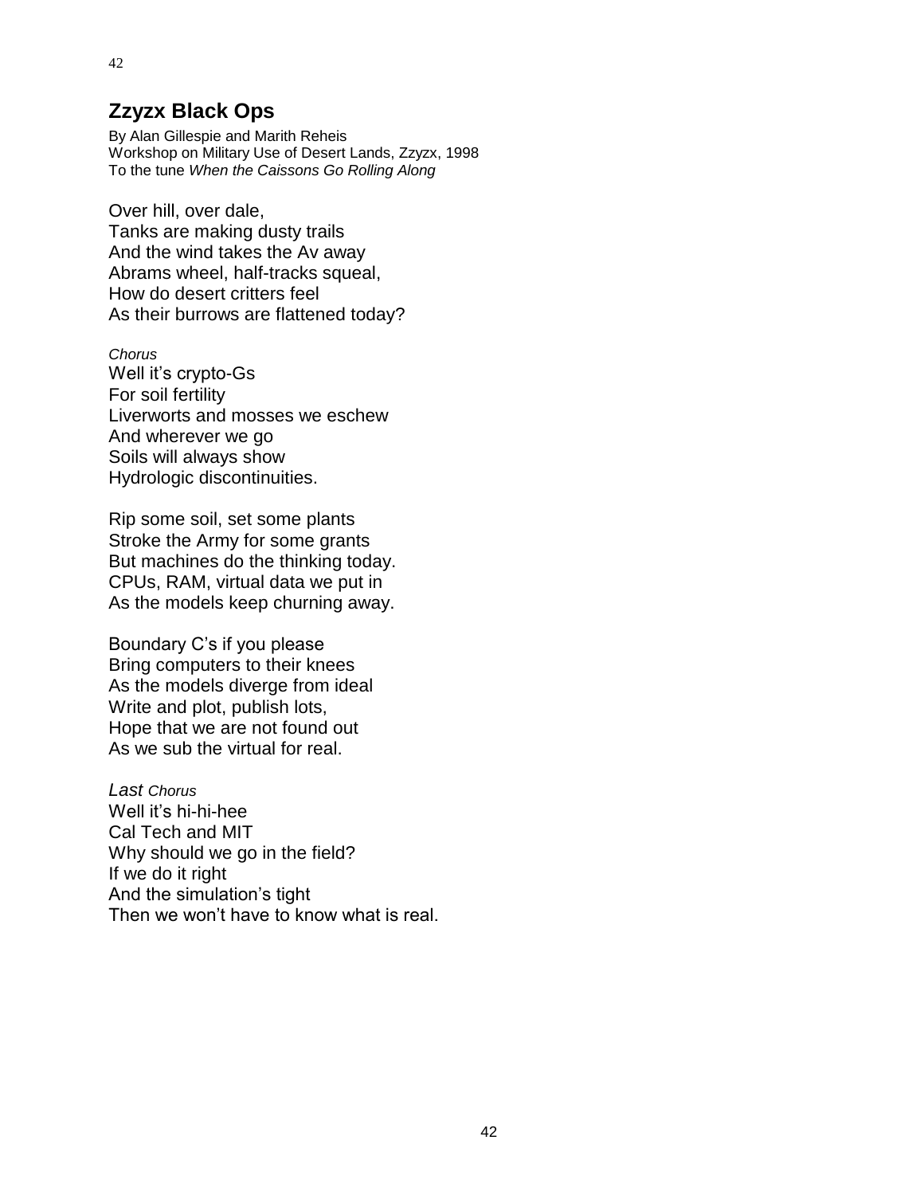## Zzyzx Black Ops

By Alan Gillespie and Marith Reheis
Workshop on Military Use of Desert Lands, Zzyzx, 1998
To the tune *When the Caissons Go Rolling Along*

Over hill, over dale,
Tanks are making dusty trails
And the wind takes the Av away
Abrams wheel, half-tracks squeal,
How do desert critters feel
As their burrows are flattened today?

*Chorus*
Well it's crypto-Gs
For soil fertility
Liverworts and mosses we eschew
And wherever we go
Soils will always show
Hydrologic discontinuities.

Rip some soil, set some plants
Stroke the Army for some grants
But machines do the thinking today.
CPUs, RAM, virtual data we put in
As the models keep churning away.

Boundary C's if you please
Bring computers to their knees
As the models diverge from ideal
Write and plot, publish lots,
Hope that we are not found out
As we sub the virtual for real.

*Last Chorus*
Well it's hi-hi-hee
Cal Tech and MIT
Why should we go in the field?
If we do it right
And the simulation's tight
Then we won't have to know what is real.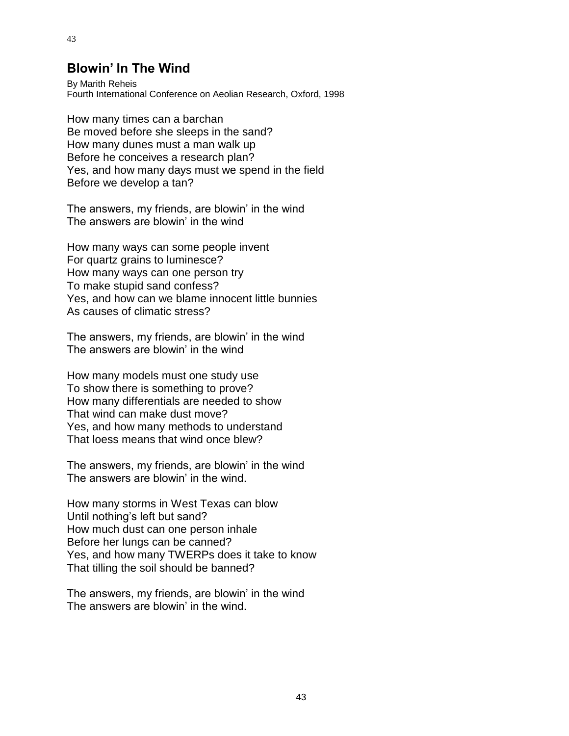## Blowin' In The Wind

By Marith Reheis
Fourth International Conference on Aeolian Research, Oxford, 1998

How many times can a barchan
Be moved before she sleeps in the sand?
How many dunes must a man walk up
Before he conceives a research plan?
Yes, and how many days must we spend in the field
Before we develop a tan?

The answers, my friends, are blowin' in the wind
The answers are blowin' in the wind

How many ways can some people invent
For quartz grains to luminesce?
How many ways can one person try
To make stupid sand confess?
Yes, and how can we blame innocent little bunnies
As causes of climatic stress?

The answers, my friends, are blowin' in the wind
The answers are blowin' in the wind

How many models must one study use
To show there is something to prove?
How many differentials are needed to show
That wind can make dust move?
Yes, and how many methods to understand
That loess means that wind once blew?

The answers, my friends, are blowin' in the wind
The answers are blowin' in the wind.

How many storms in West Texas can blow
Until nothing's left but sand?
How much dust can one person inhale
Before her lungs can be canned?
Yes, and how many TWERPs does it take to know
That tilling the soil should be banned?

The answers, my friends, are blowin' in the wind
The answers are blowin' in the wind.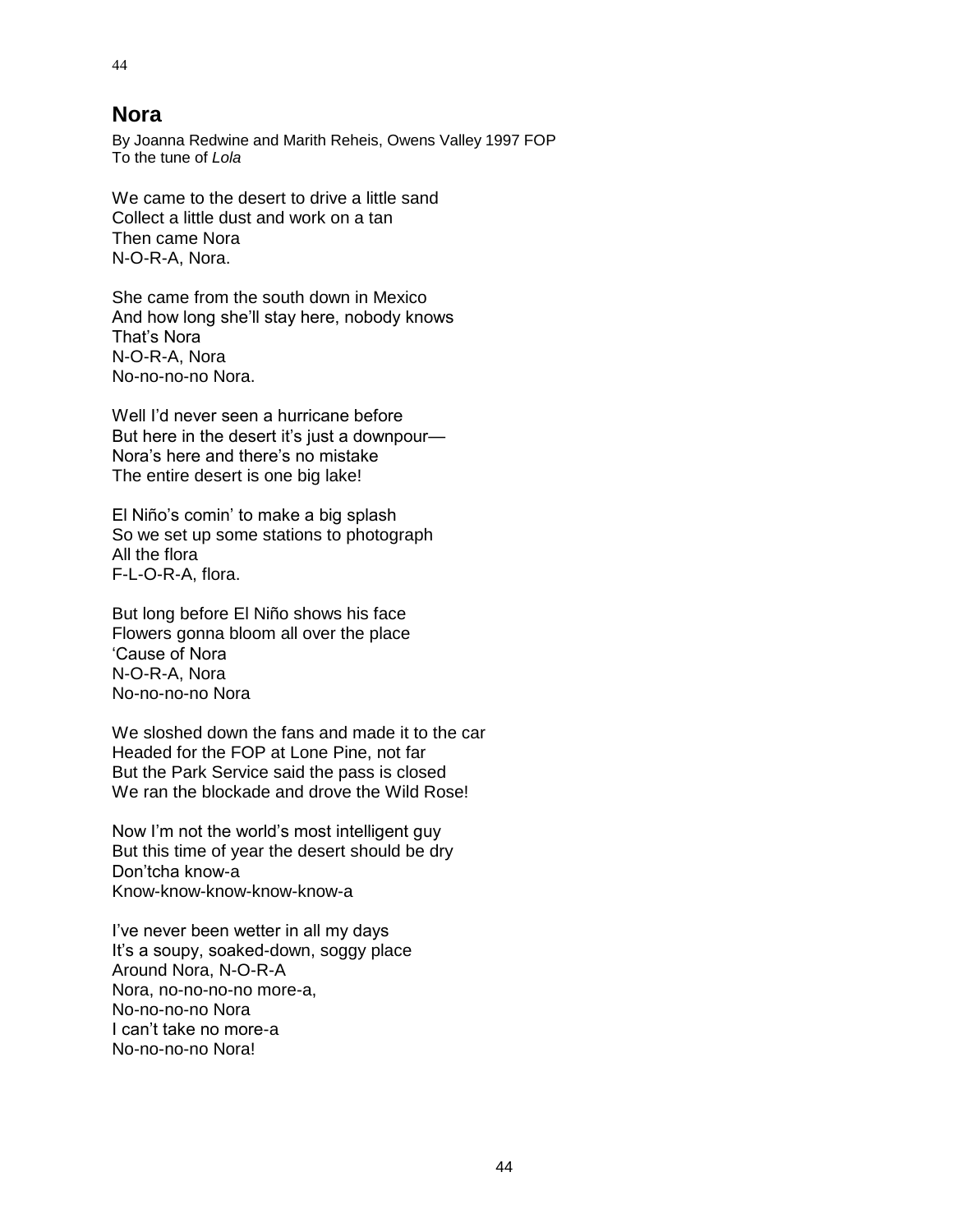## Nora

By Joanna Redwine and Marith Reheis, Owens Valley 1997 FOP
To the tune of *Lola*

We came to the desert to drive a little sand
Collect a little dust and work on a tan
Then came Nora
N-O-R-A, Nora.

She came from the south down in Mexico
And how long she'll stay here, nobody knows
That's Nora
N-O-R-A, Nora
No-no-no-no Nora.

Well I'd never seen a hurricane before
But here in the desert it's just a downpour—
Nora's here and there's no mistake
The entire desert is one big lake!

El Niño's comin' to make a big splash
So we set up some stations to photograph
All the flora
F-L-O-R-A, flora.

But long before El Niño shows his face
Flowers gonna bloom all over the place
'Cause of Nora
N-O-R-A, Nora
No-no-no-no Nora

We sloshed down the fans and made it to the car
Headed for the FOP at Lone Pine, not far
But the Park Service said the pass is closed
We ran the blockade and drove the Wild Rose!

Now I'm not the world's most intelligent guy
But this time of year the desert should be dry
Don'tcha know-a
Know-know-know-know-know-a

I've never been wetter in all my days
It's a soupy, soaked-down, soggy place
Around Nora, N-O-R-A
Nora, no-no-no-no more-a,
No-no-no-no Nora
I can't take no more-a
No-no-no-no Nora!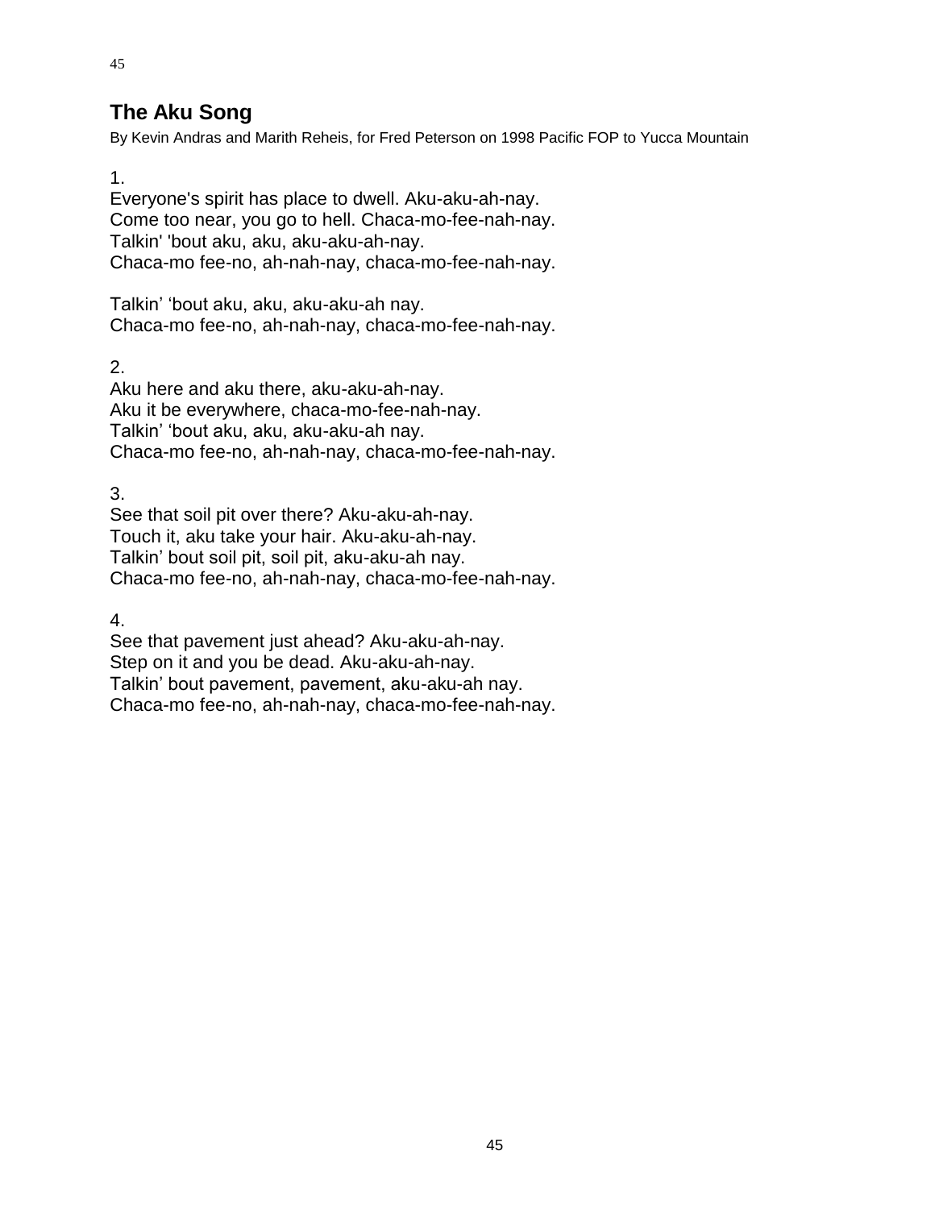## The Aku Song

By Kevin Andras and Marith Reheis, for Fred Peterson on 1998 Pacific FOP to Yucca Mountain

1.
Everyone's spirit has place to dwell. Aku-aku-ah-nay.
Come too near, you go to hell. Chaca-mo-fee-nah-nay.
Talkin' 'bout aku, aku, aku-aku-ah-nay.
Chaca-mo fee-no, ah-nah-nay, chaca-mo-fee-nah-nay.

Talkin' 'bout aku, aku, aku-aku-ah nay.
Chaca-mo fee-no, ah-nah-nay, chaca-mo-fee-nah-nay.

2.
Aku here and aku there, aku-aku-ah-nay.
Aku it be everywhere, chaca-mo-fee-nah-nay.
Talkin' 'bout aku, aku, aku-aku-ah nay.
Chaca-mo fee-no, ah-nah-nay, chaca-mo-fee-nah-nay.

3.
See that soil pit over there? Aku-aku-ah-nay.
Touch it, aku take your hair. Aku-aku-ah-nay.
Talkin' bout soil pit, soil pit, aku-aku-ah nay.
Chaca-mo fee-no, ah-nah-nay, chaca-mo-fee-nah-nay.

4.
See that pavement just ahead? Aku-aku-ah-nay.
Step on it and you be dead. Aku-aku-ah-nay.
Talkin' bout pavement, pavement, aku-aku-ah nay.
Chaca-mo fee-no, ah-nah-nay, chaca-mo-fee-nah-nay.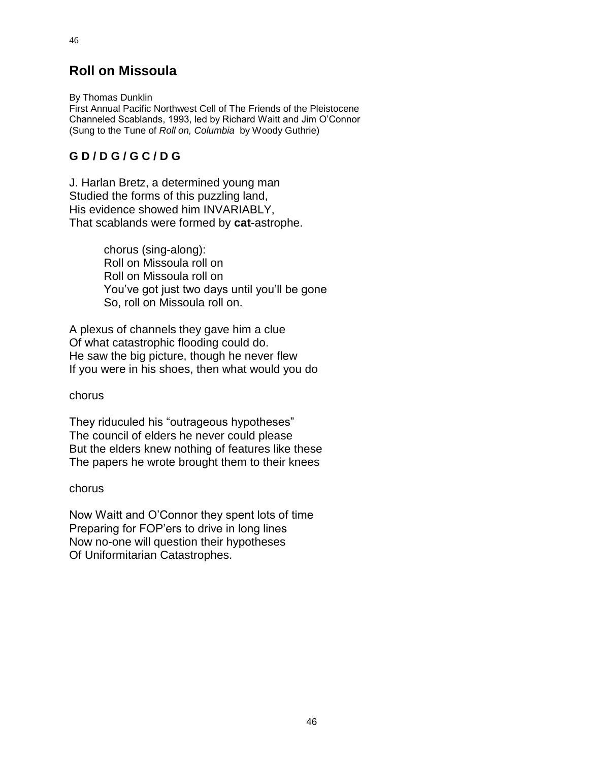## Roll on Missoula

By Thomas Dunklin
First Annual Pacific Northwest Cell of The Friends of the Pleistocene
Channeled Scablands, 1993, led by Richard Waitt and Jim O'Connor
(Sung to the Tune of *Roll on, Columbia* by Woody Guthrie)

**G D / D G / G C / D G**

J. Harlan Bretz, a determined young man
Studied the forms of this puzzling land,
His evidence showed him INVARIABLY,
That scablands were formed by **cat**-astrophe.

> chorus (sing-along):
> Roll on Missoula roll on
> Roll on Missoula roll on
> You've got just two days until you'll be gone
> So, roll on Missoula roll on.

A plexus of channels they gave him a clue
Of what catastrophic flooding could do.
He saw the big picture, though he never flew
If you were in his shoes, then what would you do

chorus

They riduculed his "outrageous hypotheses"
The council of elders he never could please
But the elders knew nothing of features like these
The papers he wrote brought them to their knees

chorus

Now Waitt and O'Connor they spent lots of time
Preparing for FOP'ers to drive in long lines
Now no-one will question their hypotheses
Of Uniformitarian Catastrophes.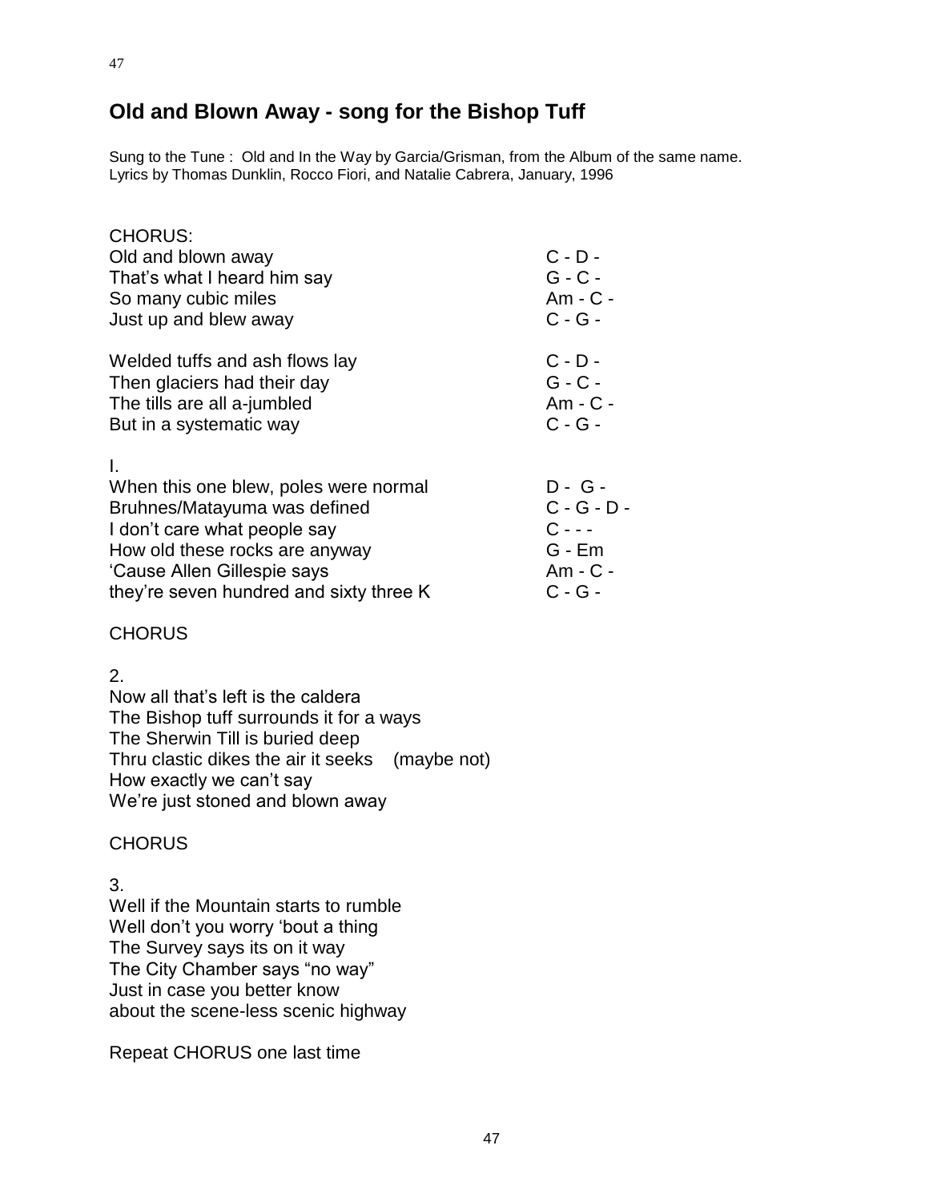## Old and Blown Away - song for the Bishop Tuff

Sung to the Tune : Old and In the Way by Garcia/Grisman, from the Album of the same name.
Lyrics by Thomas Dunklin, Rocco Fiori, and Natalie Cabrera, January, 1996

CHORUS:

| Lyrics | Chords |
|---|---|
| Old and blown away | C - D - |
| That's what I heard him say | G - C - |
| So many cubic miles | Am - C - |
| Just up and blew away | C - G - |
| | |
| Welded tuffs and ash flows lay | C - D - |
| Then glaciers had their day | G - C - |
| The tills are all a-jumbled | Am - C - |
| But in a systematic way | C - G - |

I.

| Lyrics | Chords |
|---|---|
| When this one blew, poles were normal | D - G - |
| Bruhnes/Matayuma was defined | C - G - D - |
| I don't care what people say | C - - - |
| How old these rocks are anyway | G - Em |
| 'Cause Allen Gillespie says | Am - C - |
| they're seven hundred and sixty three K | C - G - |

CHORUS

2.
Now all that's left is the caldera
The Bishop tuff surrounds it for a ways
The Sherwin Till is buried deep
Thru clastic dikes the air it seeks (maybe not)
How exactly we can't say
We're just stoned and blown away

CHORUS

3.
Well if the Mountain starts to rumble
Well don't you worry 'bout a thing
The Survey says its on it way
The City Chamber says "no way"
Just in case you better know
about the scene-less scenic highway

Repeat CHORUS one last time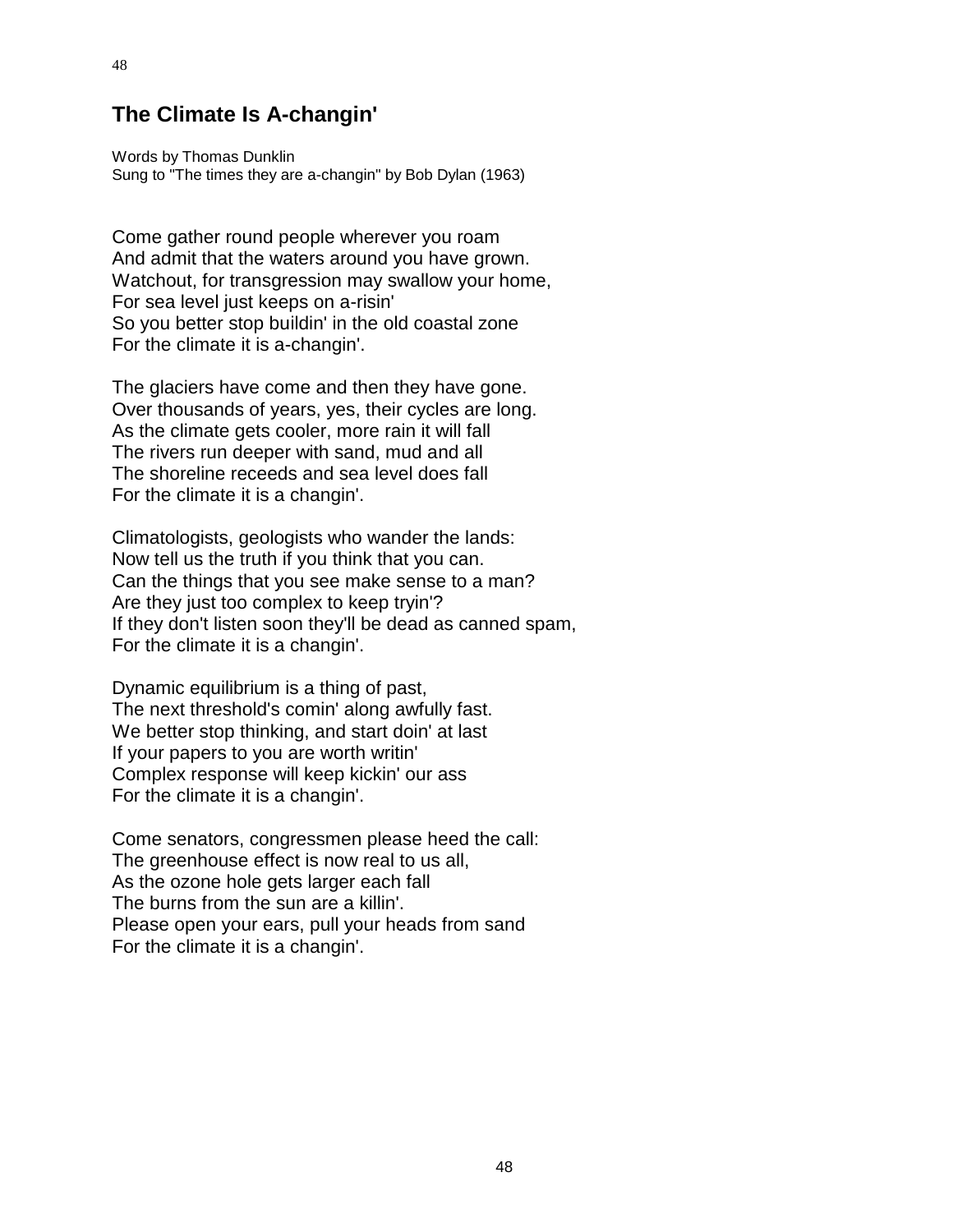## The Climate Is A-changin'

Words by Thomas Dunklin  
Sung to "The times they are a-changin" by Bob Dylan (1963)

Come gather round people wherever you roam  
And admit that the waters around you have grown.  
Watchout, for transgression may swallow your home,  
For sea level just keeps on a-risin'  
So you better stop buildin' in the old coastal zone  
For the climate it is a-changin'.

The glaciers have come and then they have gone.  
Over thousands of years, yes, their cycles are long.  
As the climate gets cooler, more rain it will fall  
The rivers run deeper with sand, mud and all  
The shoreline receeds and sea level does fall  
For the climate it is a changin'.

Climatologists, geologists who wander the lands:  
Now tell us the truth if you think that you can.  
Can the things that you see make sense to a man?  
Are they just too complex to keep tryin'?  
If they don't listen soon they'll be dead as canned spam,  
For the climate it is a changin'.

Dynamic equilibrium is a thing of past,  
The next threshold's comin' along awfully fast.  
We better stop thinking, and start doin' at last  
If your papers to you are worth writin'  
Complex response will keep kickin' our ass  
For the climate it is a changin'.

Come senators, congressmen please heed the call:  
The greenhouse effect is now real to us all,  
As the ozone hole gets larger each fall  
The burns from the sun are a killin'.  
Please open your ears, pull your heads from sand  
For the climate it is a changin'.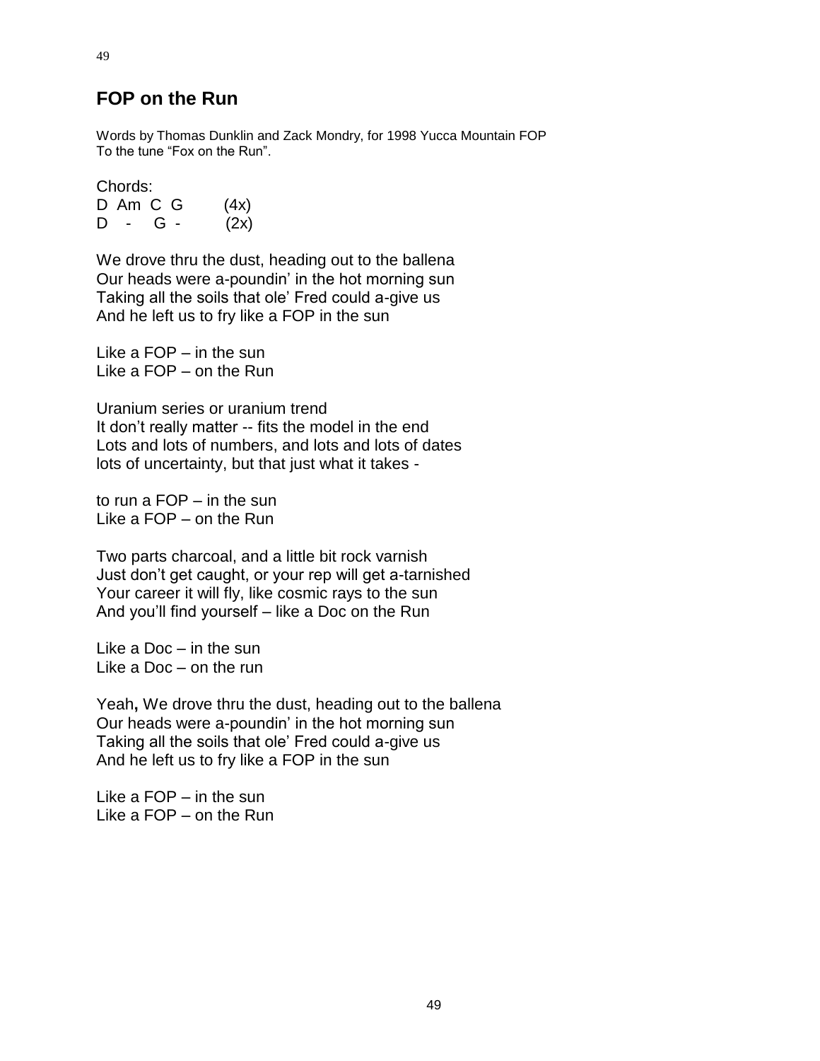## FOP on the Run

Words by Thomas Dunklin and Zack Mondry, for 1998 Yucca Mountain FOP
To the tune "Fox on the Run".

Chords:
D Am C G (4x)
D - G - (2x)

We drove thru the dust, heading out to the ballena
Our heads were a-poundin' in the hot morning sun
Taking all the soils that ole' Fred could a-give us
And he left us to fry like a FOP in the sun

Like a FOP – in the sun
Like a FOP – on the Run

Uranium series or uranium trend
It don't really matter -- fits the model in the end
Lots and lots of numbers, and lots and lots of dates
lots of uncertainty, but that just what it takes -

to run a FOP – in the sun
Like a FOP – on the Run

Two parts charcoal, and a little bit rock varnish
Just don't get caught, or your rep will get a-tarnished
Your career it will fly, like cosmic rays to the sun
And you'll find yourself – like a Doc on the Run

Like a Doc – in the sun
Like a Doc – on the run

Yeah**,** We drove thru the dust, heading out to the ballena
Our heads were a-poundin' in the hot morning sun
Taking all the soils that ole' Fred could a-give us
And he left us to fry like a FOP in the sun

Like a FOP – in the sun
Like a FOP – on the Run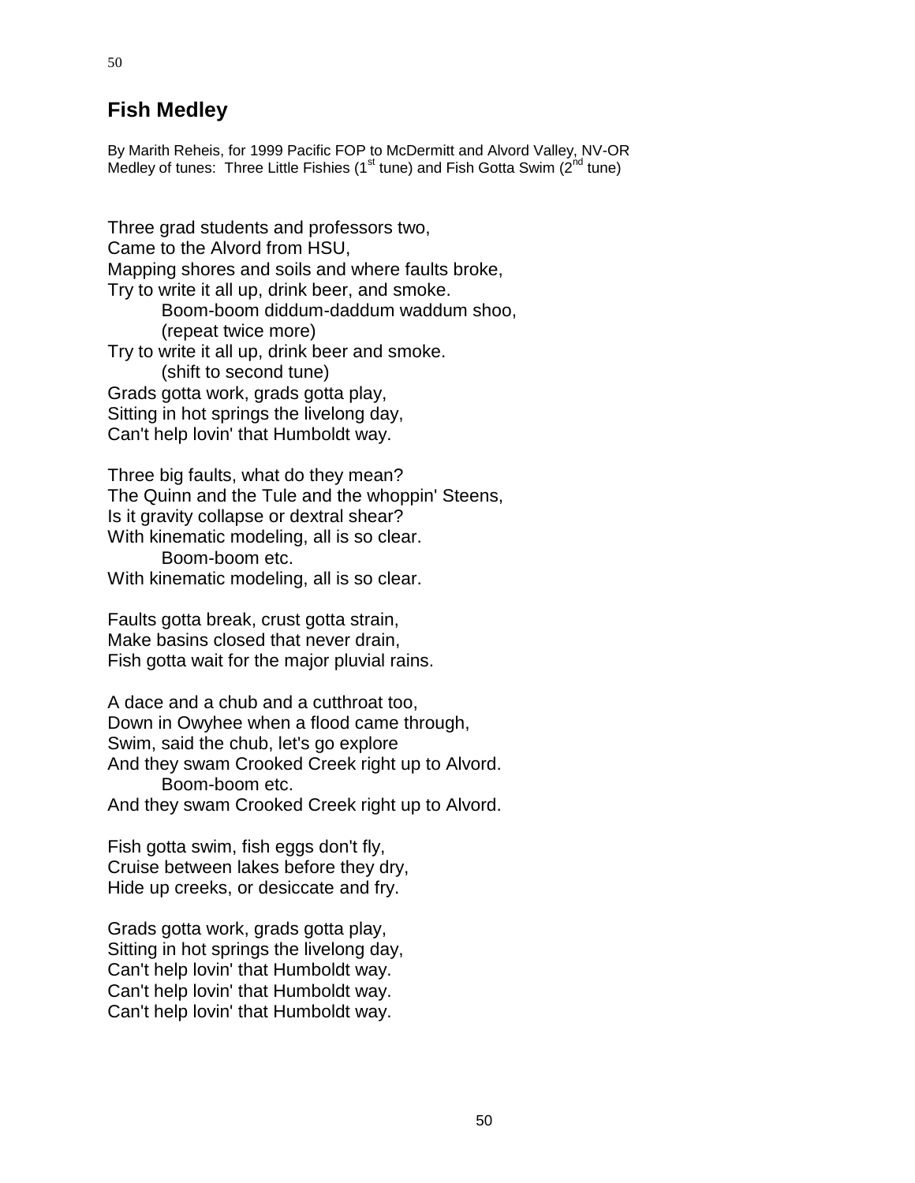## Fish Medley

By Marith Reheis, for 1999 Pacific FOP to McDermitt and Alvord Valley, NV-OR
Medley of tunes: Three Little Fishies (1st tune) and Fish Gotta Swim (2nd tune)

Three grad students and professors two,
Came to the Alvord from HSU,
Mapping shores and soils and where faults broke,
Try to write it all up, drink beer, and smoke.
    Boom-boom diddum-daddum waddum shoo,
    (repeat twice more)
Try to write it all up, drink beer and smoke.
    (shift to second tune)
Grads gotta work, grads gotta play,
Sitting in hot springs the livelong day,
Can't help lovin' that Humboldt way.

Three big faults, what do they mean?
The Quinn and the Tule and the whoppin' Steens,
Is it gravity collapse or dextral shear?
With kinematic modeling, all is so clear.
    Boom-boom etc.
With kinematic modeling, all is so clear.

Faults gotta break, crust gotta strain,
Make basins closed that never drain,
Fish gotta wait for the major pluvial rains.

A dace and a chub and a cutthroat too,
Down in Owyhee when a flood came through,
Swim, said the chub, let's go explore
And they swam Crooked Creek right up to Alvord.
    Boom-boom etc.
And they swam Crooked Creek right up to Alvord.

Fish gotta swim, fish eggs don't fly,
Cruise between lakes before they dry,
Hide up creeks, or desiccate and fry.

Grads gotta work, grads gotta play,
Sitting in hot springs the livelong day,
Can't help lovin' that Humboldt way.
Can't help lovin' that Humboldt way.
Can't help lovin' that Humboldt way.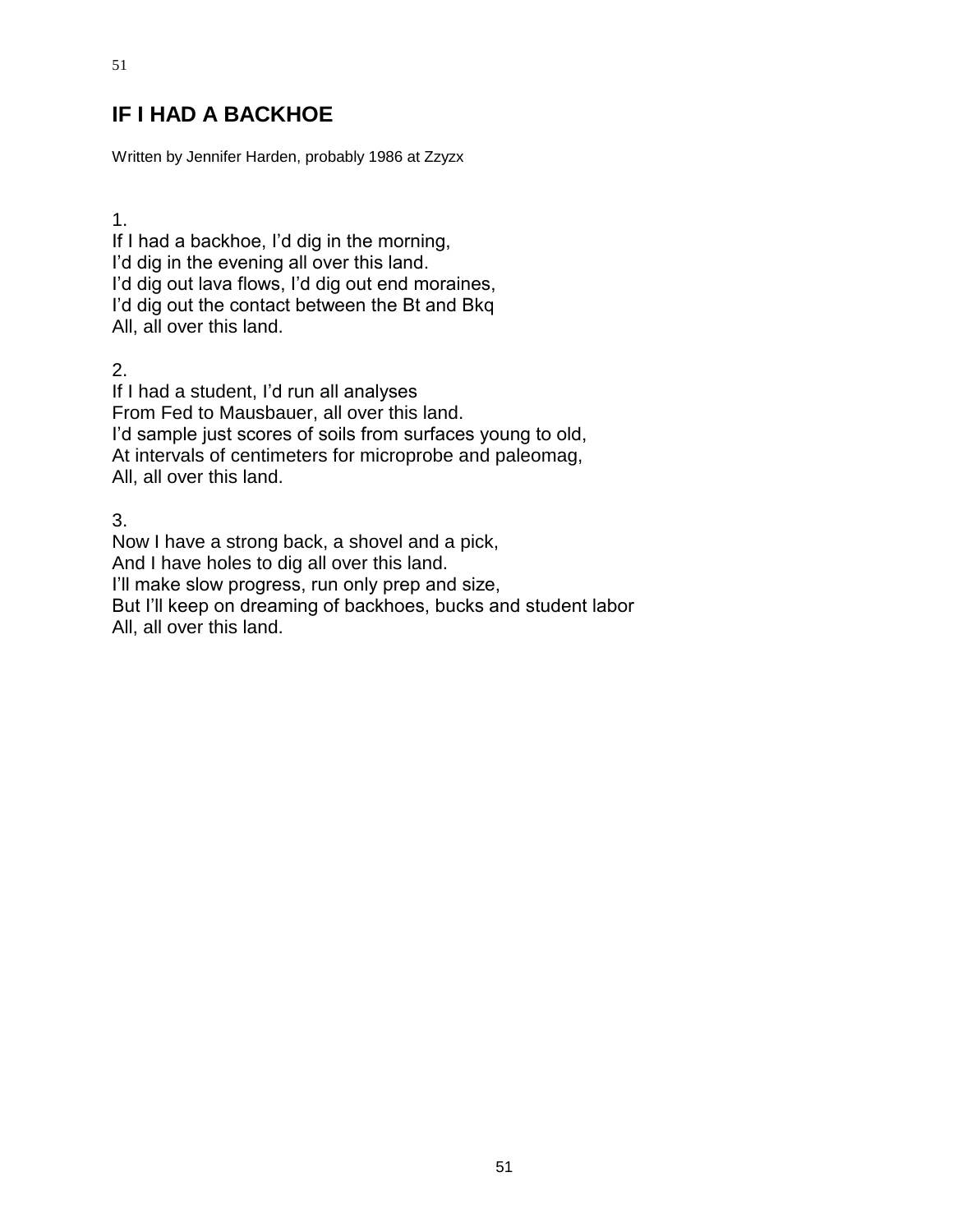# IF I HAD A BACKHOE

Written by Jennifer Harden, probably 1986 at Zzyzx

1.
If I had a backhoe, I'd dig in the morning,
I'd dig in the evening all over this land.
I'd dig out lava flows, I'd dig out end moraines,
I'd dig out the contact between the Bt and Bkq
All, all over this land.

2.
If I had a student, I'd run all analyses
From Fed to Mausbauer, all over this land.
I'd sample just scores of soils from surfaces young to old,
At intervals of centimeters for microprobe and paleomag,
All, all over this land.

3.
Now I have a strong back, a shovel and a pick,
And I have holes to dig all over this land.
I'll make slow progress, run only prep and size,
But I'll keep on dreaming of backhoes, bucks and student labor
All, all over this land.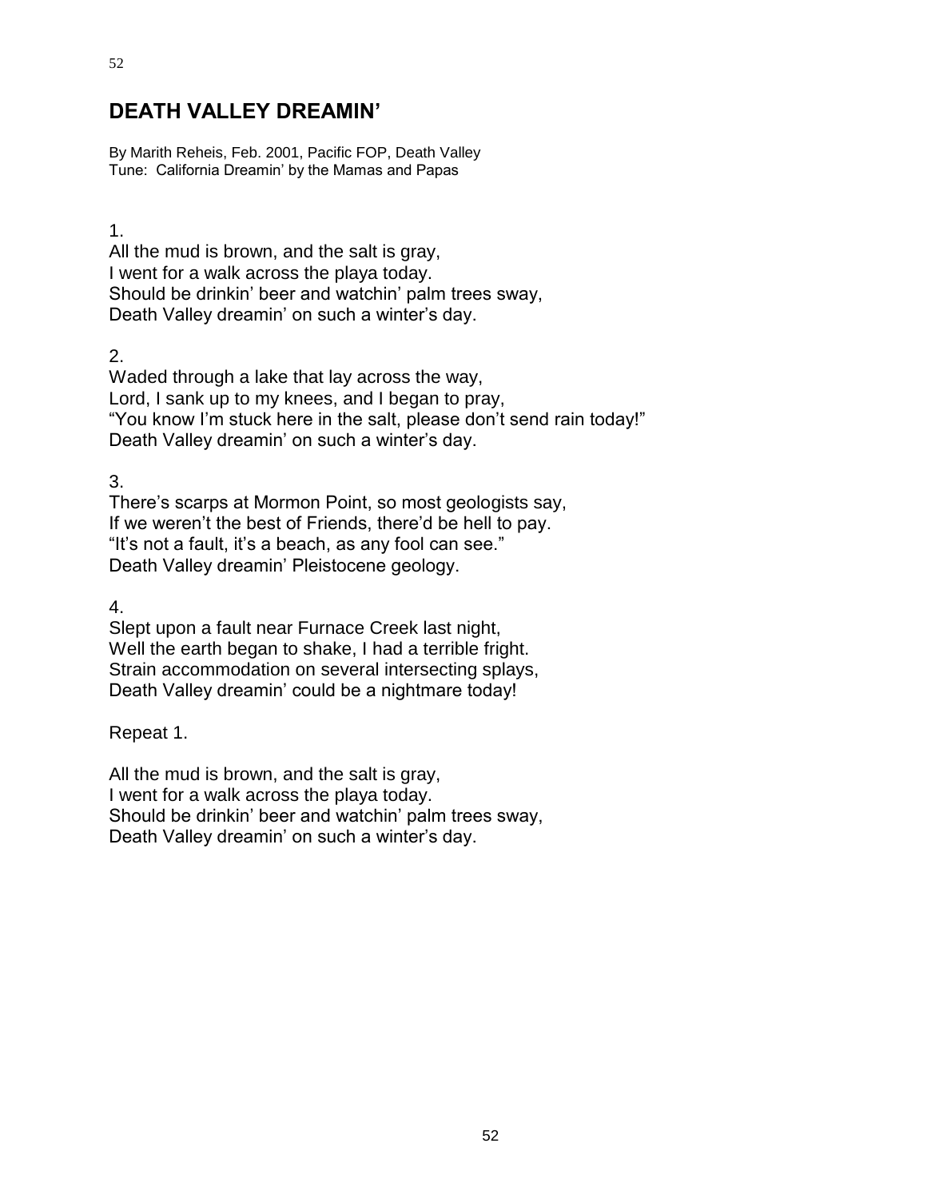# DEATH VALLEY DREAMIN'

By Marith Reheis, Feb. 2001, Pacific FOP, Death Valley
Tune: California Dreamin' by the Mamas and Papas

1.
All the mud is brown, and the salt is gray,
I went for a walk across the playa today.
Should be drinkin' beer and watchin' palm trees sway,
Death Valley dreamin' on such a winter's day.

2.
Waded through a lake that lay across the way,
Lord, I sank up to my knees, and I began to pray,
"You know I'm stuck here in the salt, please don't send rain today!"
Death Valley dreamin' on such a winter's day.

3.
There's scarps at Mormon Point, so most geologists say,
If we weren't the best of Friends, there'd be hell to pay.
"It's not a fault, it's a beach, as any fool can see."
Death Valley dreamin' Pleistocene geology.

4.
Slept upon a fault near Furnace Creek last night,
Well the earth began to shake, I had a terrible fright.
Strain accommodation on several intersecting splays,
Death Valley dreamin' could be a nightmare today!

Repeat 1.

All the mud is brown, and the salt is gray,
I went for a walk across the playa today.
Should be drinkin' beer and watchin' palm trees sway,
Death Valley dreamin' on such a winter's day.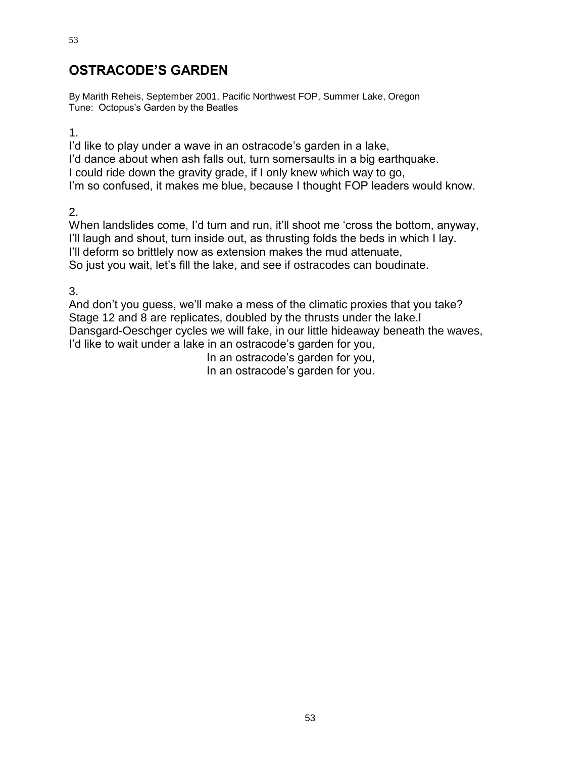# OSTRACODE'S GARDEN

By Marith Reheis, September 2001, Pacific Northwest FOP, Summer Lake, Oregon
Tune: Octopus's Garden by the Beatles

1.
I'd like to play under a wave in an ostracode's garden in a lake,
I'd dance about when ash falls out, turn somersaults in a big earthquake.
I could ride down the gravity grade, if I only knew which way to go,
I'm so confused, it makes me blue, because I thought FOP leaders would know.

2.
When landslides come, I'd turn and run, it'll shoot me 'cross the bottom, anyway,
I'll laugh and shout, turn inside out, as thrusting folds the beds in which I lay.
I'll deform so brittlely now as extension makes the mud attenuate,
So just you wait, let's fill the lake, and see if ostracodes can boudinate.

3.
And don't you guess, we'll make a mess of the climatic proxies that you take?
Stage 12 and 8 are replicates, doubled by the thrusts under the lake.l
Dansgard-Oeschger cycles we will fake, in our little hideaway beneath the waves,
I'd like to wait under a lake in an ostracode's garden for you,
In an ostracode's garden for you,
In an ostracode's garden for you.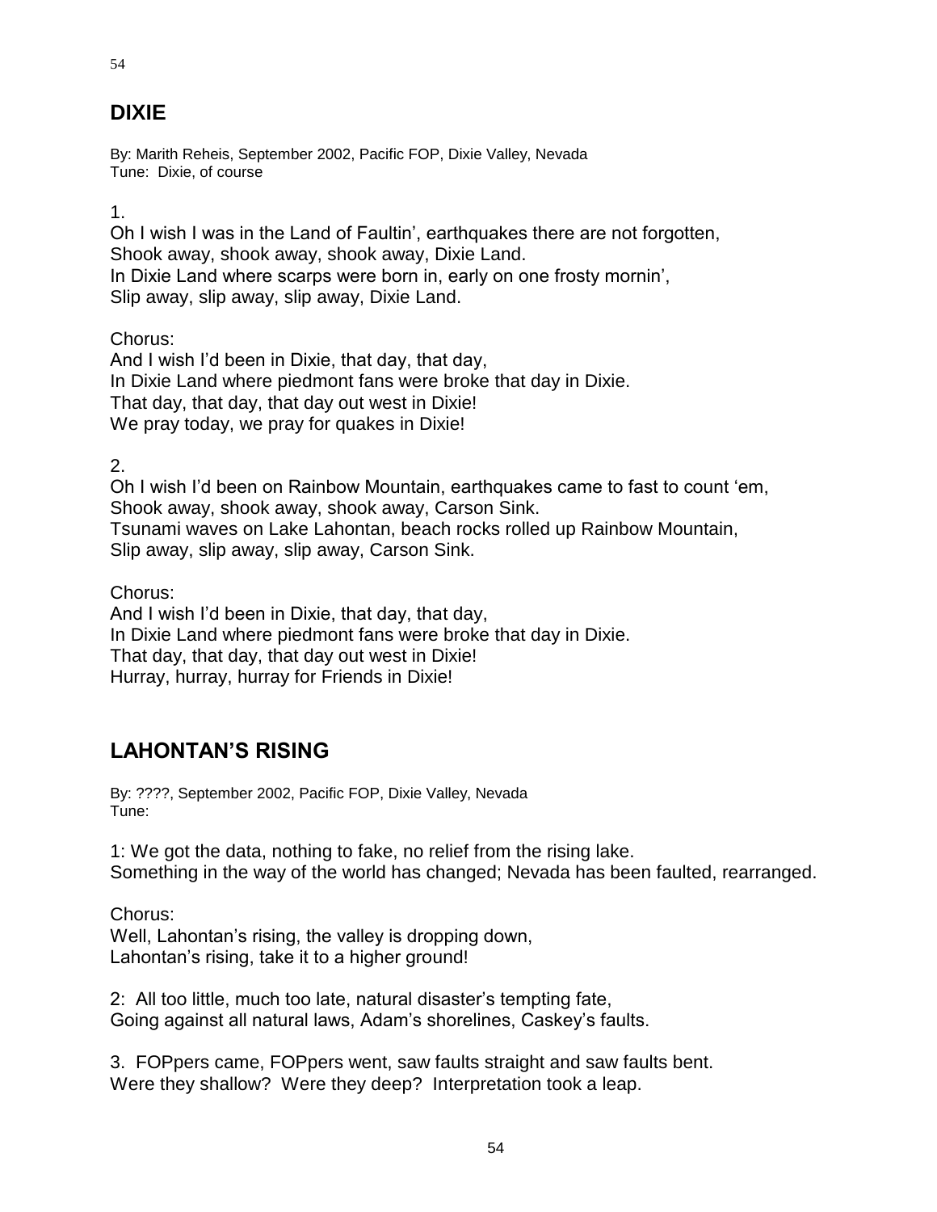## DIXIE

By: Marith Reheis, September 2002, Pacific FOP, Dixie Valley, Nevada
Tune: Dixie, of course

1.
Oh I wish I was in the Land of Faultin', earthquakes there are not forgotten,
Shook away, shook away, shook away, Dixie Land.
In Dixie Land where scarps were born in, early on one frosty mornin',
Slip away, slip away, slip away, Dixie Land.

Chorus:
And I wish I'd been in Dixie, that day, that day,
In Dixie Land where piedmont fans were broke that day in Dixie.
That day, that day, that day out west in Dixie!
We pray today, we pray for quakes in Dixie!

2.
Oh I wish I'd been on Rainbow Mountain, earthquakes came to fast to count 'em,
Shook away, shook away, shook away, Carson Sink.
Tsunami waves on Lake Lahontan, beach rocks rolled up Rainbow Mountain,
Slip away, slip away, slip away, Carson Sink.

Chorus:
And I wish I'd been in Dixie, that day, that day,
In Dixie Land where piedmont fans were broke that day in Dixie.
That day, that day, that day out west in Dixie!
Hurray, hurray, hurray for Friends in Dixie!

## LAHONTAN'S RISING

By: ????, September 2002, Pacific FOP, Dixie Valley, Nevada
Tune:

1: We got the data, nothing to fake, no relief from the rising lake.
Something in the way of the world has changed; Nevada has been faulted, rearranged.

Chorus:
Well, Lahontan's rising, the valley is dropping down,
Lahontan's rising, take it to a higher ground!

2: All too little, much too late, natural disaster's tempting fate,
Going against all natural laws, Adam's shorelines, Caskey's faults.

3. FOPpers came, FOPpers went, saw faults straight and saw faults bent.
Were they shallow? Were they deep? Interpretation took a leap.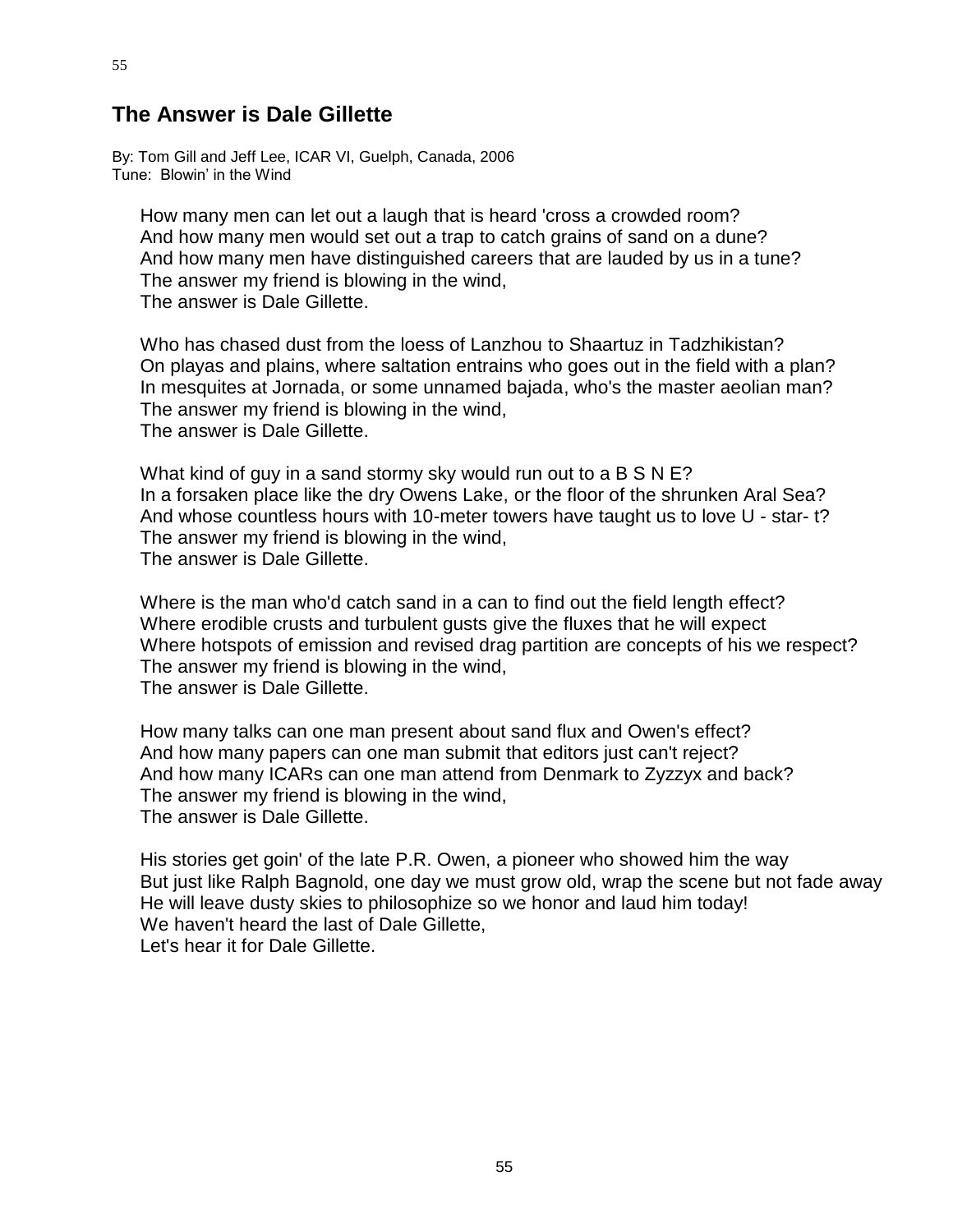## The Answer is Dale Gillette

By: Tom Gill and Jeff Lee, ICAR VI, Guelph, Canada, 2006
Tune: Blowin' in the Wind

How many men can let out a laugh that is heard 'cross a crowded room?
And how many men would set out a trap to catch grains of sand on a dune?
And how many men have distinguished careers that are lauded by us in a tune?
The answer my friend is blowing in the wind,
The answer is Dale Gillette.

Who has chased dust from the loess of Lanzhou to Shaartuz in Tadzhikistan?
On playas and plains, where saltation entrains who goes out in the field with a plan?
In mesquites at Jornada, or some unnamed bajada, who's the master aeolian man?
The answer my friend is blowing in the wind,
The answer is Dale Gillette.

What kind of guy in a sand stormy sky would run out to a B S N E?
In a forsaken place like the dry Owens Lake, or the floor of the shrunken Aral Sea?
And whose countless hours with 10-meter towers have taught us to love U - star- t?
The answer my friend is blowing in the wind,
The answer is Dale Gillette.

Where is the man who'd catch sand in a can to find out the field length effect?
Where erodible crusts and turbulent gusts give the fluxes that he will expect
Where hotspots of emission and revised drag partition are concepts of his we respect?
The answer my friend is blowing in the wind,
The answer is Dale Gillette.

How many talks can one man present about sand flux and Owen's effect?
And how many papers can one man submit that editors just can't reject?
And how many ICARs can one man attend from Denmark to Zyzzyx and back?
The answer my friend is blowing in the wind,
The answer is Dale Gillette.

His stories get goin' of the late P.R. Owen, a pioneer who showed him the way
But just like Ralph Bagnold, one day we must grow old, wrap the scene but not fade away
He will leave dusty skies to philosophize so we honor and laud him today!
We haven't heard the last of Dale Gillette,
Let's hear it for Dale Gillette.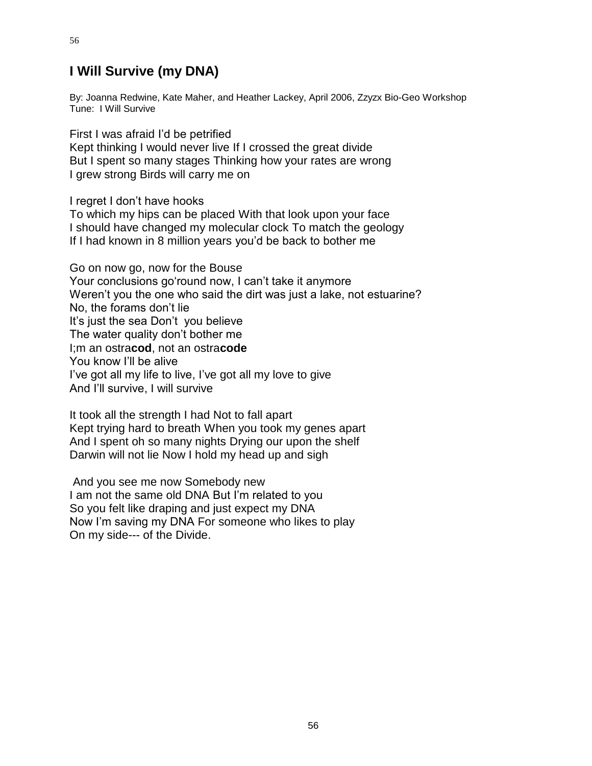## I Will Survive (my DNA)

By: Joanna Redwine, Kate Maher, and Heather Lackey, April 2006, Zzyzx Bio-Geo Workshop
Tune: I Will Survive

First I was afraid I'd be petrified
Kept thinking I would never live If I crossed the great divide
But I spent so many stages Thinking how your rates are wrong
I grew strong Birds will carry me on

I regret I don't have hooks
To which my hips can be placed With that look upon your face
I should have changed my molecular clock To match the geology
If I had known in 8 million years you'd be back to bother me

Go on now go, now for the Bouse
Your conclusions go'round now, I can't take it anymore
Weren't you the one who said the dirt was just a lake, not estuarine?
No, the forams don't lie
It's just the sea Don't you believe
The water quality don't bother me
I;m an ostra**cod**, not an ostra**code**
You know I'll be alive
I've got all my life to live, I've got all my love to give
And I'll survive, I will survive

It took all the strength I had Not to fall apart
Kept trying hard to breath When you took my genes apart
And I spent oh so many nights Drying our upon the shelf
Darwin will not lie Now I hold my head up and sigh

And you see me now Somebody new
I am not the same old DNA But I'm related to you
So you felt like draping and just expect my DNA
Now I'm saving my DNA For someone who likes to play
On my side--- of the Divide.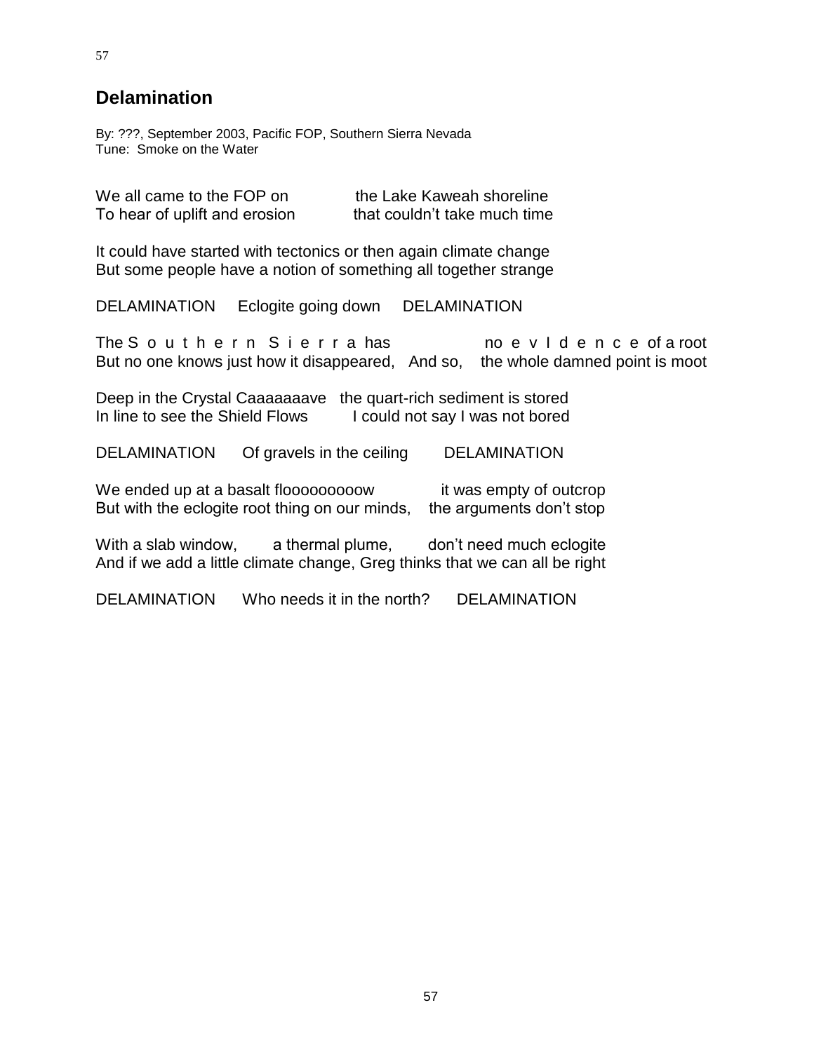## Delamination

By: ???, September 2003, Pacific FOP, Southern Sierra Nevada
Tune: Smoke on the Water

We all came to the FOP on the Lake Kaweah shoreline
To hear of uplift and erosion that couldn't take much time

It could have started with tectonics or then again climate change
But some people have a notion of something all together strange

DELAMINATION Eclogite going down DELAMINATION

The S o u t h e r n S i e r r a has no e v I d e n c e of a root
But no one knows just how it disappeared, And so, the whole damned point is moot

Deep in the Crystal Caaaaaaave the quart-rich sediment is stored
In line to see the Shield Flows I could not say I was not bored

DELAMINATION Of gravels in the ceiling DELAMINATION

We ended up at a basalt flooooooooow it was empty of outcrop
But with the eclogite root thing on our minds, the arguments don't stop

With a slab window, a thermal plume, don't need much eclogite
And if we add a little climate change, Greg thinks that we can all be right

DELAMINATION Who needs it in the north? DELAMINATION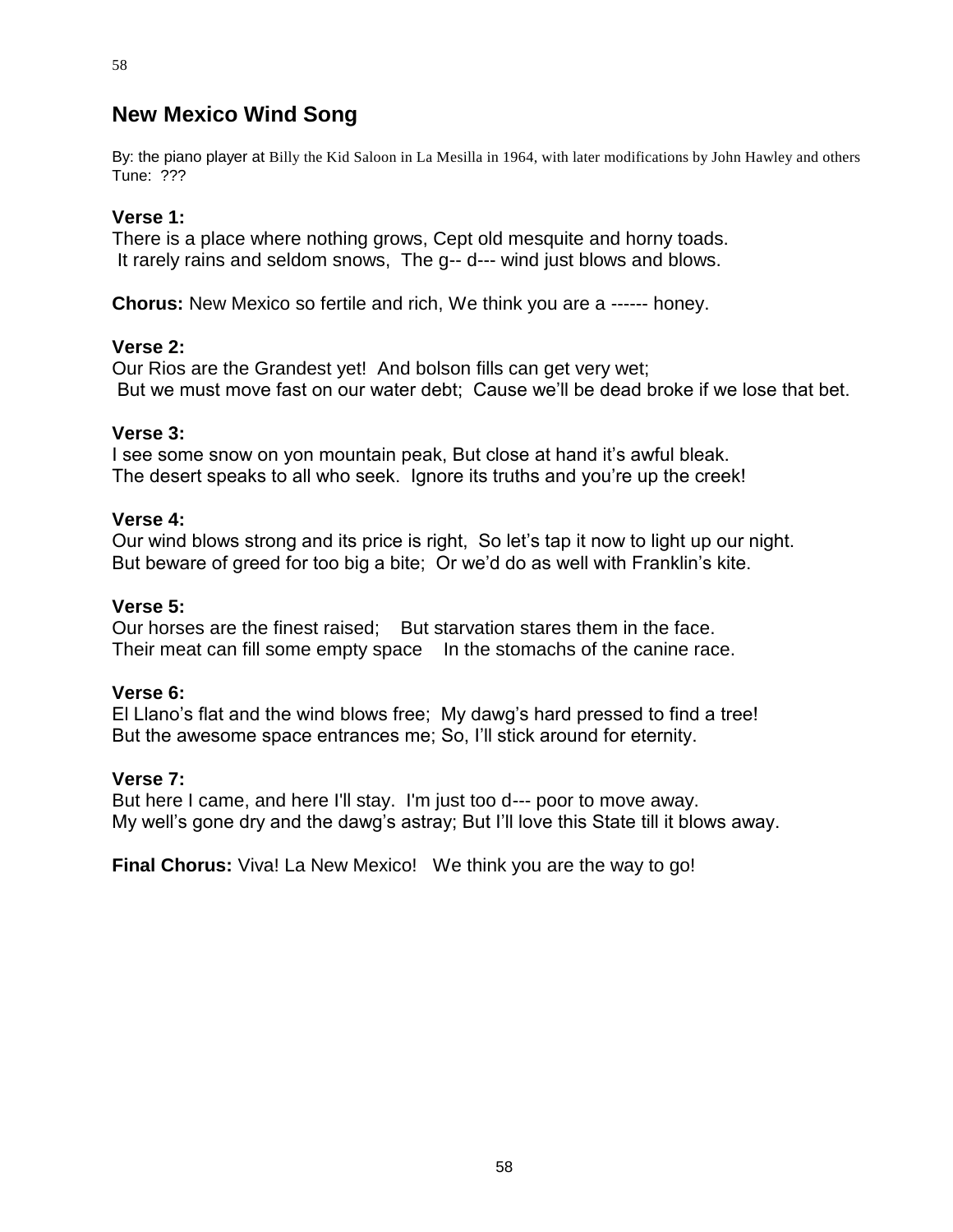## New Mexico Wind Song

By: the piano player at Billy the Kid Saloon in La Mesilla in 1964, with later modifications by John Hawley and others
Tune: ???

**Verse 1:**
There is a place where nothing grows, Cept old mesquite and horny toads.
It rarely rains and seldom snows, The g-- d--- wind just blows and blows.

**Chorus:** New Mexico so fertile and rich, We think you are a ------ honey.

**Verse 2:**
Our Rios are the Grandest yet! And bolson fills can get very wet;
But we must move fast on our water debt; Cause we'll be dead broke if we lose that bet.

**Verse 3:**
I see some snow on yon mountain peak, But close at hand it's awful bleak.
The desert speaks to all who seek. Ignore its truths and you're up the creek!

**Verse 4:**
Our wind blows strong and its price is right, So let's tap it now to light up our night.
But beware of greed for too big a bite; Or we'd do as well with Franklin's kite.

**Verse 5:**
Our horses are the finest raised; But starvation stares them in the face.
Their meat can fill some empty space In the stomachs of the canine race.

**Verse 6:**
El Llano's flat and the wind blows free; My dawg's hard pressed to find a tree!
But the awesome space entrances me; So, I'll stick around for eternity.

**Verse 7:**
But here I came, and here I'll stay. I'm just too d--- poor to move away.
My well's gone dry and the dawg's astray; But I'll love this State till it blows away.

**Final Chorus:** Viva! La New Mexico! We think you are the way to go!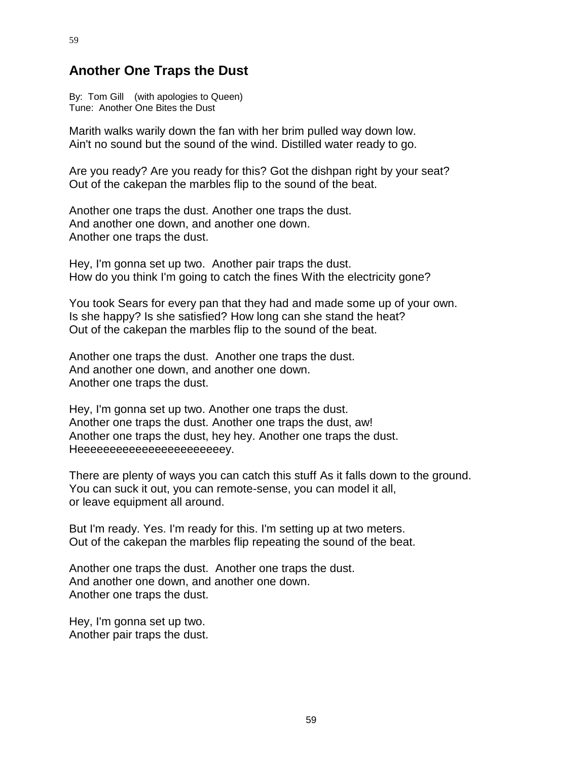## Another One Traps the Dust

By: Tom Gill (with apologies to Queen)
Tune: Another One Bites the Dust

Marith walks warily down the fan with her brim pulled way down low.
Ain't no sound but the sound of the wind. Distilled water ready to go.

Are you ready? Are you ready for this? Got the dishpan right by your seat?
Out of the cakepan the marbles flip to the sound of the beat.

Another one traps the dust. Another one traps the dust.
And another one down, and another one down.
Another one traps the dust.

Hey, I'm gonna set up two. Another pair traps the dust.
How do you think I'm going to catch the fines With the electricity gone?

You took Sears for every pan that they had and made some up of your own.
Is she happy? Is she satisfied? How long can she stand the heat?
Out of the cakepan the marbles flip to the sound of the beat.

Another one traps the dust. Another one traps the dust.
And another one down, and another one down.
Another one traps the dust.

Hey, I'm gonna set up two. Another one traps the dust.
Another one traps the dust. Another one traps the dust, aw!
Another one traps the dust, hey hey. Another one traps the dust.
Heeeeeeeeeeeeeeeeeeeeeey.

There are plenty of ways you can catch this stuff As it falls down to the ground.
You can suck it out, you can remote-sense, you can model it all,
or leave equipment all around.

But I'm ready. Yes. I'm ready for this. I'm setting up at two meters.
Out of the cakepan the marbles flip repeating the sound of the beat.

Another one traps the dust. Another one traps the dust.
And another one down, and another one down.
Another one traps the dust.

Hey, I'm gonna set up two.
Another pair traps the dust.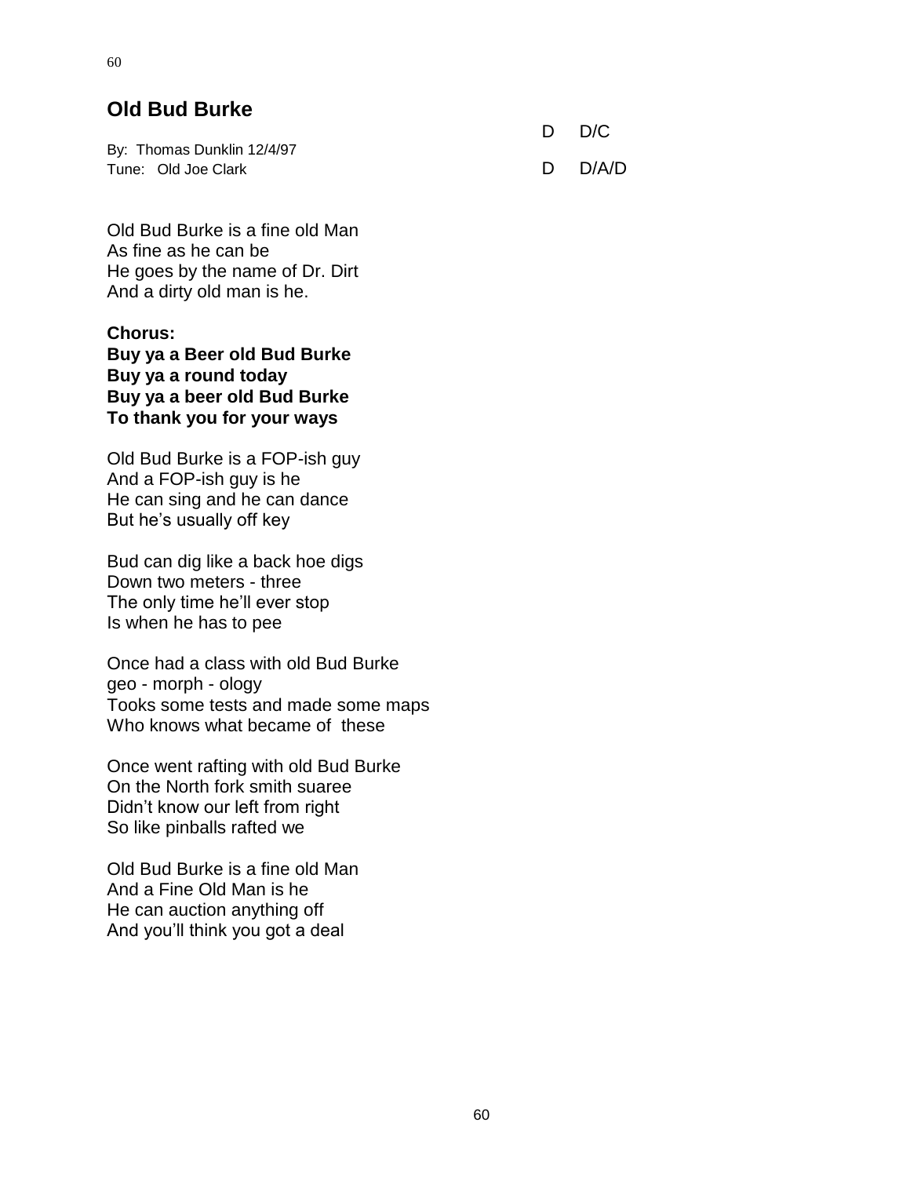## Old Bud Burke

By: Thomas Dunklin 12/4/97
Tune: Old Joe Clark

D D/C

D D/A/D

Old Bud Burke is a fine old Man
As fine as he can be
He goes by the name of Dr. Dirt
And a dirty old man is he.

**Chorus:**
**Buy ya a Beer old Bud Burke**
**Buy ya a round today**
**Buy ya a beer old Bud Burke**
**To thank you for your ways**

Old Bud Burke is a FOP-ish guy
And a FOP-ish guy is he
He can sing and he can dance
But he's usually off key

Bud can dig like a back hoe digs
Down two meters - three
The only time he'll ever stop
Is when he has to pee

Once had a class with old Bud Burke
geo - morph - ology
Tooks some tests and made some maps
Who knows what became of these

Once went rafting with old Bud Burke
On the North fork smith suaree
Didn't know our left from right
So like pinballs rafted we

Old Bud Burke is a fine old Man
And a Fine Old Man is he
He can auction anything off
And you'll think you got a deal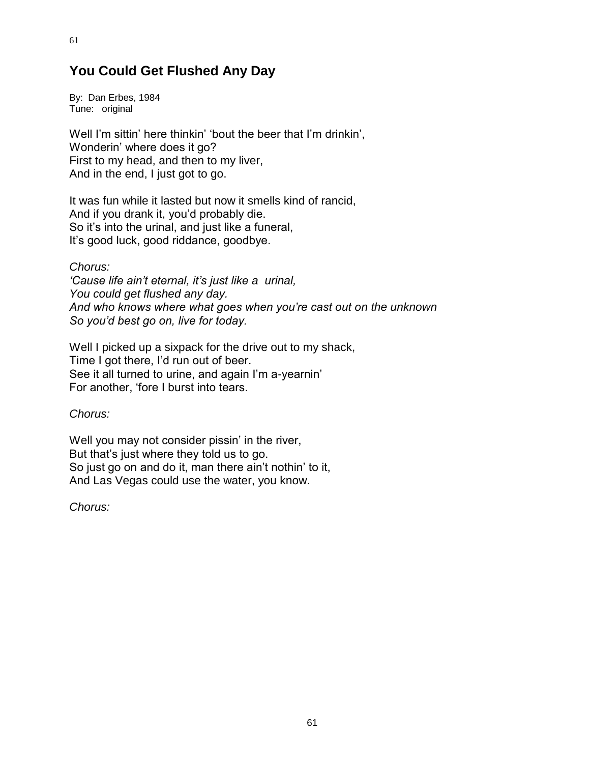## You Could Get Flushed Any Day

By: Dan Erbes, 1984
Tune: original

Well I'm sittin' here thinkin' 'bout the beer that I'm drinkin',
Wonderin' where does it go?
First to my head, and then to my liver,
And in the end, I just got to go.

It was fun while it lasted but now it smells kind of rancid,
And if you drank it, you'd probably die.
So it's into the urinal, and just like a funeral,
It's good luck, good riddance, goodbye.

*Chorus:*
*'Cause life ain't eternal, it's just like a urinal,*
*You could get flushed any day.*
*And who knows where what goes when you're cast out on the unknown*
*So you'd best go on, live for today.*

Well I picked up a sixpack for the drive out to my shack,
Time I got there, I'd run out of beer.
See it all turned to urine, and again I'm a-yearnin'
For another, 'fore I burst into tears.

*Chorus:*

Well you may not consider pissin' in the river,
But that's just where they told us to go.
So just go on and do it, man there ain't nothin' to it,
And Las Vegas could use the water, you know.

*Chorus:*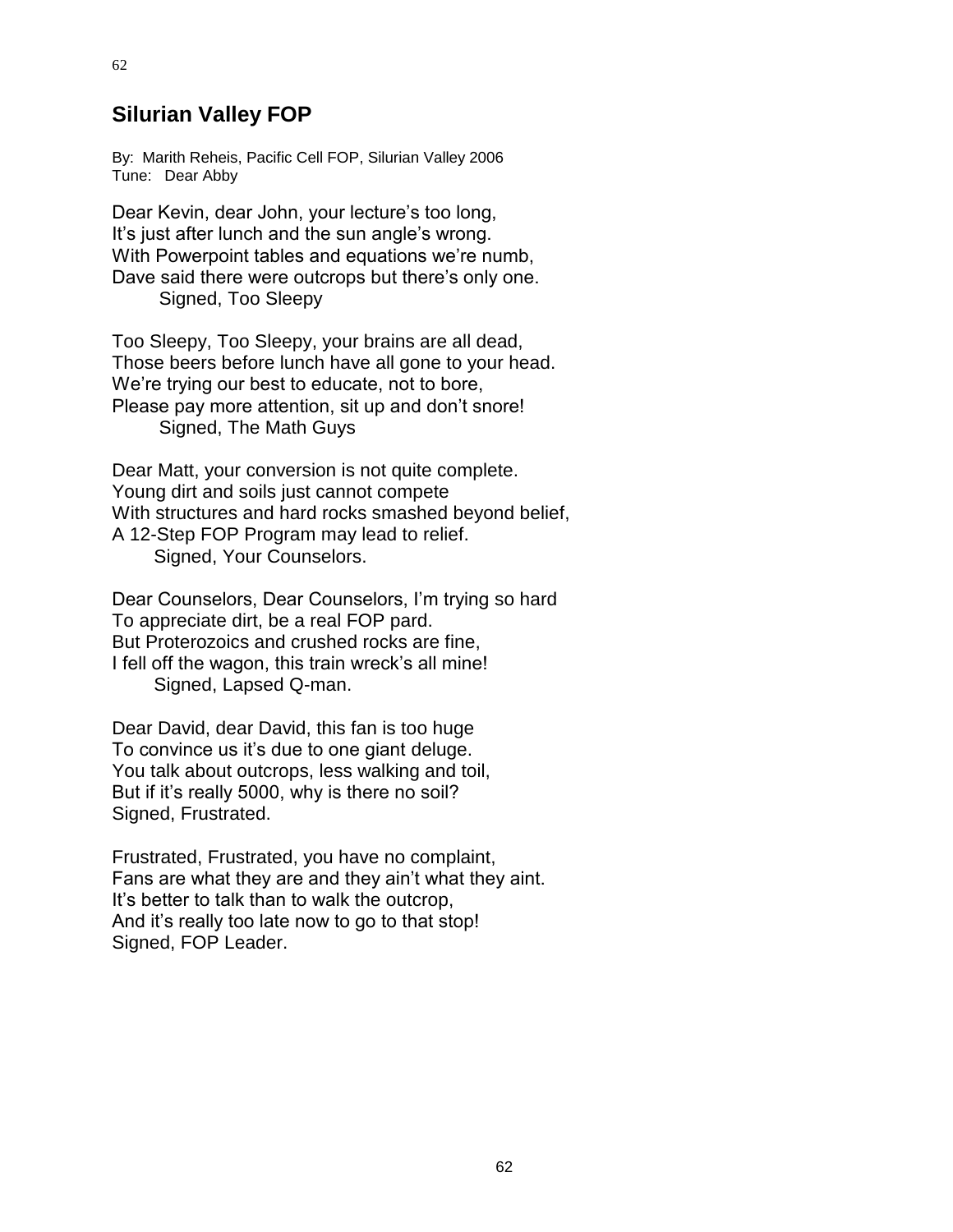## Silurian Valley FOP

By: Marith Reheis, Pacific Cell FOP, Silurian Valley 2006
Tune: Dear Abby

Dear Kevin, dear John, your lecture's too long,
It's just after lunch and the sun angle's wrong.
With Powerpoint tables and equations we're numb,
Dave said there were outcrops but there's only one.
Signed, Too Sleepy

Too Sleepy, Too Sleepy, your brains are all dead,
Those beers before lunch have all gone to your head.
We're trying our best to educate, not to bore,
Please pay more attention, sit up and don't snore!
Signed, The Math Guys

Dear Matt, your conversion is not quite complete.
Young dirt and soils just cannot compete
With structures and hard rocks smashed beyond belief,
A 12-Step FOP Program may lead to relief.
Signed, Your Counselors.

Dear Counselors, Dear Counselors, I'm trying so hard
To appreciate dirt, be a real FOP pard.
But Proterozoics and crushed rocks are fine,
I fell off the wagon, this train wreck's all mine!
Signed, Lapsed Q-man.

Dear David, dear David, this fan is too huge
To convince us it's due to one giant deluge.
You talk about outcrops, less walking and toil,
But if it's really 5000, why is there no soil?
Signed, Frustrated.

Frustrated, Frustrated, you have no complaint,
Fans are what they are and they ain't what they aint.
It's better to talk than to walk the outcrop,
And it's really too late now to go to that stop!
Signed, FOP Leader.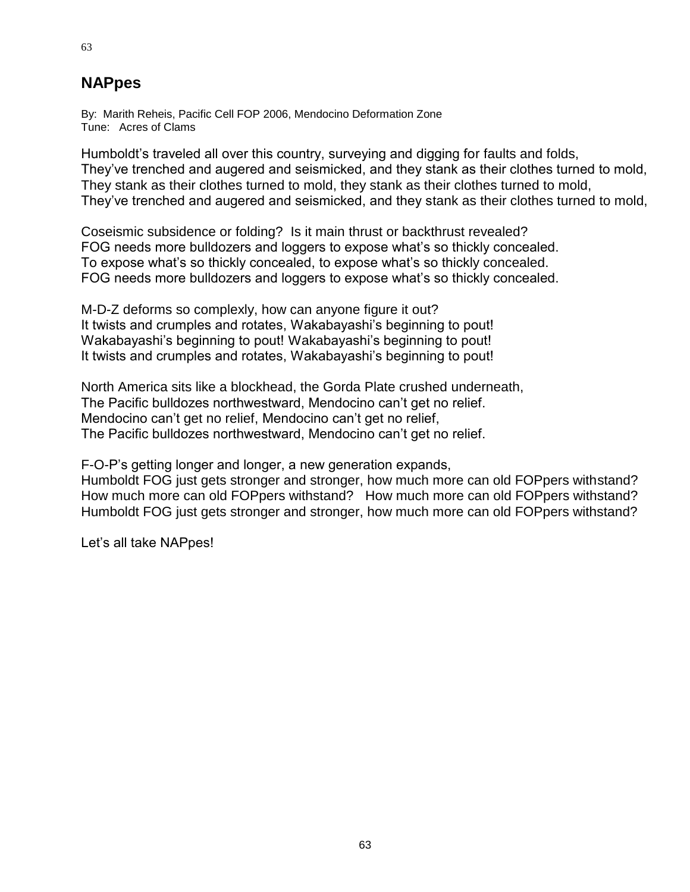## NAPpes

By: Marith Reheis, Pacific Cell FOP 2006, Mendocino Deformation Zone
Tune: Acres of Clams

Humboldt's traveled all over this country, surveying and digging for faults and folds,
They've trenched and augered and seismicked, and they stank as their clothes turned to mold,
They stank as their clothes turned to mold, they stank as their clothes turned to mold,
They've trenched and augered and seismicked, and they stank as their clothes turned to mold,

Coseismic subsidence or folding? Is it main thrust or backthrust revealed?
FOG needs more bulldozers and loggers to expose what's so thickly concealed.
To expose what's so thickly concealed, to expose what's so thickly concealed.
FOG needs more bulldozers and loggers to expose what's so thickly concealed.

M-D-Z deforms so complexly, how can anyone figure it out?
It twists and crumples and rotates, Wakabayashi's beginning to pout!
Wakabayashi's beginning to pout! Wakabayashi's beginning to pout!
It twists and crumples and rotates, Wakabayashi's beginning to pout!

North America sits like a blockhead, the Gorda Plate crushed underneath,
The Pacific bulldozes northwestward, Mendocino can't get no relief.
Mendocino can't get no relief, Mendocino can't get no relief,
The Pacific bulldozes northwestward, Mendocino can't get no relief.

F-O-P's getting longer and longer, a new generation expands,
Humboldt FOG just gets stronger and stronger, how much more can old FOPpers withstand?
How much more can old FOPpers withstand? How much more can old FOPpers withstand?
Humboldt FOG just gets stronger and stronger, how much more can old FOPpers withstand?

Let's all take NAPpes!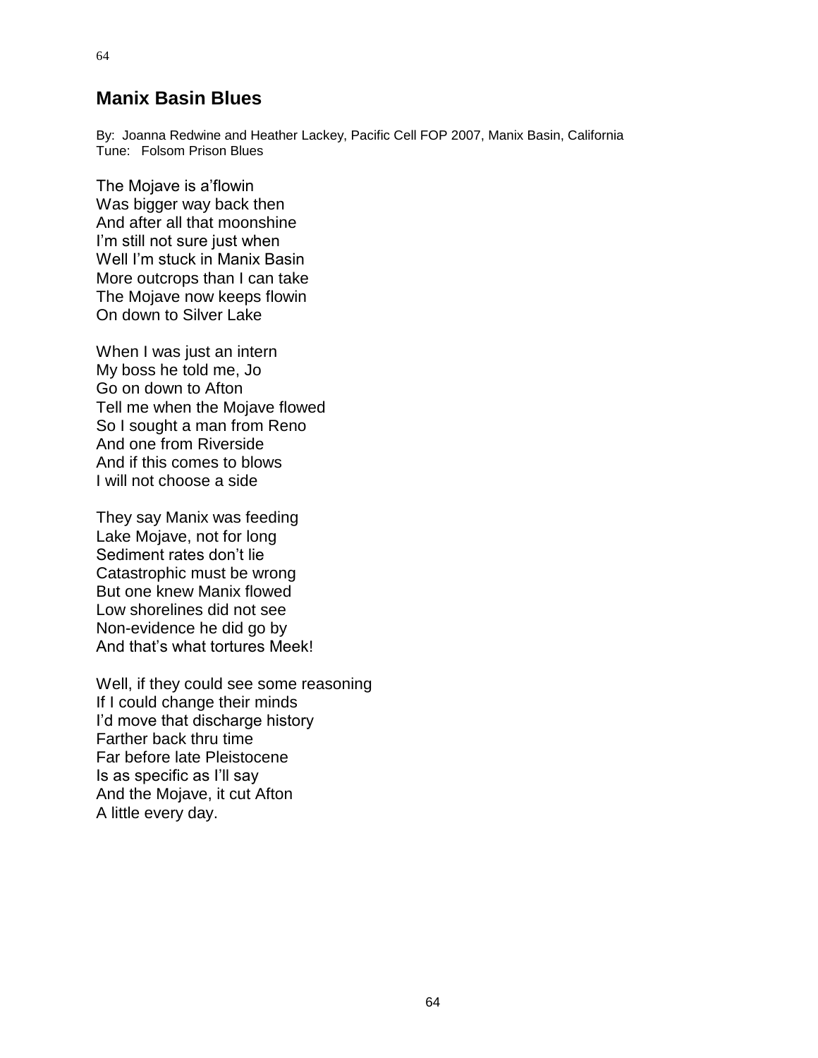## Manix Basin Blues

By: Joanna Redwine and Heather Lackey, Pacific Cell FOP 2007, Manix Basin, California
Tune: Folsom Prison Blues

The Mojave is a'flowin
Was bigger way back then
And after all that moonshine
I'm still not sure just when
Well I'm stuck in Manix Basin
More outcrops than I can take
The Mojave now keeps flowin
On down to Silver Lake

When I was just an intern
My boss he told me, Jo
Go on down to Afton
Tell me when the Mojave flowed
So I sought a man from Reno
And one from Riverside
And if this comes to blows
I will not choose a side

They say Manix was feeding
Lake Mojave, not for long
Sediment rates don't lie
Catastrophic must be wrong
But one knew Manix flowed
Low shorelines did not see
Non-evidence he did go by
And that's what tortures Meek!

Well, if they could see some reasoning
If I could change their minds
I'd move that discharge history
Farther back thru time
Far before late Pleistocene
Is as specific as I'll say
And the Mojave, it cut Afton
A little every day.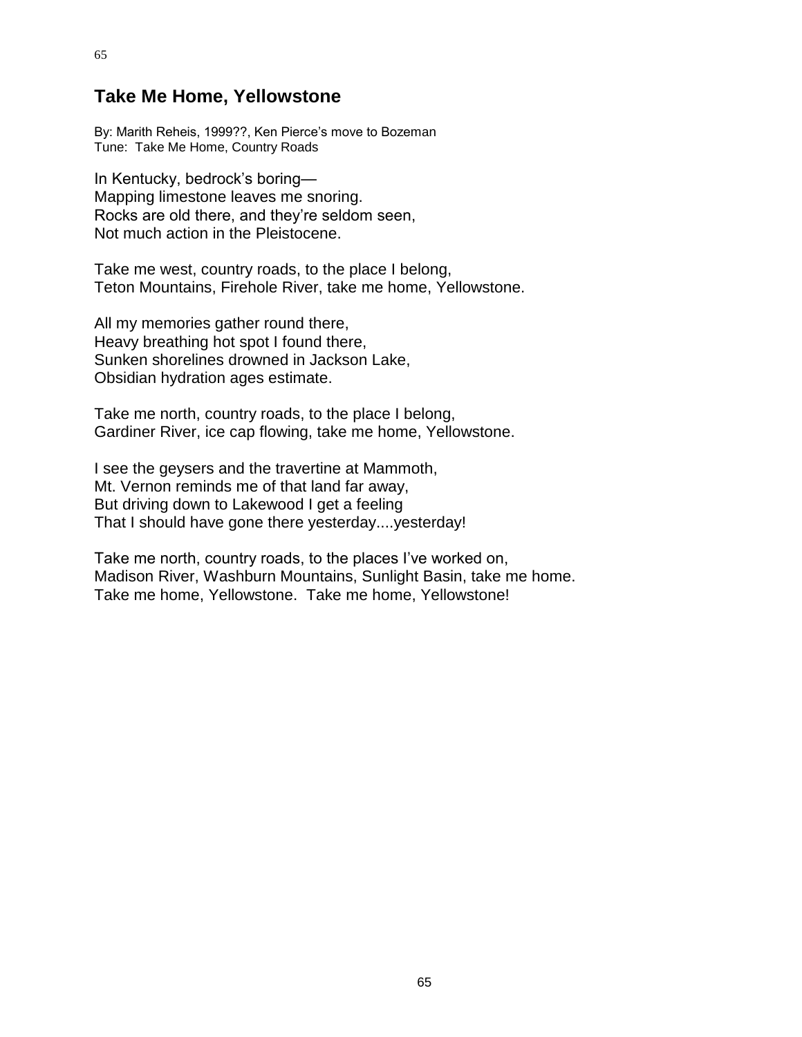## Take Me Home, Yellowstone

By: Marith Reheis, 1999??, Ken Pierce's move to Bozeman
Tune: Take Me Home, Country Roads

In Kentucky, bedrock's boring—
Mapping limestone leaves me snoring.
Rocks are old there, and they're seldom seen,
Not much action in the Pleistocene.

Take me west, country roads, to the place I belong,
Teton Mountains, Firehole River, take me home, Yellowstone.

All my memories gather round there,
Heavy breathing hot spot I found there,
Sunken shorelines drowned in Jackson Lake,
Obsidian hydration ages estimate.

Take me north, country roads, to the place I belong,
Gardiner River, ice cap flowing, take me home, Yellowstone.

I see the geysers and the travertine at Mammoth,
Mt. Vernon reminds me of that land far away,
But driving down to Lakewood I get a feeling
That I should have gone there yesterday....yesterday!

Take me north, country roads, to the places I've worked on,
Madison River, Washburn Mountains, Sunlight Basin, take me home.
Take me home, Yellowstone. Take me home, Yellowstone!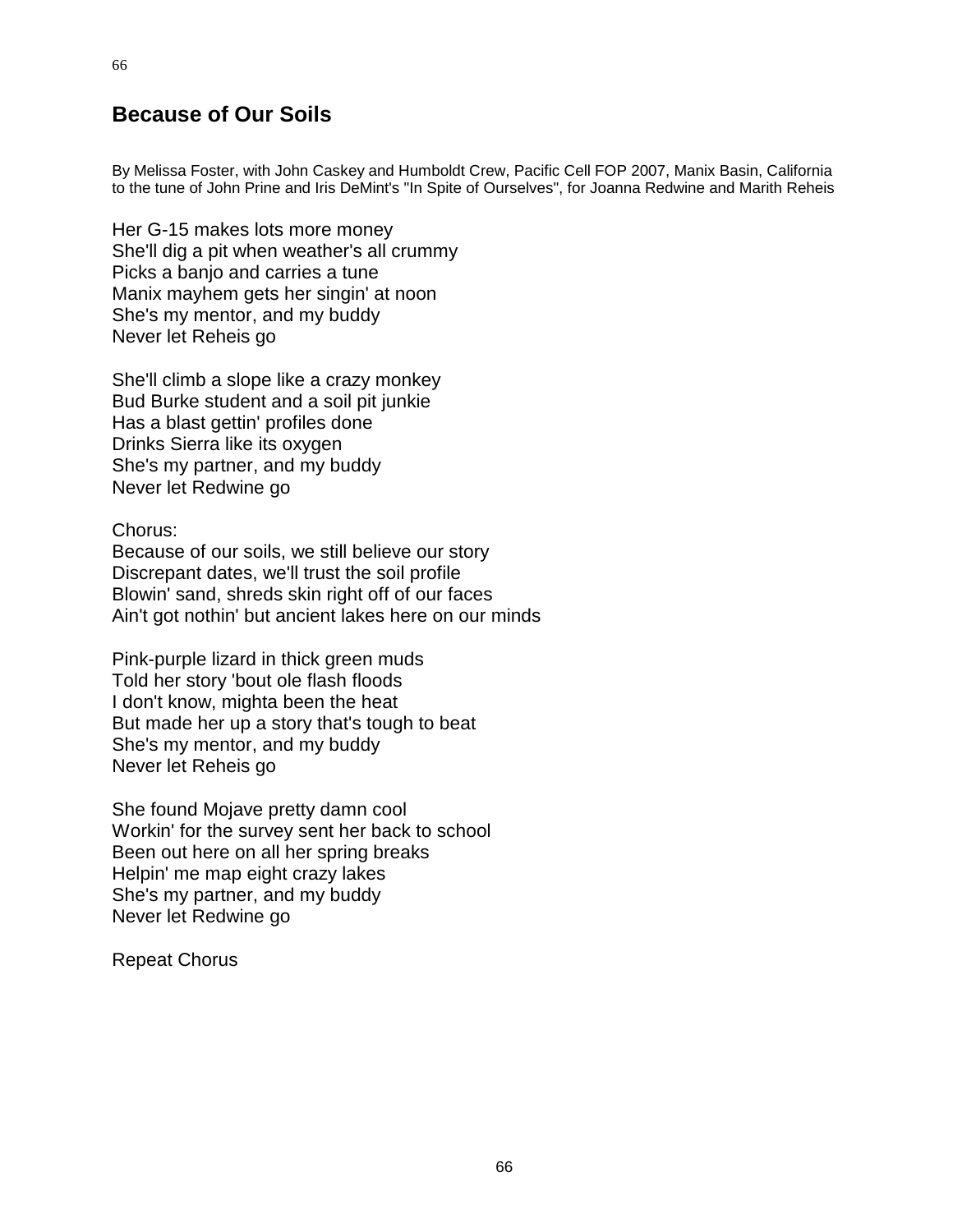## Because of Our Soils

By Melissa Foster, with John Caskey and Humboldt Crew, Pacific Cell FOP 2007, Manix Basin, California to the tune of John Prine and Iris DeMint's "In Spite of Ourselves", for Joanna Redwine and Marith Reheis

Her G-15 makes lots more money  
She'll dig a pit when weather's all crummy  
Picks a banjo and carries a tune  
Manix mayhem gets her singin' at noon  
She's my mentor, and my buddy  
Never let Reheis go

She'll climb a slope like a crazy monkey  
Bud Burke student and a soil pit junkie  
Has a blast gettin' profiles done  
Drinks Sierra like its oxygen  
She's my partner, and my buddy  
Never let Redwine go

Chorus:  
Because of our soils, we still believe our story  
Discrepant dates, we'll trust the soil profile  
Blowin' sand, shreds skin right off of our faces  
Ain't got nothin' but ancient lakes here on our minds

Pink-purple lizard in thick green muds  
Told her story 'bout ole flash floods  
I don't know, mighta been the heat  
But made her up a story that's tough to beat  
She's my mentor, and my buddy  
Never let Reheis go

She found Mojave pretty damn cool  
Workin' for the survey sent her back to school  
Been out here on all her spring breaks  
Helpin' me map eight crazy lakes  
She's my partner, and my buddy  
Never let Redwine go

Repeat Chorus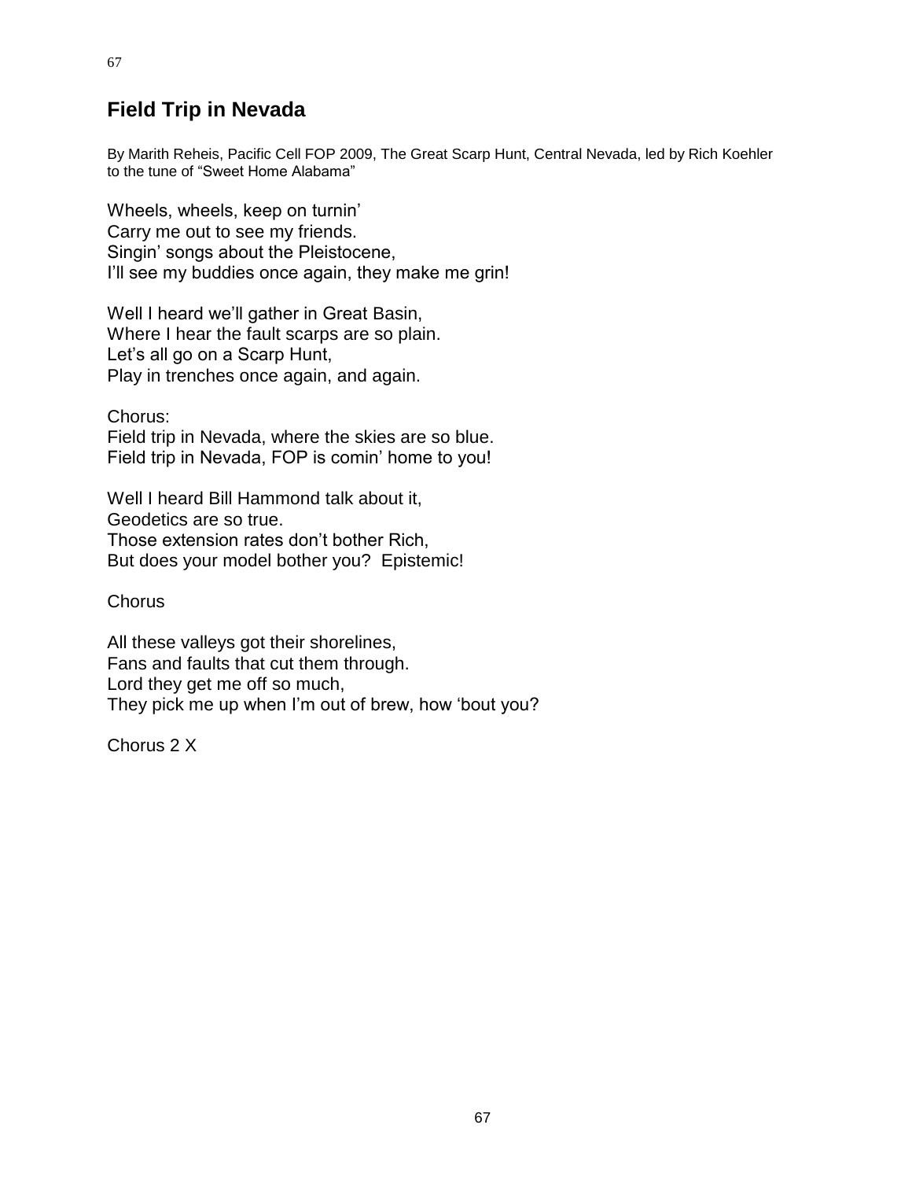## Field Trip in Nevada

By Marith Reheis, Pacific Cell FOP 2009, The Great Scarp Hunt, Central Nevada, led by Rich Koehler to the tune of "Sweet Home Alabama"

Wheels, wheels, keep on turnin'
Carry me out to see my friends.
Singin' songs about the Pleistocene,
I'll see my buddies once again, they make me grin!

Well I heard we'll gather in Great Basin,
Where I hear the fault scarps are so plain.
Let's all go on a Scarp Hunt,
Play in trenches once again, and again.

Chorus:
Field trip in Nevada, where the skies are so blue.
Field trip in Nevada, FOP is comin' home to you!

Well I heard Bill Hammond talk about it,
Geodetics are so true.
Those extension rates don't bother Rich,
But does your model bother you? Epistemic!

Chorus

All these valleys got their shorelines,
Fans and faults that cut them through.
Lord they get me off so much,
They pick me up when I'm out of brew, how 'bout you?

Chorus 2 X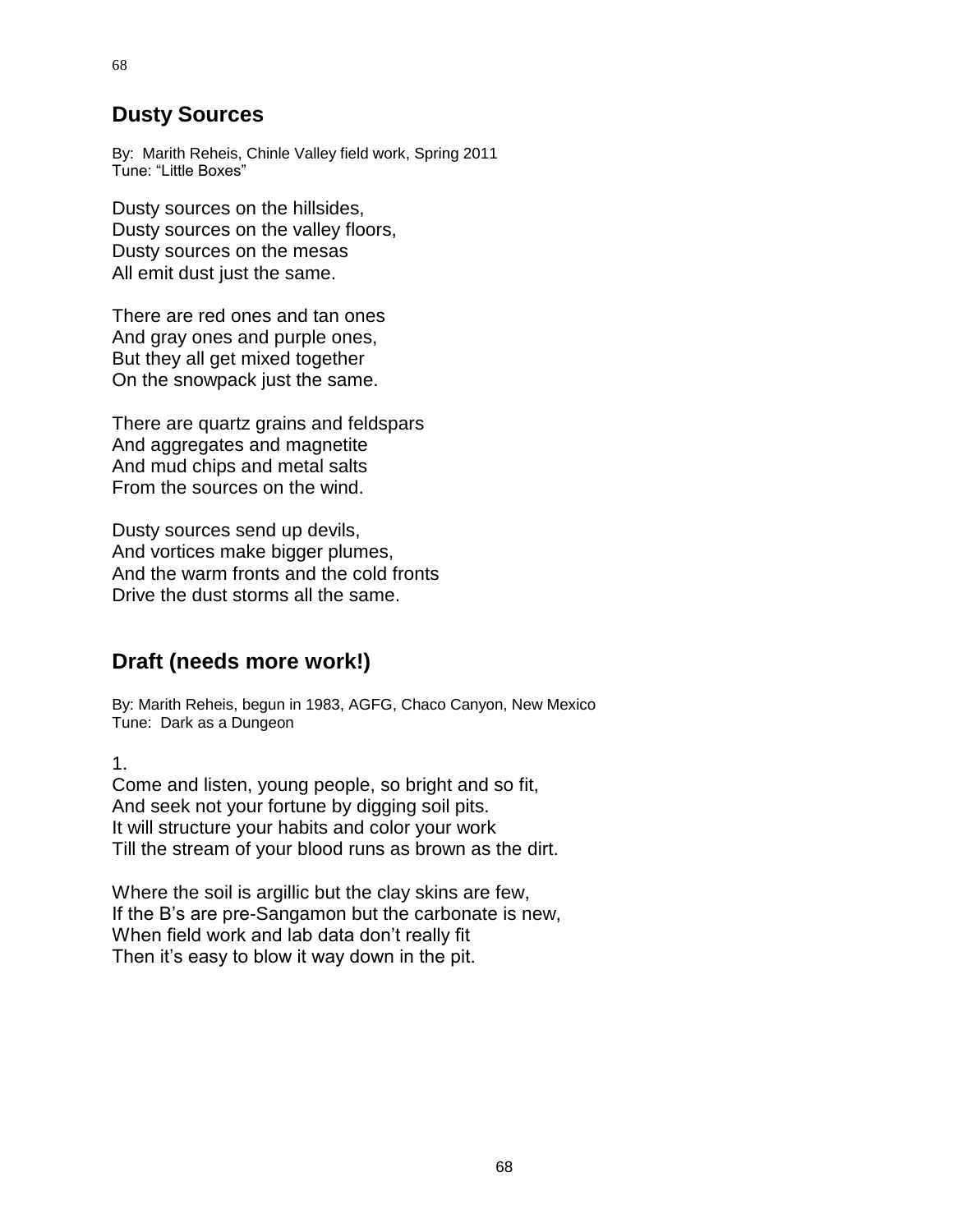## Dusty Sources

By: Marith Reheis, Chinle Valley field work, Spring 2011
Tune: "Little Boxes"

Dusty sources on the hillsides,
Dusty sources on the valley floors,
Dusty sources on the mesas
All emit dust just the same.

There are red ones and tan ones
And gray ones and purple ones,
But they all get mixed together
On the snowpack just the same.

There are quartz grains and feldspars
And aggregates and magnetite
And mud chips and metal salts
From the sources on the wind.

Dusty sources send up devils,
And vortices make bigger plumes,
And the warm fronts and the cold fronts
Drive the dust storms all the same.

## Draft (needs more work!)

By: Marith Reheis, begun in 1983, AGFG, Chaco Canyon, New Mexico
Tune: Dark as a Dungeon

1.
Come and listen, young people, so bright and so fit,
And seek not your fortune by digging soil pits.
It will structure your habits and color your work
Till the stream of your blood runs as brown as the dirt.

Where the soil is argillic but the clay skins are few,
If the B's are pre-Sangamon but the carbonate is new,
When field work and lab data don't really fit
Then it's easy to blow it way down in the pit.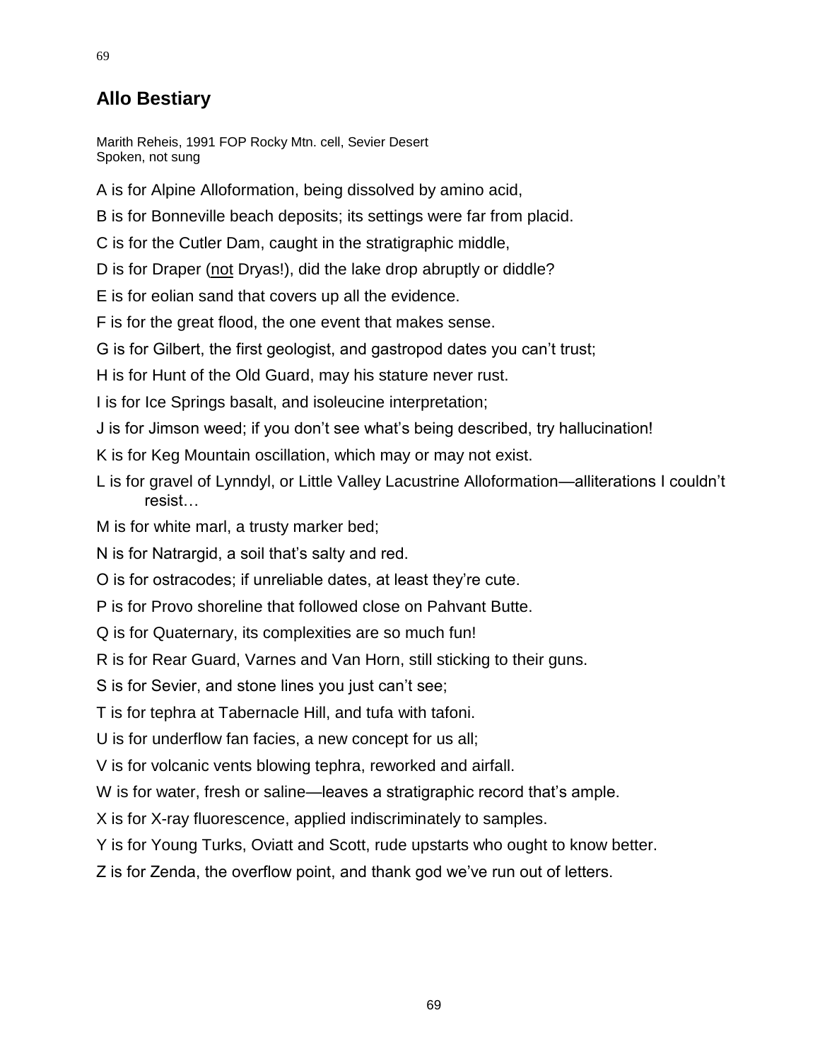## Allo Bestiary

Marith Reheis, 1991 FOP Rocky Mtn. cell, Sevier Desert
Spoken, not sung

A is for Alpine Alloformation, being dissolved by amino acid,

B is for Bonneville beach deposits; its settings were far from placid.

C is for the Cutler Dam, caught in the stratigraphic middle,

D is for Draper (<u>not</u> Dryas!), did the lake drop abruptly or diddle?

E is for eolian sand that covers up all the evidence.

F is for the great flood, the one event that makes sense.

G is for Gilbert, the first geologist, and gastropod dates you can't trust;

H is for Hunt of the Old Guard, may his stature never rust.

I is for Ice Springs basalt, and isoleucine interpretation;

J is for Jimson weed; if you don't see what's being described, try hallucination!

K is for Keg Mountain oscillation, which may or may not exist.

L is for gravel of Lynndyl, or Little Valley Lacustrine Alloformation—alliterations I couldn't resist…

M is for white marl, a trusty marker bed;

N is for Natrargid, a soil that's salty and red.

O is for ostracodes; if unreliable dates, at least they're cute.

P is for Provo shoreline that followed close on Pahvant Butte.

Q is for Quaternary, its complexities are so much fun!

R is for Rear Guard, Varnes and Van Horn, still sticking to their guns.

S is for Sevier, and stone lines you just can't see;

T is for tephra at Tabernacle Hill, and tufa with tafoni.

U is for underflow fan facies, a new concept for us all;

V is for volcanic vents blowing tephra, reworked and airfall.

W is for water, fresh or saline—leaves a stratigraphic record that's ample.

X is for X-ray fluorescence, applied indiscriminately to samples.

Y is for Young Turks, Oviatt and Scott, rude upstarts who ought to know better.

Z is for Zenda, the overflow point, and thank god we've run out of letters.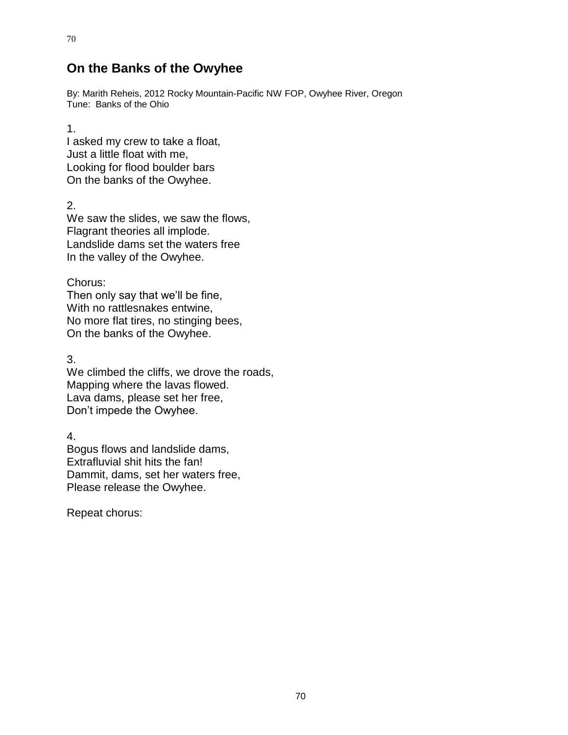## On the Banks of the Owyhee

By: Marith Reheis, 2012 Rocky Mountain-Pacific NW FOP, Owyhee River, Oregon
Tune: Banks of the Ohio

1.
I asked my crew to take a float,
Just a little float with me,
Looking for flood boulder bars
On the banks of the Owyhee.

2.
We saw the slides, we saw the flows,
Flagrant theories all implode.
Landslide dams set the waters free
In the valley of the Owyhee.

Chorus:
Then only say that we'll be fine,
With no rattlesnakes entwine,
No more flat tires, no stinging bees,
On the banks of the Owyhee.

3.
We climbed the cliffs, we drove the roads,
Mapping where the lavas flowed.
Lava dams, please set her free,
Don't impede the Owyhee.

4.
Bogus flows and landslide dams,
Extrafluvial shit hits the fan!
Dammit, dams, set her waters free,
Please release the Owyhee.

Repeat chorus: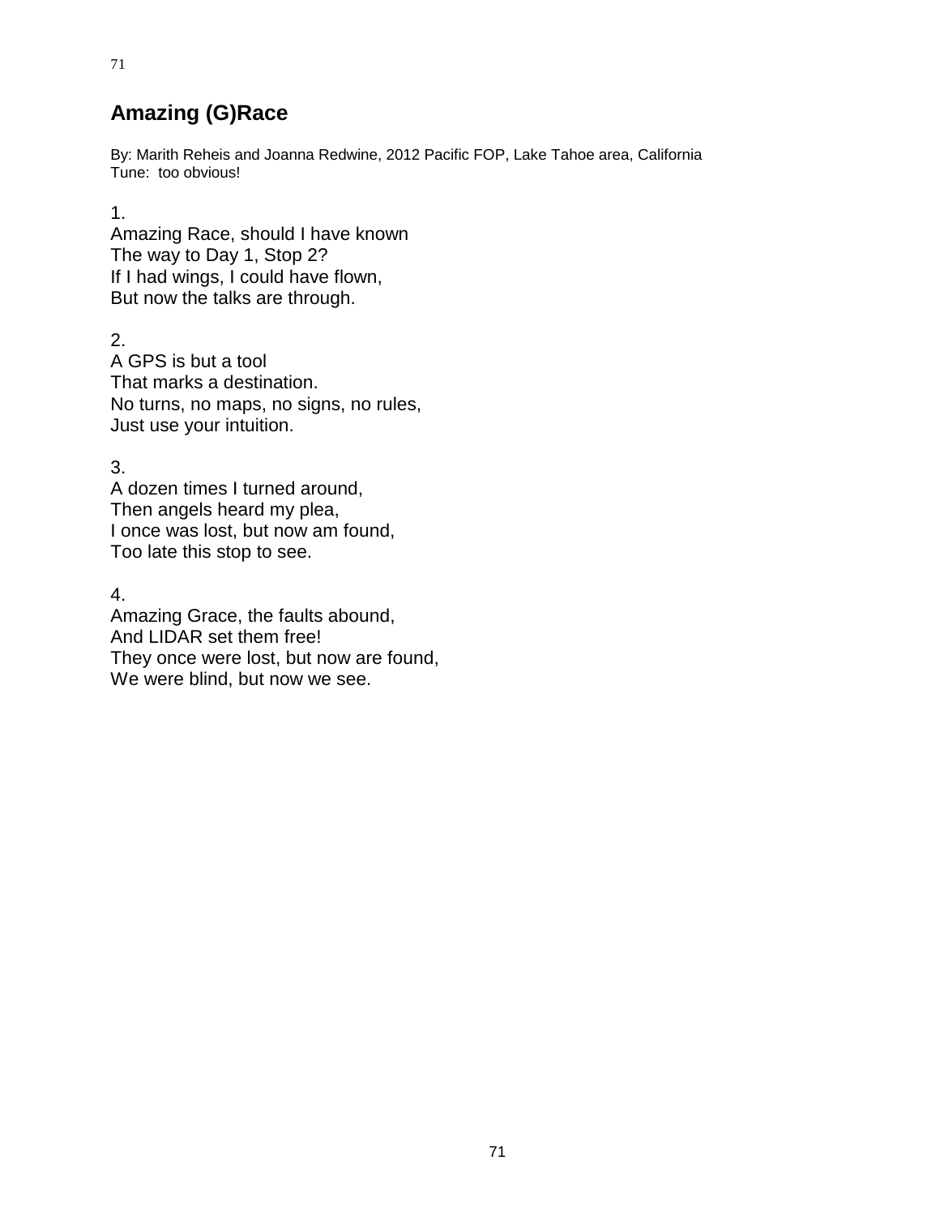# Amazing (G)Race

By: Marith Reheis and Joanna Redwine, 2012 Pacific FOP, Lake Tahoe area, California
Tune: too obvious!

1.
Amazing Race, should I have known
The way to Day 1, Stop 2?
If I had wings, I could have flown,
But now the talks are through.

2.
A GPS is but a tool
That marks a destination.
No turns, no maps, no signs, no rules,
Just use your intuition.

3.
A dozen times I turned around,
Then angels heard my plea,
I once was lost, but now am found,
Too late this stop to see.

4.
Amazing Grace, the faults abound,
And LIDAR set them free!
They once were lost, but now are found,
We were blind, but now we see.